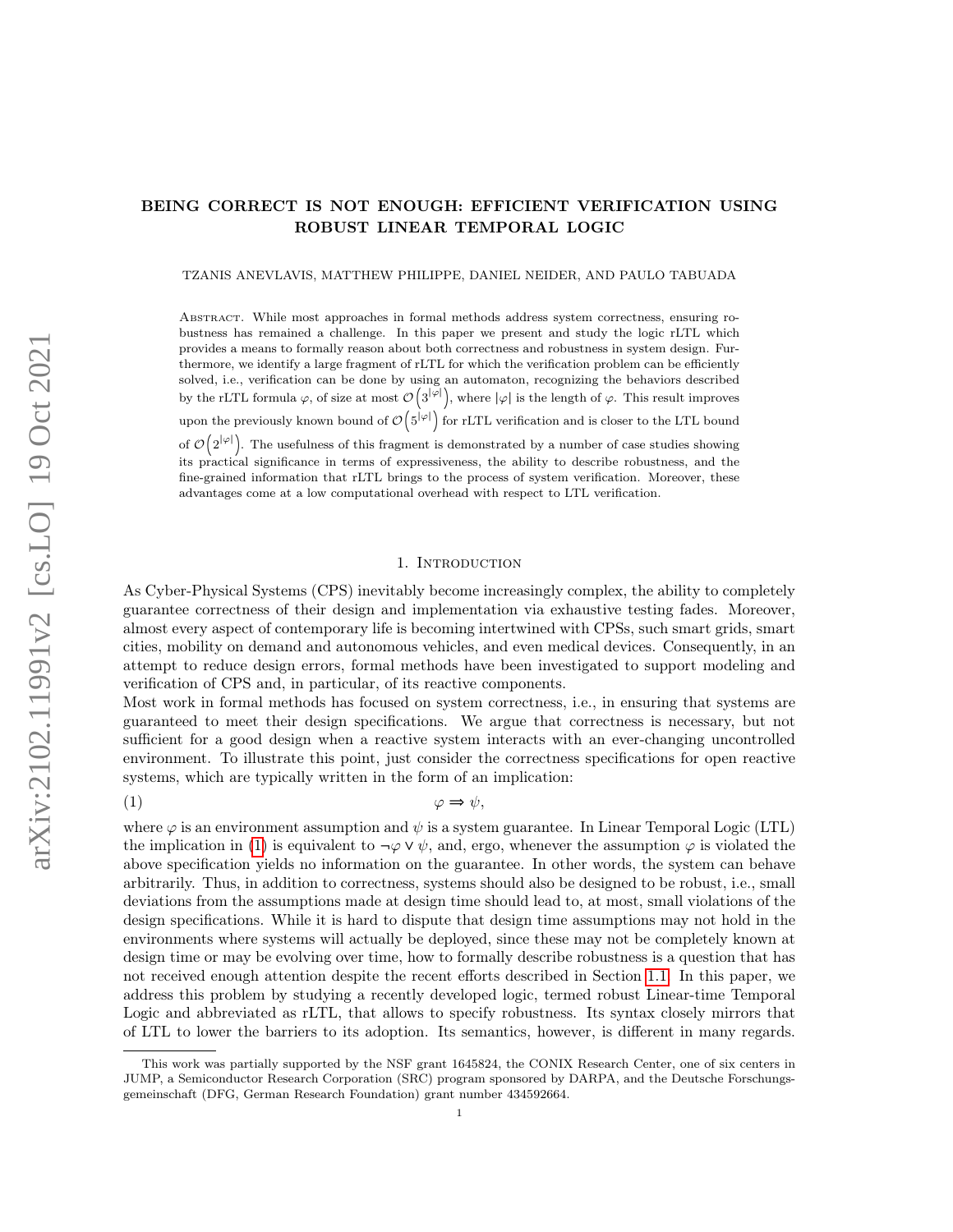# BEING CORRECT IS NOT ENOUGH: EFFICIENT VERIFICATION USING ROBUST LINEAR TEMPORAL LOGIC

TZANIS ANEVLAVIS, MATTHEW PHILIPPE, DANIEL NEIDER, AND PAULO TABUADA

Abstract. While most approaches in formal methods address system correctness, ensuring robustness has remained a challenge. In this paper we present and study the logic rLTL which provides a means to formally reason about both correctness and robustness in system design. Furthermore, we identify a large fragment of rLTL for which the verification problem can be efficiently solved, i.e., verification can be done by using an automaton, recognizing the behaviors described by the rLTL formula $\varphi$, of size at most $\mathcal{O}\left(3^{|\varphi|}\right)$, where $|\varphi|$ is the length of $\varphi$. This result improves upon the previously known bound of $\mathcal{O}\left(5^{|\varphi|}\right)$ for rLTL verification and is closer to the LTL bound of $\mathcal{O}\left(2^{|\varphi|}\right)$. The usefulness of this fragment is demonstrated by a number of case studies showing its practical significance in terms of expressiveness, the ability to describe robustness, and the fine-grained information that rLTL brings to the process of system verification. Moreover, these advantages come at a low computational overhead with respect to LTL verification.

## 1. Introduction

As Cyber-Physical Systems (CPS) inevitably become increasingly complex, the ability to completely guarantee correctness of their design and implementation via exhaustive testing fades. Moreover, almost every aspect of contemporary life is becoming intertwined with CPSs, such smart grids, smart cities, mobility on demand and autonomous vehicles, and even medical devices. Consequently, in an attempt to reduce design errors, formal methods have been investigated to support modeling and verification of CPS and, in particular, of its reactive components.

Most work in formal methods has focused on system correctness, i.e., in ensuring that systems are guaranteed to meet their design specifications. We argue that correctness is necessary, but not sufficient for a good design when a reactive system interacts with an ever-changing uncontrolled environment. To illustrate this point, just consider the correctness specifications for open reactive systems, which are typically written in the form of an implication:

$$\varphi \Rightarrow \psi, \tag{1}$$

where $\varphi$ is an environment assumption and $\psi$ is a system guarantee. In Linear Temporal Logic (LTL) the implication in (1) is equivalent to $\neg\varphi \vee \psi$, and, ergo, whenever the assumption $\varphi$ is violated the above specification yields no information on the guarantee. In other words, the system can behave arbitrarily. Thus, in addition to correctness, systems should also be designed to be robust, i.e., small deviations from the assumptions made at design time should lead to, at most, small violations of the design specifications. While it is hard to dispute that design time assumptions may not hold in the environments where systems will actually be deployed, since these may not be completely known at design time or may be evolving over time, how to formally describe robustness is a question that has not received enough attention despite the recent efforts described in Section 1.1. In this paper, we address this problem by studying a recently developed logic, termed robust Linear-time Temporal Logic and abbreviated as rLTL, that allows to specify robustness. Its syntax closely mirrors that of LTL to lower the barriers to its adoption. Its semantics, however, is different in many regards.

This work was partially supported by the NSF grant 1645824, the CONIX Research Center, one of six centers in JUMP, a Semiconductor Research Corporation (SRC) program sponsored by DARPA, and the Deutsche Forschungsgemeinschaft (DFG, German Research Foundation) grant number 434592664.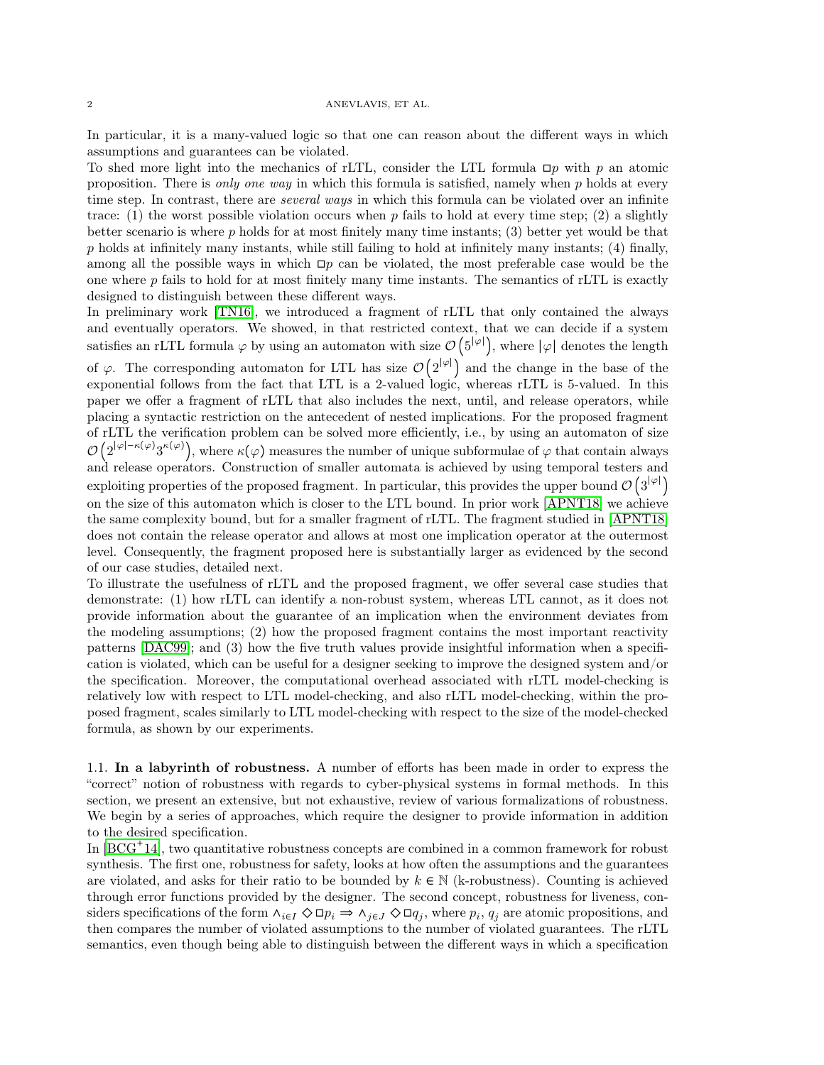In particular, it is a many-valued logic so that one can reason about the different ways in which assumptions and guarantees can be violated.

To shed more light into the mechanics of rLTL, consider the LTL formula $\Box p$ with $p$ an atomic proposition. There is *only one way* in which this formula is satisfied, namely when $p$ holds at every time step. In contrast, there are *several ways* in which this formula can be violated over an infinite trace: (1) the worst possible violation occurs when $p$ fails to hold at every time step; (2) a slightly better scenario is where $p$ holds for at most finitely many time instants; (3) better yet would be that $p$ holds at infinitely many instants, while still failing to hold at infinitely many instants; (4) finally, among all the possible ways in which $\Box p$ can be violated, the most preferable case would be the one where $p$ fails to hold for at most finitely many time instants. The semantics of rLTL is exactly designed to distinguish between these different ways.

In preliminary work [TN16], we introduced a fragment of rLTL that only contained the always and eventually operators. We showed, in that restricted context, that we can decide if a system satisfies an rLTL formula $\varphi$ by using an automaton with size $\mathcal{O}\left(5^{|\varphi|}\right)$, where $|\varphi|$ denotes the length of $\varphi$. The corresponding automaton for LTL has size $\mathcal{O}\left(2^{|\varphi|}\right)$ and the change in the base of the exponential follows from the fact that LTL is a 2-valued logic, whereas rLTL is 5-valued. In this paper we offer a fragment of rLTL that also includes the next, until, and release operators, while placing a syntactic restriction on the antecedent of nested implications. For the proposed fragment of rLTL the verification problem can be solved more efficiently, i.e., by using an automaton of size $\mathcal{O}\left(2^{|\varphi|-\kappa(\varphi)}3^{\kappa(\varphi)}\right)$, where $\kappa(\varphi)$ measures the number of unique subformulae of $\varphi$ that contain always and release operators. Construction of smaller automata is achieved by using temporal testers and exploiting properties of the proposed fragment. In particular, this provides the upper bound $\mathcal{O}\left(3^{|\varphi|}\right)$ on the size of this automaton which is closer to the LTL bound. In prior work [APNT18] we achieve the same complexity bound, but for a smaller fragment of rLTL. The fragment studied in [APNT18] does not contain the release operator and allows at most one implication operator at the outermost level. Consequently, the fragment proposed here is substantially larger as evidenced by the second of our case studies, detailed next.

To illustrate the usefulness of rLTL and the proposed fragment, we offer several case studies that demonstrate: (1) how rLTL can identify a non-robust system, whereas LTL cannot, as it does not provide information about the guarantee of an implication when the environment deviates from the modeling assumptions; (2) how the proposed fragment contains the most important reactivity patterns [DAC99]; and (3) how the five truth values provide insightful information when a specification is violated, which can be useful for a designer seeking to improve the designed system and/or the specification. Moreover, the computational overhead associated with rLTL model-checking is relatively low with respect to LTL model-checking, and also rLTL model-checking, within the proposed fragment, scales similarly to LTL model-checking with respect to the size of the model-checked formula, as shown by our experiments.

1.1. **In a labyrinth of robustness.** A number of efforts has been made in order to express the "correct" notion of robustness with regards to cyber-physical systems in formal methods. In this section, we present an extensive, but not exhaustive, review of various formalizations of robustness. We begin by a series of approaches, which require the designer to provide information in addition to the desired specification.

In [BCG+14], two quantitative robustness concepts are combined in a common framework for robust synthesis. The first one, robustness for safety, looks at how often the assumptions and the guarantees are violated, and asks for their ratio to be bounded by $k \in \mathbb{N}$ (k-robustness). Counting is achieved through error functions provided by the designer. The second concept, robustness for liveness, considers specifications of the form $\wedge_{i\in I} \Diamond\Box p_i \Rightarrow \wedge_{j\in J} \Diamond\Box q_j$, where $p_i$, $q_j$ are atomic propositions, and then compares the number of violated assumptions to the number of violated guarantees. The rLTL semantics, even though being able to distinguish between the different ways in which a specification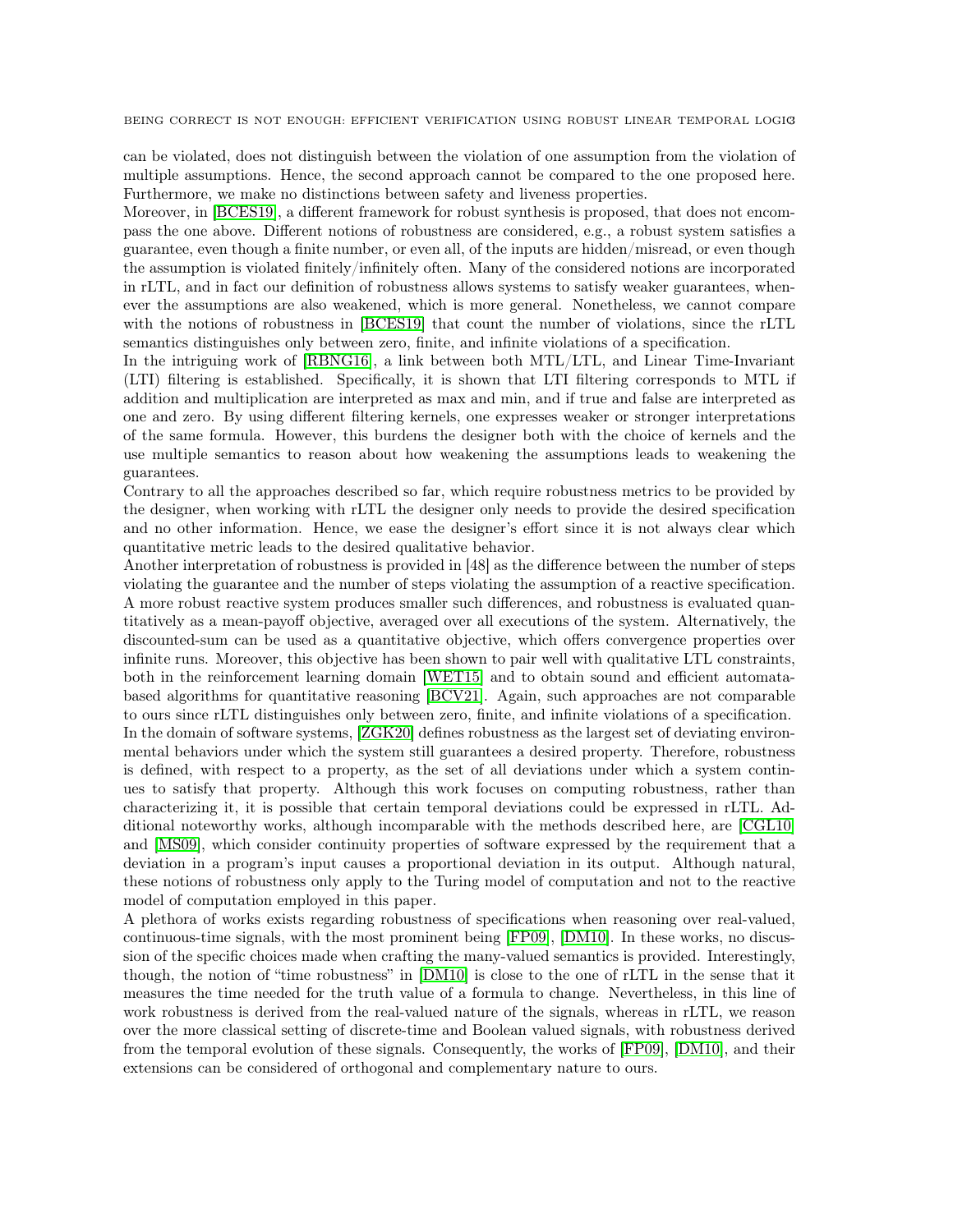can be violated, does not distinguish between the violation of one assumption from the violation of multiple assumptions. Hence, the second approach cannot be compared to the one proposed here. Furthermore, we make no distinctions between safety and liveness properties.

Moreover, in [BCES19], a different framework for robust synthesis is proposed, that does not encompass the one above. Different notions of robustness are considered, e.g., a robust system satisfies a guarantee, even though a finite number, or even all, of the inputs are hidden/misread, or even though the assumption is violated finitely/infinitely often. Many of the considered notions are incorporated in rLTL, and in fact our definition of robustness allows systems to satisfy weaker guarantees, whenever the assumptions are also weakened, which is more general. Nonetheless, we cannot compare with the notions of robustness in [BCES19] that count the number of violations, since the rLTL semantics distinguishes only between zero, finite, and infinite violations of a specification.

In the intriguing work of [RBNG16], a link between both MTL/LTL, and Linear Time-Invariant (LTI) filtering is established. Specifically, it is shown that LTI filtering corresponds to MTL if addition and multiplication are interpreted as max and min, and if true and false are interpreted as one and zero. By using different filtering kernels, one expresses weaker or stronger interpretations of the same formula. However, this burdens the designer both with the choice of kernels and the use multiple semantics to reason about how weakening the assumptions leads to weakening the guarantees.

Contrary to all the approaches described so far, which require robustness metrics to be provided by the designer, when working with rLTL the designer only needs to provide the desired specification and no other information. Hence, we ease the designer's effort since it is not always clear which quantitative metric leads to the desired qualitative behavior.

Another interpretation of robustness is provided in [48] as the difference between the number of steps violating the guarantee and the number of steps violating the assumption of a reactive specification. A more robust reactive system produces smaller such differences, and robustness is evaluated quantitatively as a mean-payoff objective, averaged over all executions of the system. Alternatively, the discounted-sum can be used as a quantitative objective, which offers convergence properties over infinite runs. Moreover, this objective has been shown to pair well with qualitative LTL constraints, both in the reinforcement learning domain [WET15] and to obtain sound and efficient automata-based algorithms for quantitative reasoning [BCV21]. Again, such approaches are not comparable to ours since rLTL distinguishes only between zero, finite, and infinite violations of a specification.

In the domain of software systems, [ZGK20] defines robustness as the largest set of deviating environmental behaviors under which the system still guarantees a desired property. Therefore, robustness is defined, with respect to a property, as the set of all deviations under which a system continues to satisfy that property. Although this work focuses on computing robustness, rather than characterizing it, it is possible that certain temporal deviations could be expressed in rLTL. Additional noteworthy works, although incomparable with the methods described here, are [CGL10] and [MS09], which consider continuity properties of software expressed by the requirement that a deviation in a program's input causes a proportional deviation in its output. Although natural, these notions of robustness only apply to the Turing model of computation and not to the reactive model of computation employed in this paper.

A plethora of works exists regarding robustness of specifications when reasoning over real-valued, continuous-time signals, with the most prominent being [FP09], [DM10]. In these works, no discussion of the specific choices made when crafting the many-valued semantics is provided. Interestingly, though, the notion of "time robustness" in [DM10] is close to the one of rLTL in the sense that it measures the time needed for the truth value of a formula to change. Nevertheless, in this line of work robustness is derived from the real-valued nature of the signals, whereas in rLTL, we reason over the more classical setting of discrete-time and Boolean valued signals, with robustness derived from the temporal evolution of these signals. Consequently, the works of [FP09], [DM10], and their extensions can be considered of orthogonal and complementary nature to ours.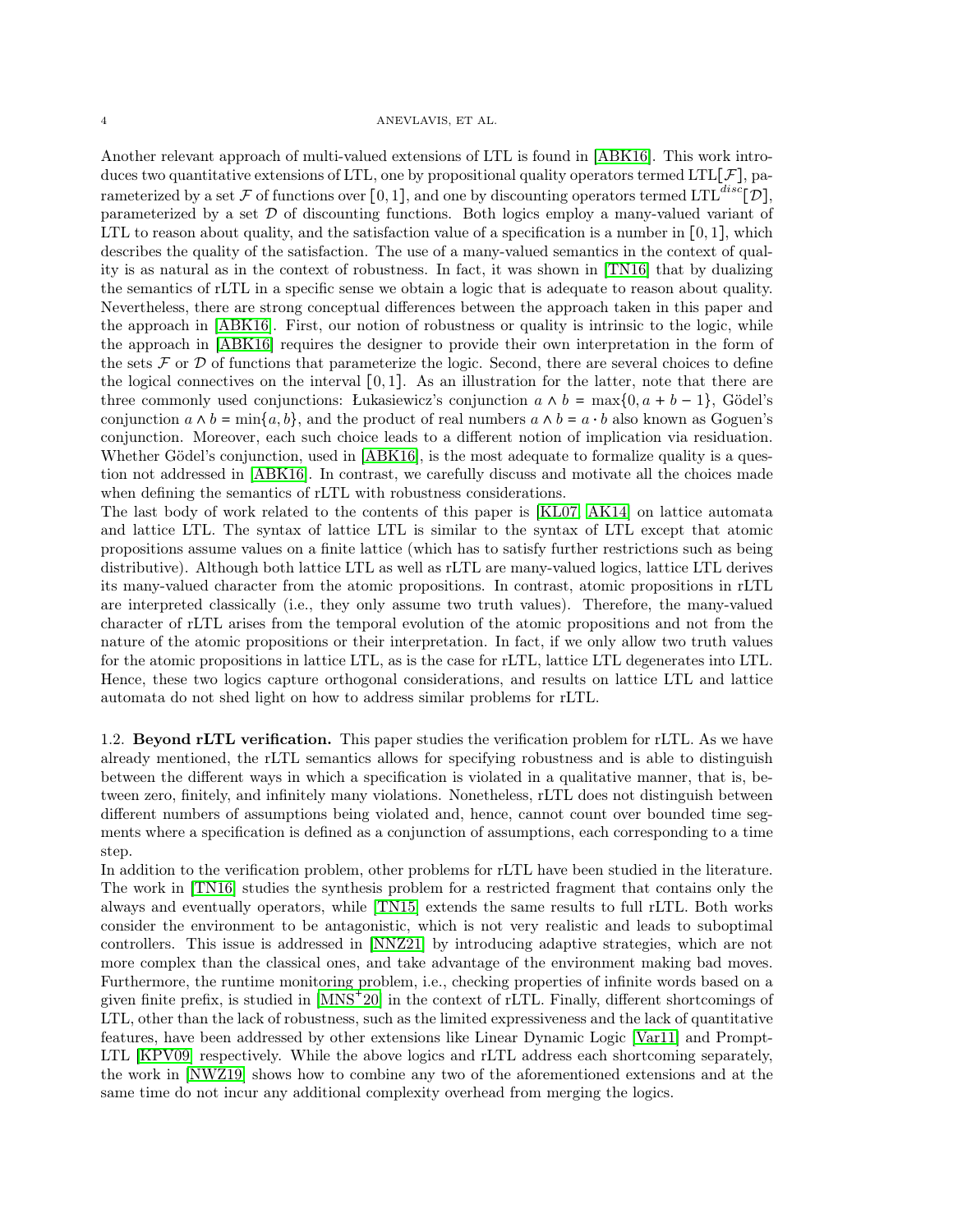Another relevant approach of multi-valued extensions of LTL is found in [ABK16]. This work introduces two quantitative extensions of LTL, one by propositional quality operators termed LTL$[\mathcal{F}]$, parameterized by a set $\mathcal{F}$ of functions over $[0,1]$, and one by discounting operators termed LTL$^{disc}[\mathcal{D}]$, parameterized by a set $\mathcal{D}$ of discounting functions. Both logics employ a many-valued variant of LTL to reason about quality, and the satisfaction value of a specification is a number in $[0,1]$, which describes the quality of the satisfaction. The use of a many-valued semantics in the context of quality is as natural as in the context of robustness. In fact, it was shown in [TN16] that by dualizing the semantics of rLTL in a specific sense we obtain a logic that is adequate to reason about quality. Nevertheless, there are strong conceptual differences between the approach taken in this paper and the approach in [ABK16]. First, our notion of robustness or quality is intrinsic to the logic, while the approach in [ABK16] requires the designer to provide their own interpretation in the form of the sets $\mathcal{F}$ or $\mathcal{D}$ of functions that parameterize the logic. Second, there are several choices to define the logical connectives on the interval $[0,1]$. As an illustration for the latter, note that there are three commonly used conjunctions: Łukasiewicz's conjunction $a \wedge b = \max\{0, a+b-1\}$, Gödel's conjunction $a \wedge b = \min\{a,b\}$, and the product of real numbers $a \wedge b = a \cdot b$ also known as Goguen's conjunction. Moreover, each such choice leads to a different notion of implication via residuation. Whether Gödel's conjunction, used in [ABK16], is the most adequate to formalize quality is a question not addressed in [ABK16]. In contrast, we carefully discuss and motivate all the choices made when defining the semantics of rLTL with robustness considerations.

The last body of work related to the contents of this paper is [KL07, AK14] on lattice automata and lattice LTL. The syntax of lattice LTL is similar to the syntax of LTL except that atomic propositions assume values on a finite lattice (which has to satisfy further restrictions such as being distributive). Although both lattice LTL as well as rLTL are many-valued logics, lattice LTL derives its many-valued character from the atomic propositions. In contrast, atomic propositions in rLTL are interpreted classically (i.e., they only assume two truth values). Therefore, the many-valued character of rLTL arises from the temporal evolution of the atomic propositions and not from the nature of the atomic propositions or their interpretation. In fact, if we only allow two truth values for the atomic propositions in lattice LTL, as is the case for rLTL, lattice LTL degenerates into LTL. Hence, these two logics capture orthogonal considerations, and results on lattice LTL and lattice automata do not shed light on how to address similar problems for rLTL.

### 1.2. Beyond rLTL verification.

This paper studies the verification problem for rLTL. As we have already mentioned, the rLTL semantics allows for specifying robustness and is able to distinguish between the different ways in which a specification is violated in a qualitative manner, that is, between zero, finitely, and infinitely many violations. Nonetheless, rLTL does not distinguish between different numbers of assumptions being violated and, hence, cannot count over bounded time segments where a specification is defined as a conjunction of assumptions, each corresponding to a time step.

In addition to the verification problem, other problems for rLTL have been studied in the literature. The work in [TN16] studies the synthesis problem for a restricted fragment that contains only the always and eventually operators, while [TN15] extends the same results to full rLTL. Both works consider the environment to be antagonistic, which is not very realistic and leads to suboptimal controllers. This issue is addressed in [NNZ21] by introducing adaptive strategies, which are not more complex than the classical ones, and take advantage of the environment making bad moves. Furthermore, the runtime monitoring problem, i.e., checking properties of infinite words based on a given finite prefix, is studied in [MNS+20] in the context of rLTL. Finally, different shortcomings of LTL, other than the lack of robustness, such as the limited expressiveness and the lack of quantitative features, have been addressed by other extensions like Linear Dynamic Logic [Var11] and Prompt-LTL [KPV09] respectively. While the above logics and rLTL address each shortcoming separately, the work in [NWZ19] shows how to combine any two of the aforementioned extensions and at the same time do not incur any additional complexity overhead from merging the logics.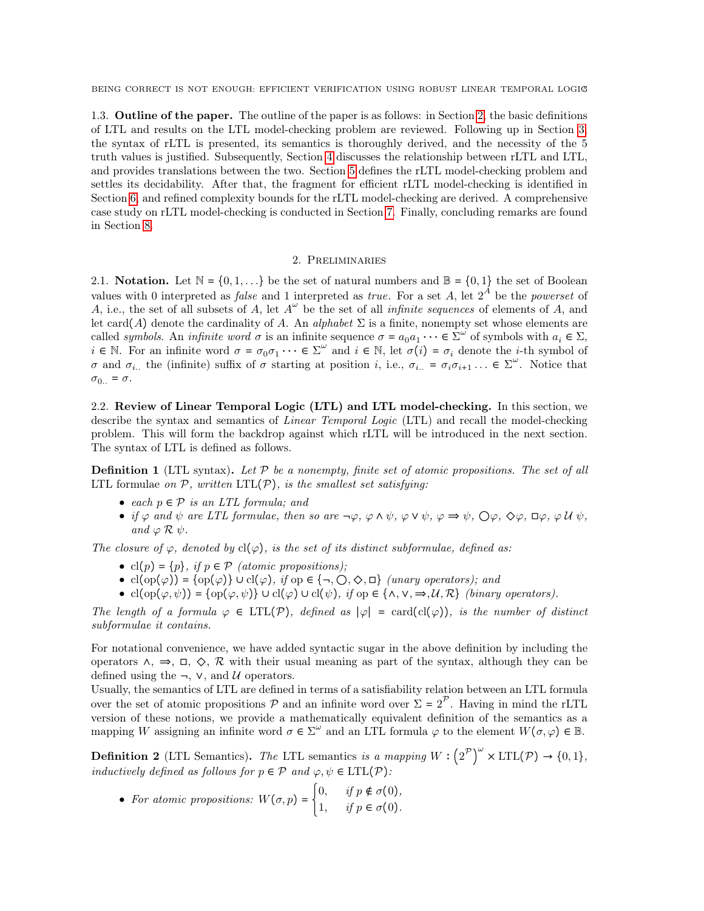**1.3. Outline of the paper.** The outline of the paper is as follows: in Section 2, the basic definitions of LTL and results on the LTL model-checking problem are reviewed. Following up in Section 3, the syntax of rLTL is presented, its semantics is thoroughly derived, and the necessity of the 5 truth values is justified. Subsequently, Section 4 discusses the relationship between rLTL and LTL, and provides translations between the two. Section 5 defines the rLTL model-checking problem and settles its decidability. After that, the fragment for efficient rLTL model-checking is identified in Section 6, and refined complexity bounds for the rLTL model-checking are derived. A comprehensive case study on rLTL model-checking is conducted in Section 7. Finally, concluding remarks are found in Section 8.

## 2. Preliminaries

**2.1. Notation.** Let $\mathbb{N} = \{0, 1, \ldots\}$ be the set of natural numbers and $\mathbb{B} = \{0, 1\}$ the set of Boolean values with 0 interpreted as *false* and 1 interpreted as *true*. For a set $A$, let $2^A$ be the *powerset* of $A$, i.e., the set of all subsets of $A$, let $A^\omega$ be the set of all *infinite sequences* of elements of $A$, and let $\mathrm{card}(A)$ denote the cardinality of $A$. An *alphabet* $\Sigma$ is a finite, nonempty set whose elements are called *symbols*. An *infinite word* $\sigma$ is an infinite sequence $\sigma = a_0 a_1 \cdots \in \Sigma^\omega$ of symbols with $a_i \in \Sigma$, $i \in \mathbb{N}$. For an infinite word $\sigma = \sigma_0 \sigma_1 \cdots \in \Sigma^\omega$ and $i \in \mathbb{N}$, let $\sigma(i) = \sigma_i$ denote the $i$-th symbol of $\sigma$ and $\sigma_{i..}$ the (infinite) suffix of $\sigma$ starting at position $i$, i.e., $\sigma_{i..} = \sigma_i \sigma_{i+1} \ldots \in \Sigma^\omega$. Notice that $\sigma_{0..} = \sigma$.

**2.2. Review of Linear Temporal Logic (LTL) and LTL model-checking.** In this section, we describe the syntax and semantics of *Linear Temporal Logic* (LTL) and recall the model-checking problem. This will form the backdrop against which rLTL will be introduced in the next section. The syntax of LTL is defined as follows.

**Definition 1** (LTL syntax)**.** *Let $\mathcal{P}$ be a nonempty, finite set of atomic propositions. The set of all* LTL formulae *on $\mathcal{P}$, written $\mathrm{LTL}(\mathcal{P})$, is the smallest set satisfying:*

- *each $p \in \mathcal{P}$ is an LTL formula; and*
- *if $\varphi$ and $\psi$ are LTL formulae, then so are $\neg\varphi$, $\varphi \wedge \psi$, $\varphi \vee \psi$, $\varphi \Rightarrow \psi$, $\bigcirc\varphi$, $\Diamond\varphi$, $\Box\varphi$, $\varphi\, \mathcal{U}\, \psi$, and $\varphi\, \mathcal{R}\, \psi$.*

*The closure of $\varphi$, denoted by $\mathrm{cl}(\varphi)$, is the set of its distinct subformulae, defined as:*

- *$\mathrm{cl}(p) = \{p\}$, if $p \in \mathcal{P}$ (atomic propositions);*
- *$\mathrm{cl}(\mathrm{op}(\varphi)) = \{\mathrm{op}(\varphi)\} \cup \mathrm{cl}(\varphi)$, if $\mathrm{op} \in \{\neg, \bigcirc, \Diamond, \Box\}$ (unary operators); and*
- *$\mathrm{cl}(\mathrm{op}(\varphi, \psi)) = \{\mathrm{op}(\varphi, \psi)\} \cup \mathrm{cl}(\varphi) \cup \mathrm{cl}(\psi)$, if $\mathrm{op} \in \{\wedge, \vee, \Rightarrow, \mathcal{U}, \mathcal{R}\}$ (binary operators).*

*The length of a formula $\varphi \in \mathrm{LTL}(\mathcal{P})$, defined as $|\varphi| = \mathrm{card}(\mathrm{cl}(\varphi))$, is the number of distinct subformulae it contains.*

For notational convenience, we have added syntactic sugar in the above definition by including the operators $\wedge$, $\Rightarrow$, $\Box$, $\Diamond$, $\mathcal{R}$ with their usual meaning as part of the syntax, although they can be defined using the $\neg$, $\vee$, and $\mathcal{U}$ operators.
Usually, the semantics of LTL are defined in terms of a satisfiability relation between an LTL formula over the set of atomic propositions $\mathcal{P}$ and an infinite word over $\Sigma = 2^{\mathcal{P}}$. Having in mind the rLTL version of these notions, we provide a mathematically equivalent definition of the semantics as a mapping $W$ assigning an infinite word $\sigma \in \Sigma^\omega$ and an LTL formula $\varphi$ to the element $W(\sigma, \varphi) \in \mathbb{B}$.

**Definition 2** (LTL Semantics)**.** *The* LTL semantics *is a mapping $W : \left(2^{\mathcal{P}}\right)^\omega \times \mathrm{LTL}(\mathcal{P}) \to \{0, 1\}$, inductively defined as follows for $p \in \mathcal{P}$ and $\varphi, \psi \in \mathrm{LTL}(\mathcal{P})$:*

- *For atomic propositions:* $W(\sigma, p) = \begin{cases} 0, & \text{if } p \notin \sigma(0), \\ 1, & \text{if } p \in \sigma(0). \end{cases}$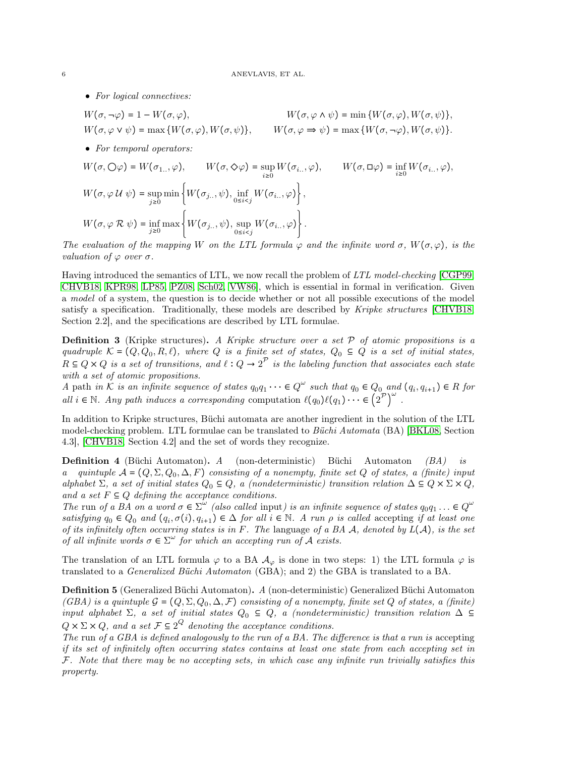- *For logical connectives:*

$$W(\sigma, \neg\varphi) = 1 - W(\sigma, \varphi), \qquad W(\sigma, \varphi \wedge \psi) = \min\{W(\sigma, \varphi), W(\sigma, \psi)\},$$
$$W(\sigma, \varphi \vee \psi) = \max\{W(\sigma, \varphi), W(\sigma, \psi)\}, \qquad W(\sigma, \varphi \Rightarrow \psi) = \max\{W(\sigma, \neg\varphi), W(\sigma, \psi)\}.$$

- *For temporal operators:*

$$W(\sigma, \bigcirc\varphi) = W(\sigma_{1..}, \varphi), \qquad W(\sigma, \Diamond\varphi) = \sup_{i\geq 0} W(\sigma_{i..}, \varphi), \qquad W(\sigma, \Box\varphi) = \inf_{i\geq 0} W(\sigma_{i..}, \varphi),$$
$$W(\sigma, \varphi\, \mathcal{U}\, \psi) = \sup_{j\geq 0} \min\left\{W(\sigma_{j..}, \psi), \inf_{0\leq i<j} W(\sigma_{i..}, \varphi)\right\},$$
$$W(\sigma, \varphi\, \mathcal{R}\, \psi) = \inf_{j\geq 0} \max\left\{W(\sigma_{j..}, \psi), \sup_{0\leq i<j} W(\sigma_{i..}, \varphi)\right\}.$$

*The evaluation of the mapping $W$ on the LTL formula $\varphi$ and the infinite word $\sigma$, $W(\sigma, \varphi)$, is the valuation of $\varphi$ over $\sigma$.*

Having introduced the semantics of LTL, we now recall the problem of *LTL model-checking* [CGP99, CHVB18, KPR98, LP85, PZ08, Sch02, VW86], which is essential in formal in verification. Given a *model* of a system, the question is to decide whether or not all possible executions of the model satisfy a specification. Traditionally, these models are described by *Kripke structures* [CHVB18, Section 2.2], and the specifications are described by LTL formulae.

**Definition 3** (Kripke structures)**.** *A Kripke structure over a set $\mathcal{P}$ of atomic propositions is a quadruple $\mathcal{K} = (Q, Q_0, R, \ell)$, where $Q$ is a finite set of states, $Q_0 \subseteq Q$ is a set of initial states, $R \subseteq Q \times Q$ is a set of transitions, and $\ell : Q \to 2^{\mathcal{P}}$ is the labeling function that associates each state with a set of atomic propositions.*
*A* path *in $\mathcal{K}$ is an infinite sequence of states $q_0 q_1 \cdots \in Q^\omega$ such that $q_0 \in Q_0$ and $(q_i, q_{i+1}) \in R$ for all $i \in \mathbb{N}$. Any path induces a corresponding* computation *$\ell(q_0)\ell(q_1)\cdots \in \left(2^{\mathcal{P}}\right)^\omega$.*

In addition to Kripke structures, Büchi automata are another ingredient in the solution of the LTL model-checking problem. LTL formulae can be translated to *Büchi Automata* (BA) [BKL08, Section 4.3], [CHVB18, Section 4.2] and the set of words they recognize.

**Definition 4** (Büchi Automaton)**.** *A (non-deterministic) Büchi Automaton (BA) is a quintuple $\mathcal{A} = (Q, \Sigma, Q_0, \Delta, F)$ consisting of a nonempty, finite set $Q$ of states, a (finite) input alphabet $\Sigma$, a set of initial states $Q_0 \subseteq Q$, a (nondeterministic) transition relation $\Delta \subseteq Q \times \Sigma \times Q$, and a set $F \subseteq Q$ defining the acceptance conditions.*
*The* run *of a BA on a word $\sigma \in \Sigma^\omega$ (also called* input*) is an infinite sequence of states $q_0 q_1 \ldots \in Q^\omega$ satisfying $q_0 \in Q_0$ and $(q_i, \sigma(i), q_{i+1}) \in \Delta$ for all $i \in \mathbb{N}$. A run $\rho$ is called* accepting *if at least one of its infinitely often occurring states is in $F$. The* language *of a BA $\mathcal{A}$, denoted by $L(\mathcal{A})$, is the set of all infinite words $\sigma \in \Sigma^\omega$ for which an accepting run of $\mathcal{A}$ exists.*

The translation of an LTL formula $\varphi$ to a BA $\mathcal{A}_\varphi$ is done in two steps: 1) the LTL formula $\varphi$ is translated to a *Generalized Büchi Automaton* (GBA); and 2) the GBA is translated to a BA.

**Definition 5** (Generalized Büchi Automaton)**.** *A (non-deterministic) Generalized Büchi Automaton (GBA) is a quintuple $\mathcal{G} = (Q, \Sigma, Q_0, \Delta, \mathcal{F})$ consisting of a nonempty, finite set $Q$ of states, a (finite) input alphabet $\Sigma$, a set of initial states $Q_0 \subseteq Q$, a (nondeterministic) transition relation $\Delta \subseteq Q \times \Sigma \times Q$, and a set $\mathcal{F} \subseteq 2^Q$ denoting the acceptance conditions.*
*The* run *of a GBA is defined analogously to the run of a BA. The difference is that a run is* accepting *if its set of infinitely often occurring states contains at least one state from each accepting set in $\mathcal{F}$. Note that there may be no accepting sets, in which case any infinite run trivially satisfies this property.*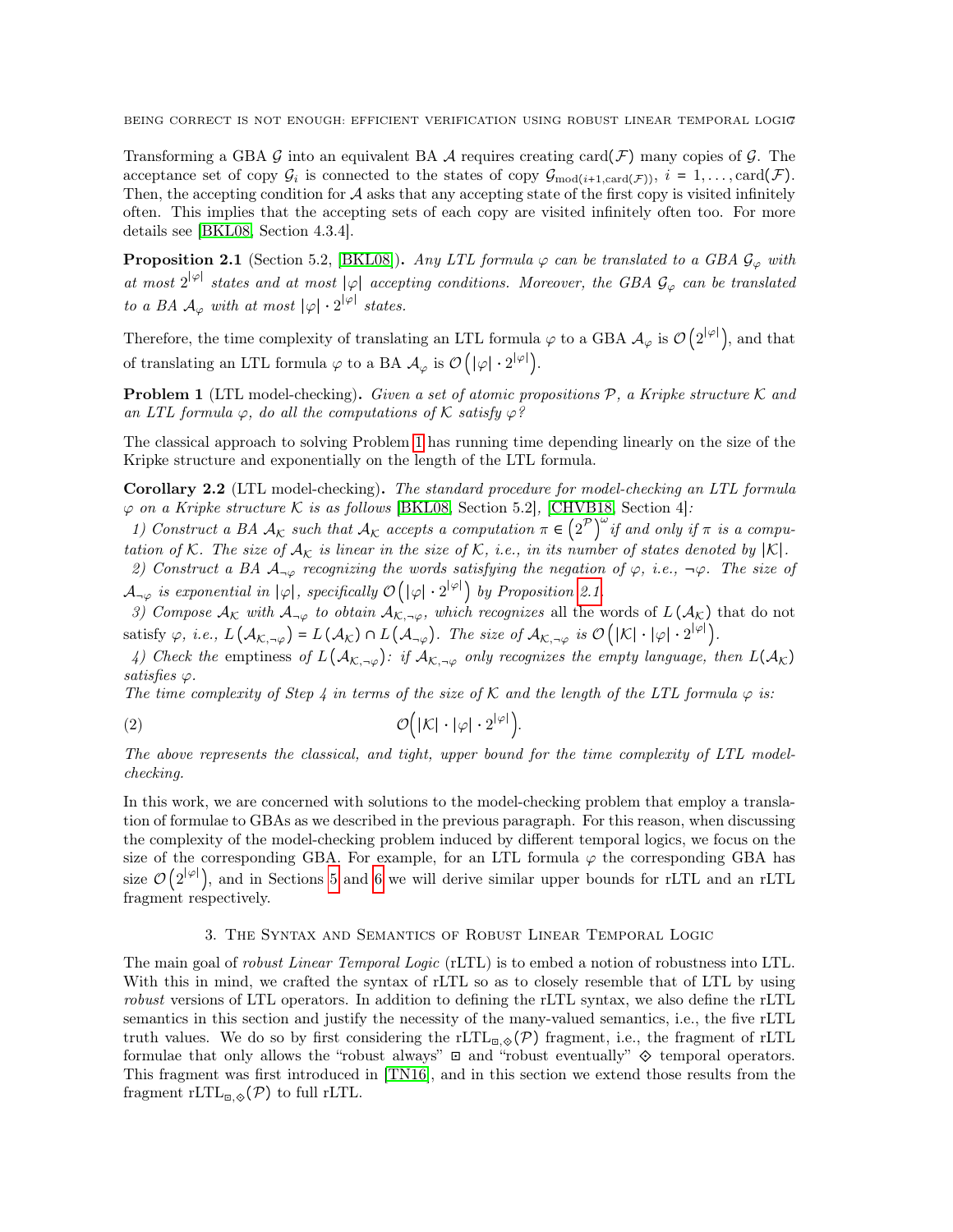Transforming a GBA $\mathcal{G}$ into an equivalent BA $\mathcal{A}$ requires creating $\mathrm{card}(\mathcal{F})$ many copies of $\mathcal{G}$. The acceptance set of copy $\mathcal{G}_i$ is connected to the states of copy $\mathcal{G}_{\mathrm{mod}(i+1,\mathrm{card}(\mathcal{F}))}$, $i = 1, \dots, \mathrm{card}(\mathcal{F})$. Then, the accepting condition for $\mathcal{A}$ asks that any accepting state of the first copy is visited infinitely often. This implies that the accepting sets of each copy are visited infinitely often too. For more details see [BKL08, Section 4.3.4].

**Proposition 2.1** (Section 5.2, [BKL08])**.** *Any LTL formula $\varphi$ can be translated to a GBA $\mathcal{G}_\varphi$ with at most $2^{|\varphi|}$ states and at most $|\varphi|$ accepting conditions. Moreover, the GBA $\mathcal{G}_\varphi$ can be translated to a BA $\mathcal{A}_\varphi$ with at most $|\varphi| \cdot 2^{|\varphi|}$ states.*

Therefore, the time complexity of translating an LTL formula $\varphi$ to a GBA $\mathcal{A}_\varphi$ is $\mathcal{O}\left(2^{|\varphi|}\right)$, and that of translating an LTL formula $\varphi$ to a BA $\mathcal{A}_\varphi$ is $\mathcal{O}\left(|\varphi| \cdot 2^{|\varphi|}\right)$.

**Problem 1** (LTL model-checking)**.** *Given a set of atomic propositions $\mathcal{P}$, a Kripke structure $\mathcal{K}$ and an LTL formula $\varphi$, do all the computations of $\mathcal{K}$ satisfy $\varphi$?*

The classical approach to solving Problem 1 has running time depending linearly on the size of the Kripke structure and exponentially on the length of the LTL formula.

**Corollary 2.2** (LTL model-checking)**.** *The standard procedure for model-checking an LTL formula $\varphi$ on a Kripke structure $\mathcal{K}$ is as follows [BKL08, Section 5.2], [CHVB18, Section 4]:*

*1) Construct a BA $\mathcal{A}_\mathcal{K}$ such that $\mathcal{A}_\mathcal{K}$ accepts a computation $\pi \in \left(2^\mathcal{P}\right)^\omega$ if and only if $\pi$ is a computation of $\mathcal{K}$. The size of $\mathcal{A}_\mathcal{K}$ is linear in the size of $\mathcal{K}$, i.e., in its number of states denoted by $|\mathcal{K}|$.*

*2) Construct a BA $\mathcal{A}_{\neg\varphi}$ recognizing the words satisfying the negation of $\varphi$, i.e., $\neg\varphi$. The size of $\mathcal{A}_{\neg\varphi}$ is exponential in $|\varphi|$, specifically $\mathcal{O}\left(|\varphi| \cdot 2^{|\varphi|}\right)$ by Proposition 2.1.*

*3) Compose $\mathcal{A}_\mathcal{K}$ with $\mathcal{A}_{\neg\varphi}$ to obtain $\mathcal{A}_{\mathcal{K},\neg\varphi}$, which recognizes* all the words of $L\left(\mathcal{A}_\mathcal{K}\right)$ that do not satisfy $\varphi$, *i.e., $L\left(\mathcal{A}_{\mathcal{K},\neg\varphi}\right) = L\left(\mathcal{A}_\mathcal{K}\right) \cap L\left(\mathcal{A}_{\neg\varphi}\right)$. The size of $\mathcal{A}_{\mathcal{K},\neg\varphi}$ is $\mathcal{O}\left(|\mathcal{K}| \cdot |\varphi| \cdot 2^{|\varphi|}\right)$.*

*4) Check the* emptiness *of $L\left(\mathcal{A}_{\mathcal{K},\neg\varphi}\right)$: if $\mathcal{A}_{\mathcal{K},\neg\varphi}$ only recognizes the empty language, then $L(\mathcal{A}_\mathcal{K})$ satisfies $\varphi$.*

*The time complexity of Step 4 in terms of the size of $\mathcal{K}$ and the length of the LTL formula $\varphi$ is:*

$$\mathcal{O}\Big(|\mathcal{K}| \cdot |\varphi| \cdot 2^{|\varphi|}\Big). \tag{2}$$

*The above represents the classical, and tight, upper bound for the time complexity of LTL model-checking.*

In this work, we are concerned with solutions to the model-checking problem that employ a translation of formulae to GBAs as we described in the previous paragraph. For this reason, when discussing the complexity of the model-checking problem induced by different temporal logics, we focus on the size of the corresponding GBA. For example, for an LTL formula $\varphi$ the corresponding GBA has size $\mathcal{O}\left(2^{|\varphi|}\right)$, and in Sections 5 and 6 we will derive similar upper bounds for rLTL and an rLTL fragment respectively.

## 3. The Syntax and Semantics of Robust Linear Temporal Logic

The main goal of *robust Linear Temporal Logic* (rLTL) is to embed a notion of robustness into LTL. With this in mind, we crafted the syntax of rLTL so as to closely resemble that of LTL by using *robust* versions of LTL operators. In addition to defining the rLTL syntax, we also define the rLTL semantics in this section and justify the necessity of the many-valued semantics, i.e., the five rLTL truth values. We do so by first considering the $\mathrm{rLTL}_{\boxdot,\diamonddot}(\mathcal{P})$ fragment, i.e., the fragment of rLTL formulae that only allows the "robust always" $\boxdot$ and "robust eventually" $\diamonddot$ temporal operators. This fragment was first introduced in [TN16], and in this section we extend those results from the fragment $\mathrm{rLTL}_{\boxdot,\diamonddot}(\mathcal{P})$ to full rLTL.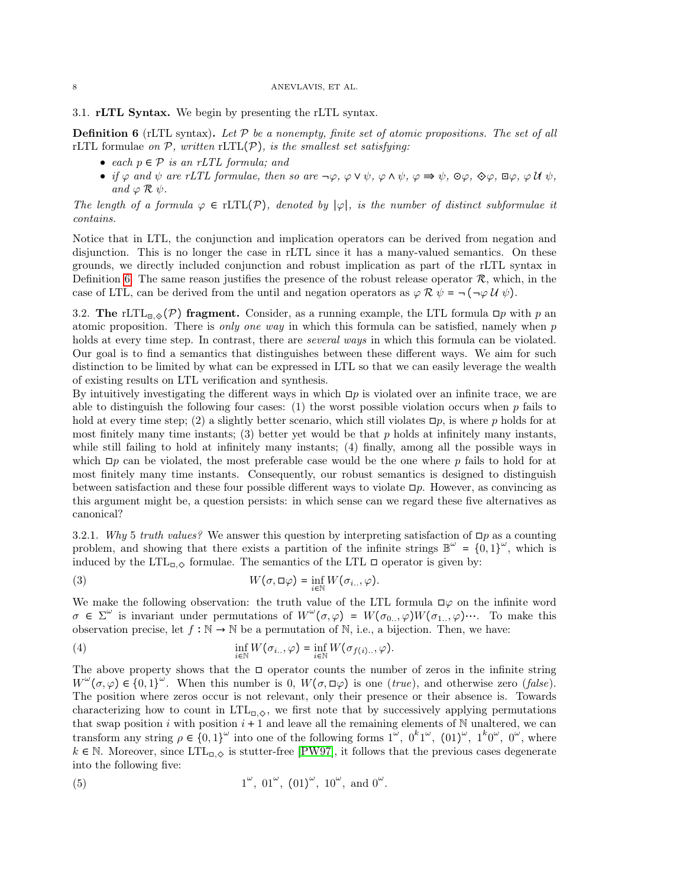### 3.1. rLTL Syntax.

We begin by presenting the rLTL syntax.

**Definition 6** (rLTL syntax)**.** *Let $\mathcal{P}$ be a nonempty, finite set of atomic propositions. The set of all* rLTL formulae *on $\mathcal{P}$, written* rLTL($\mathcal{P}$)*, is the smallest set satisfying:*

- *each $p \in \mathcal{P}$ is an rLTL formula; and*
- *if $\varphi$ and $\psi$ are rLTL formulae, then so are $\neg\varphi$, $\varphi \vee \psi$, $\varphi \wedge \psi$, $\varphi \Rrightarrow \psi$, $\odot\varphi$, $\diamondsuit\varphi$, $\boxdot\varphi$, $\varphi\, \mathcal{U}\, \psi$, and $\varphi\, \mathcal{R}\, \psi$.*

*The length of a formula $\varphi \in$ rLTL($\mathcal{P}$), denoted by $|\varphi|$, is the number of distinct subformulae it contains.*

Notice that in LTL, the conjunction and implication operators can be derived from negation and disjunction. This is no longer the case in rLTL since it has a many-valued semantics. On these grounds, we directly included conjunction and robust implication as part of the rLTL syntax in Definition 6. The same reason justifies the presence of the robust release operator $\mathcal{R}$, which, in the case of LTL, can be derived from the until and negation operators as $\varphi\, \mathcal{R}\, \psi = \neg(\neg\varphi\, \mathcal{U}\, \psi)$.

### 3.2. The rLTL$_{\boxdot,\diamondsuit}(\mathcal{P})$ fragment.

Consider, as a running example, the LTL formula $\Box p$ with $p$ an atomic proposition. There is *only one way* in which this formula can be satisfied, namely when $p$ holds at every time step. In contrast, there are *several ways* in which this formula can be violated. Our goal is to find a semantics that distinguishes between these different ways. We aim for such distinction to be limited by what can be expressed in LTL so that we can easily leverage the wealth of existing results on LTL verification and synthesis.

By intuitively investigating the different ways in which $\Box p$ is violated over an infinite trace, we are able to distinguish the following four cases: (1) the worst possible violation occurs when $p$ fails to hold at every time step; (2) a slightly better scenario, which still violates $\Box p$, is where $p$ holds for at most finitely many time instants; (3) better yet would be that $p$ holds at infinitely many instants, while still failing to hold at infinitely many instants; (4) finally, among all the possible ways in which $\Box p$ can be violated, the most preferable case would be the one where $p$ fails to hold for at most finitely many time instants. Consequently, our robust semantics is designed to distinguish between satisfaction and these four possible different ways to violate $\Box p$. However, as convincing as this argument might be, a question persists: in which sense can we regard these five alternatives as canonical?

#### 3.2.1. *Why 5 truth values?*

We answer this question by interpreting satisfaction of $\Box p$ as a counting problem, and showing that there exists a partition of the infinite strings $\mathbb{B}^\omega = \{0,1\}^\omega$, which is induced by the LTL$_{\Box,\diamondsuit}$ formulae. The semantics of the LTL $\Box$ operator is given by:

$$W(\sigma, \Box\varphi) = \inf_{i\in\mathbb{N}} W(\sigma_{i..}, \varphi). \tag{3}$$

We make the following observation: the truth value of the LTL formula $\Box\varphi$ on the infinite word $\sigma \in \Sigma^\omega$ is invariant under permutations of $W^\omega(\sigma,\varphi) = W(\sigma_{0..},\varphi)W(\sigma_{1..},\varphi)\cdots$. To make this observation precise, let $f : \mathbb{N} \to \mathbb{N}$ be a permutation of $\mathbb{N}$, i.e., a bijection. Then, we have:

$$\inf_{i\in\mathbb{N}} W(\sigma_{i..}, \varphi) = \inf_{i\in\mathbb{N}} W(\sigma_{f(i)..}, \varphi). \tag{4}$$

The above property shows that the $\Box$ operator counts the number of zeros in the infinite string $W^\omega(\sigma,\varphi) \in \{0,1\}^\omega$. When this number is 0, $W(\sigma,\Box\varphi)$ is one (*true*), and otherwise zero (*false*). The position where zeros occur is not relevant, only their presence or their absence is. Towards characterizing how to count in LTL$_{\Box,\diamondsuit}$, we first note that by successively applying permutations that swap position $i$ with position $i+1$ and leave all the remaining elements of $\mathbb{N}$ unaltered, we can transform any string $\rho \in \{0,1\}^\omega$ into one of the following forms $1^\omega$, $0^k1^\omega$, $(01)^\omega$, $1^k0^\omega$, $0^\omega$, where $k \in \mathbb{N}$. Moreover, since LTL$_{\Box,\diamondsuit}$ is stutter-free [PW97], it follows that the previous cases degenerate into the following five:

$$1^\omega,\ 01^\omega,\ (01)^\omega,\ 10^\omega,\ \text{and } 0^\omega. \tag{5}$$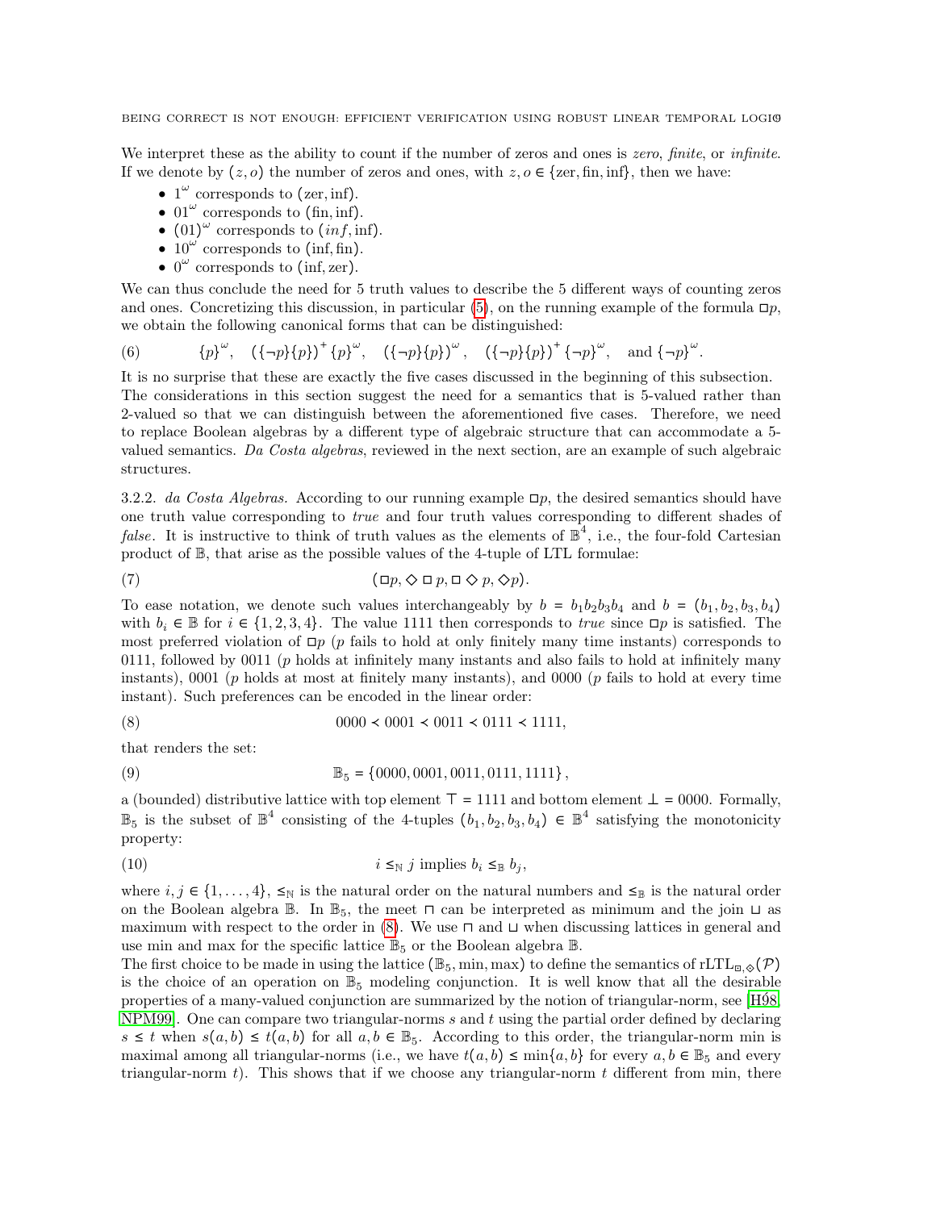We interpret these as the ability to count if the number of zeros and ones is *zero*, *finite*, or *infinite*. If we denote by $(z, o)$ the number of zeros and ones, with $z, o \in \{\text{zer}, \text{fin}, \text{inf}\}$, then we have:

- $1^\omega$ corresponds to $(\text{zer}, \text{inf})$.
- $01^\omega$ corresponds to $(\text{fin}, \text{inf})$.
- $(01)^\omega$ corresponds to $(inf, \text{inf})$.
- $10^\omega$ corresponds to $(\text{inf}, \text{fin})$.
- $0^\omega$ corresponds to $(\text{inf}, \text{zer})$.

We can thus conclude the need for 5 truth values to describe the 5 different ways of counting zeros and ones. Concretizing this discussion, in particular (5), on the running example of the formula $\boxdot p$, we obtain the following canonical forms that can be distinguished:

$$\{p\}^\omega, \quad (\{\neg p\}\{p\})^+ \{p\}^\omega, \quad (\{\neg p\}\{p\})^\omega, \quad (\{\neg p\}\{p\})^+ \{\neg p\}^\omega, \quad \text{and } \{\neg p\}^\omega. \tag{6}$$

It is no surprise that these are exactly the five cases discussed in the beginning of this subsection. The considerations in this section suggest the need for a semantics that is 5-valued rather than 2-valued so that we can distinguish between the aforementioned five cases. Therefore, we need to replace Boolean algebras by a different type of algebraic structure that can accommodate a 5-valued semantics. *Da Costa algebras*, reviewed in the next section, are an example of such algebraic structures.

3.2.2. *da Costa Algebras.* According to our running example $\boxdot p$, the desired semantics should have one truth value corresponding to *true* and four truth values corresponding to different shades of *false*. It is instructive to think of truth values as the elements of $\mathbb{B}^4$, i.e., the four-fold Cartesian product of $\mathbb{B}$, that arise as the possible values of the 4-tuple of LTL formulae:

$$(\Box p, \Diamond \Box p, \Box \Diamond p, \Diamond p). \tag{7}$$

To ease notation, we denote such values interchangeably by $b = b_1 b_2 b_3 b_4$ and $b = (b_1, b_2, b_3, b_4)$ with $b_i \in \mathbb{B}$ for $i \in \{1, 2, 3, 4\}$. The value 1111 then corresponds to *true* since $\Box p$ is satisfied. The most preferred violation of $\Box p$ ($p$ fails to hold at only finitely many time instants) corresponds to 0111, followed by 0011 ($p$ holds at infinitely many instants and also fails to hold at infinitely many instants), 0001 ($p$ holds at most at finitely many instants), and 0000 ($p$ fails to hold at every time instant). Such preferences can be encoded in the linear order:

$$0000 \prec 0001 \prec 0011 \prec 0111 \prec 1111, \tag{8}$$

that renders the set:

$$\mathbb{B}_5 = \{0000, 0001, 0011, 0111, 1111\}, \tag{9}$$

a (bounded) distributive lattice with top element $\top = 1111$ and bottom element $\bot = 0000$. Formally, $\mathbb{B}_5$ is the subset of $\mathbb{B}^4$ consisting of the 4-tuples $(b_1, b_2, b_3, b_4) \in \mathbb{B}^4$ satisfying the monotonicity property:

$$i \leq_{\mathbb{N}} j \text{ implies } b_i \leq_{\mathbb{B}} b_j, \tag{10}$$

where $i, j \in \{1, \ldots, 4\}$, $\leq_{\mathbb{N}}$ is the natural order on the natural numbers and $\leq_{\mathbb{B}}$ is the natural order on the Boolean algebra $\mathbb{B}$. In $\mathbb{B}_5$, the meet $\sqcap$ can be interpreted as minimum and the join $\sqcup$ as maximum with respect to the order in (8). We use $\sqcap$ and $\sqcup$ when discussing lattices in general and use min and max for the specific lattice $\mathbb{B}_5$ or the Boolean algebra $\mathbb{B}$.

The first choice to be made in using the lattice $(\mathbb{B}_5, \min, \max)$ to define the semantics of rLTL$_{\boxdot,\diamondsuit}(\mathcal{P})$ is the choice of an operation on $\mathbb{B}_5$ modeling conjunction. It is well know that all the desirable properties of a many-valued conjunction are summarized by the notion of triangular-norm, see [H98, NPM99]. One can compare two triangular-norms $s$ and $t$ using the partial order defined by declaring $s \leq t$ when $s(a, b) \leq t(a, b)$ for all $a, b \in \mathbb{B}_5$. According to this order, the triangular-norm min is maximal among all triangular-norms (i.e., we have $t(a, b) \leq \min\{a, b\}$ for every $a, b \in \mathbb{B}_5$ and every triangular-norm $t$). This shows that if we choose any triangular-norm $t$ different from min, there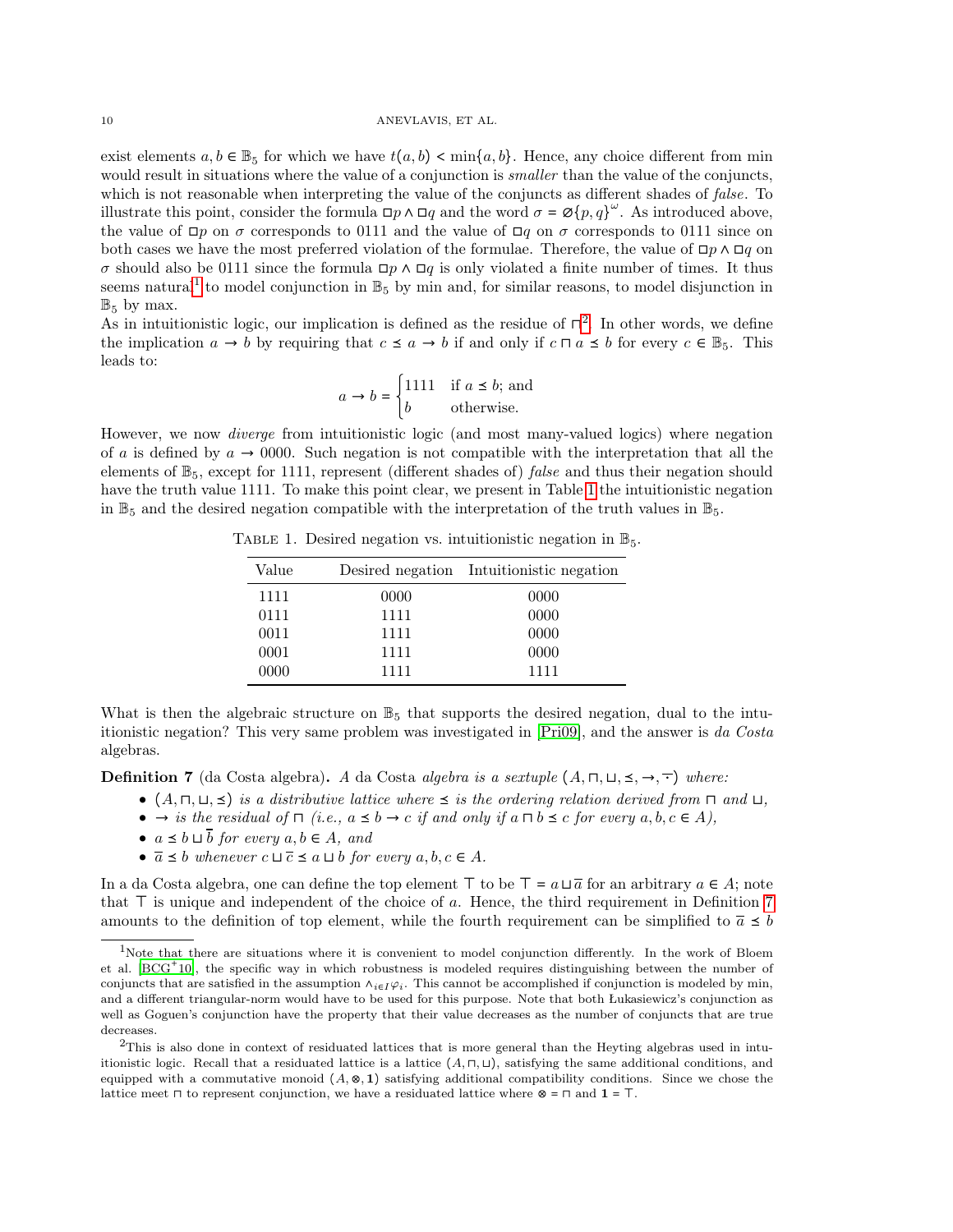exist elements $a, b \in \mathbb{B}_5$ for which we have $t(a,b) < \min\{a,b\}$. Hence, any choice different from min would result in situations where the value of a conjunction is *smaller* than the value of the conjuncts, which is not reasonable when interpreting the value of the conjuncts as different shades of *false*. To illustrate this point, consider the formula $\Box p \wedge \Box q$ and the word $\sigma = \varnothing\{p,q\}^\omega$. As introduced above, the value of $\Box p$ on $\sigma$ corresponds to 0111 and the value of $\Box q$ on $\sigma$ corresponds to 0111 since on both cases we have the most preferred violation of the formulae. Therefore, the value of $\Box p \wedge \Box q$ on $\sigma$ should also be 0111 since the formula $\Box p \wedge \Box q$ is only violated a finite number of times. It thus seems natural[1] to model conjunction in $\mathbb{B}_5$ by min and, for similar reasons, to model disjunction in $\mathbb{B}_5$ by max.

As in intuitionistic logic, our implication is defined as the residue of $\sqcap$[2]. In other words, we define the implication $a \to b$ by requiring that $c \preceq a \to b$ if and only if $c \sqcap a \preceq b$ for every $c \in \mathbb{B}_5$. This leads to:

$$a \to b = \begin{cases} 1111 & \text{if } a \preceq b; \text{ and} \\ b & \text{otherwise.} \end{cases}$$

However, we now *diverge* from intuitionistic logic (and most many-valued logics) where negation of $a$ is defined by $a \to 0000$. Such negation is not compatible with the interpretation that all the elements of $\mathbb{B}_5$, except for 1111, represent (different shades of) *false* and thus their negation should have the truth value 1111. To make this point clear, we present in Table 1 the intuitionistic negation in $\mathbb{B}_5$ and the desired negation compatible with the interpretation of the truth values in $\mathbb{B}_5$.

Table 1. Desired negation vs. intuitionistic negation in $\mathbb{B}_5$.

| Value | Desired negation | Intuitionistic negation |
|---|---|---|
| 1111 | 0000 | 0000 |
| 0111 | 1111 | 0000 |
| 0011 | 1111 | 0000 |
| 0001 | 1111 | 0000 |
| 0000 | 1111 | 1111 |

What is then the algebraic structure on $\mathbb{B}_5$ that supports the desired negation, dual to the intuitionistic negation? This very same problem was investigated in [Pri09], and the answer is *da Costa* algebras.

**Definition 7** (da Costa algebra). *A* da Costa *algebra is a sextuple* $(A, \sqcap, \sqcup, \preceq, \to, \overline{\cdot})$ *where:*

- $(A, \sqcap, \sqcup, \preceq)$ *is a distributive lattice where* $\preceq$ *is the ordering relation derived from* $\sqcap$ *and* $\sqcup$*,*
- $\to$ *is the residual of* $\sqcap$ *(i.e.,* $a \preceq b \to c$ *if and only if* $a \sqcap b \preceq c$ *for every* $a, b, c \in A$*),*
- $a \preceq b \sqcup \overline{b}$ *for every* $a, b \in A$*, and*
- $\overline{a} \preceq b$ *whenever* $c \sqcup \overline{c} \preceq a \sqcup b$ *for every* $a, b, c \in A$*.*

In a da Costa algebra, one can define the top element $\top$ to be $\top = a \sqcup \overline{a}$ for an arbitrary $a \in A$; note that $\top$ is unique and independent of the choice of $a$. Hence, the third requirement in Definition 7 amounts to the definition of top element, while the fourth requirement can be simplified to $\overline{a} \preceq b$

[1] Note that there are situations where it is convenient to model conjunction differently. In the work of Bloem et al. [BCG+10], the specific way in which robustness is modeled requires distinguishing between the number of conjuncts that are satisfied in the assumption $\wedge_{i \in I} \varphi_i$. This cannot be accomplished if conjunction is modeled by min, and a different triangular-norm would have to be used for this purpose. Note that both Łukasiewicz's conjunction as well as Goguen's conjunction have the property that their value decreases as the number of conjuncts that are true decreases.

[2] This is also done in context of residuated lattices that is more general than the Heyting algebras used in intuitionistic logic. Recall that a residuated lattice is a lattice $(A, \sqcap, \sqcup)$, satisfying the same additional conditions, and equipped with a commutative monoid $(A, \otimes, \mathbf{1})$ satisfying additional compatibility conditions. Since we chose the lattice meet $\sqcap$ to represent conjunction, we have a residuated lattice where $\otimes = \sqcap$ and $\mathbf{1} = \top$.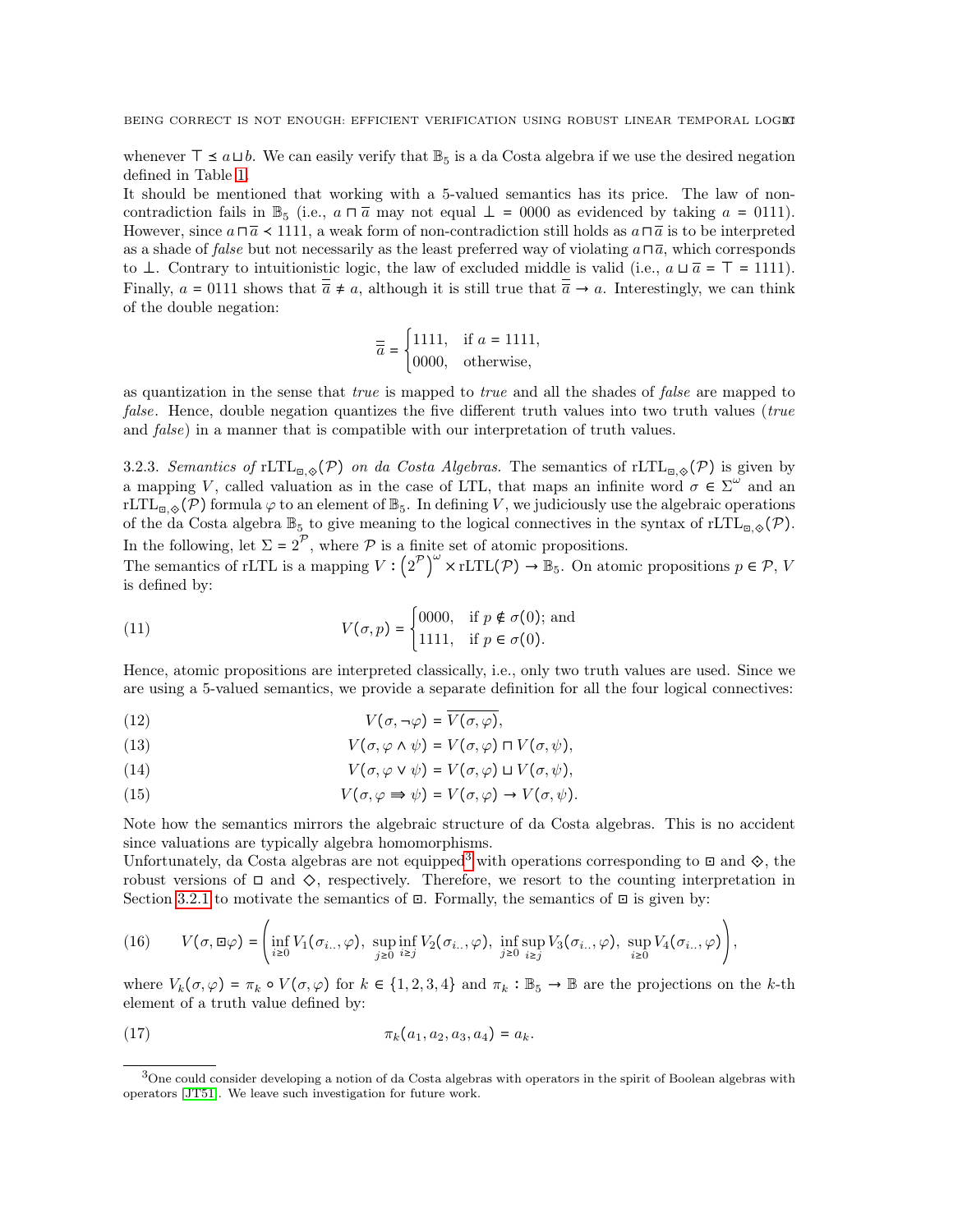whenever $\top \preceq a \sqcup b$. We can easily verify that $\mathbb{B}_5$ is a da Costa algebra if we use the desired negation defined in Table 1.

It should be mentioned that working with a 5-valued semantics has its price. The law of non-contradiction fails in $\mathbb{B}_5$ (i.e., $a \sqcap \overline{a}$ may not equal $\bot = 0000$ as evidenced by taking $a = 0111$). However, since $a \sqcap \overline{a} \prec 1111$, a weak form of non-contradiction still holds as $a \sqcap \overline{a}$ is to be interpreted as a shade of *false* but not necessarily as the least preferred way of violating $a \sqcap \overline{a}$, which corresponds to $\bot$. Contrary to intuitionistic logic, the law of excluded middle is valid (i.e., $a \sqcup \overline{a} = \top = 1111$). Finally, $a = 0111$ shows that $\overline{\overline{a}} \neq a$, although it is still true that $\overline{\overline{a}} \to a$. Interestingly, we can think of the double negation:

$$\overline{\overline{a}} = \begin{cases} 1111, & \text{if } a = 1111, \\ 0000, & \text{otherwise,} \end{cases}$$

as quantization in the sense that *true* is mapped to *true* and all the shades of *false* are mapped to *false*. Hence, double negation quantizes the five different truth values into two truth values (*true* and *false*) in a manner that is compatible with our interpretation of truth values.

3.2.3. *Semantics of* $\mathrm{rLTL}_{\boxdot,\diamonddot}(\mathcal{P})$ *on da Costa Algebras.* The semantics of $\mathrm{rLTL}_{\boxdot,\diamonddot}(\mathcal{P})$ is given by a mapping $V$, called valuation as in the case of LTL, that maps an infinite word $\sigma \in \Sigma^\omega$ and an $\mathrm{rLTL}_{\boxdot,\diamonddot}(\mathcal{P})$ formula $\varphi$ to an element of $\mathbb{B}_5$. In defining $V$, we judiciously use the algebraic operations of the da Costa algebra $\mathbb{B}_5$ to give meaning to the logical connectives in the syntax of $\mathrm{rLTL}_{\boxdot,\diamonddot}(\mathcal{P})$. In the following, let $\Sigma = 2^{\mathcal{P}}$, where $\mathcal{P}$ is a finite set of atomic propositions.

The semantics of rLTL is a mapping $V : \left(2^{\mathcal{P}}\right)^\omega \times \mathrm{rLTL}(\mathcal{P}) \to \mathbb{B}_5$. On atomic propositions $p \in \mathcal{P}$, $V$ is defined by:

$$V(\sigma, p) = \begin{cases} 0000, & \text{if } p \notin \sigma(0)\text{; and} \\ 1111, & \text{if } p \in \sigma(0). \end{cases} \tag{11}$$

Hence, atomic propositions are interpreted classically, i.e., only two truth values are used. Since we are using a 5-valued semantics, we provide a separate definition for all the four logical connectives:

$$V(\sigma, \neg\varphi) = \overline{V(\sigma, \varphi)}, \tag{12}$$

$$V(\sigma, \varphi \wedge \psi) = V(\sigma, \varphi) \sqcap V(\sigma, \psi), \tag{13}$$

$$V(\sigma, \varphi \vee \psi) = V(\sigma, \varphi) \sqcup V(\sigma, \psi), \tag{14}$$

$$V(\sigma, \varphi \Rightarrow \psi) = V(\sigma, \varphi) \to V(\sigma, \psi). \tag{15}$$

Note how the semantics mirrors the algebraic structure of da Costa algebras. This is no accident since valuations are typically algebra homomorphisms.

Unfortunately, da Costa algebras are not equipped[3] with operations corresponding to $\boxdot$ and $\diamonddot$, the robust versions of $\Box$ and $\Diamond$, respectively. Therefore, we resort to the counting interpretation in Section 3.2.1 to motivate the semantics of $\boxdot$. Formally, the semantics of $\boxdot$ is given by:

$$V(\sigma, \boxdot\varphi) = \left( \inf_{i \geq 0} V_1(\sigma_{i..}, \varphi),\ \sup_{j \geq 0} \inf_{i \geq j} V_2(\sigma_{i..}, \varphi),\ \inf_{j \geq 0} \sup_{i \geq j} V_3(\sigma_{i..}, \varphi),\ \sup_{i \geq 0} V_4(\sigma_{i..}, \varphi) \right), \tag{16}$$

where $V_k(\sigma, \varphi) = \pi_k \circ V(\sigma, \varphi)$ for $k \in \{1, 2, 3, 4\}$ and $\pi_k : \mathbb{B}_5 \to \mathbb{B}$ are the projections on the $k$-th element of a truth value defined by:

$$\pi_k(a_1, a_2, a_3, a_4) = a_k. \tag{17}$$

[3] One could consider developing a notion of da Costa algebras with operators in the spirit of Boolean algebras with operators [JT51]. We leave such investigation for future work.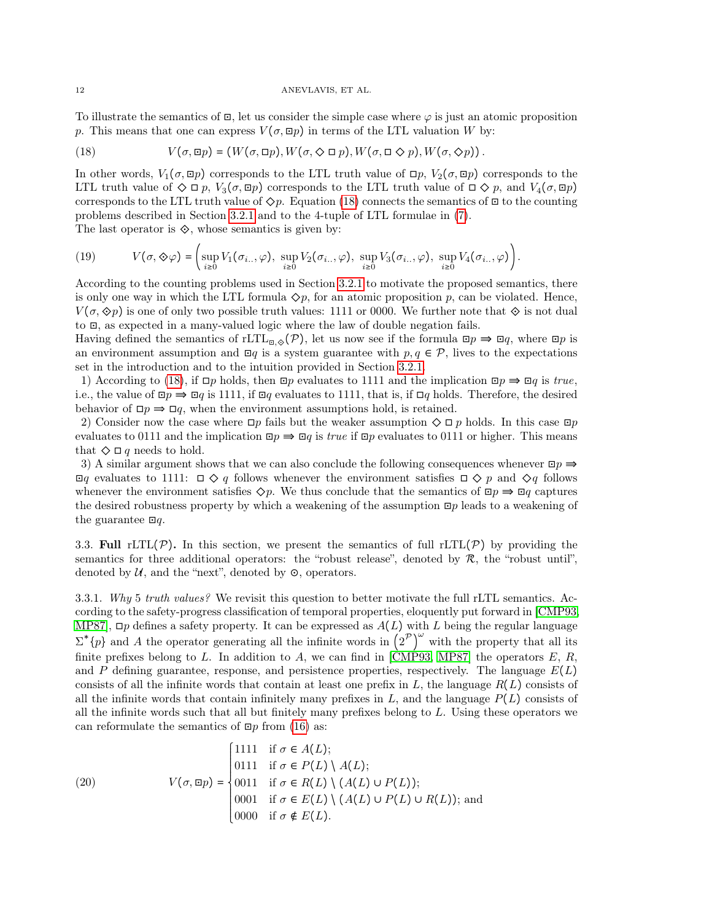To illustrate the semantics of $\boxdot$, let us consider the simple case where $\varphi$ is just an atomic proposition $p$. This means that one can express $V(\sigma, \boxdot p)$ in terms of the LTL valuation $W$ by:

$$V(\sigma, \boxdot p) = (W(\sigma, \Box p), W(\sigma, \Diamond \Box p), W(\sigma, \Box \Diamond p), W(\sigma, \Diamond p)). \tag{18}$$

In other words, $V_1(\sigma, \boxdot p)$ corresponds to the LTL truth value of $\Box p$, $V_2(\sigma, \boxdot p)$ corresponds to the LTL truth value of $\Diamond \Box p$, $V_3(\sigma, \boxdot p)$ corresponds to the LTL truth value of $\Box \Diamond p$, and $V_4(\sigma, \boxdot p)$ corresponds to the LTL truth value of $\Diamond p$. Equation (18) connects the semantics of $\boxdot$ to the counting problems described in Section 3.2.1 and to the 4-tuple of LTL formulae in (7).
The last operator is $\diamonddot$, whose semantics is given by:

$$V(\sigma, \diamonddot \varphi) = \left( \sup_{i \geq 0} V_1(\sigma_{i..}, \varphi),\ \sup_{i \geq 0} V_2(\sigma_{i..}, \varphi),\ \sup_{i \geq 0} V_3(\sigma_{i..}, \varphi),\ \sup_{i \geq 0} V_4(\sigma_{i..}, \varphi) \right). \tag{19}$$

According to the counting problems used in Section 3.2.1 to motivate the proposed semantics, there is only one way in which the LTL formula $\Diamond p$, for an atomic proposition $p$, can be violated. Hence, $V(\sigma, \diamonddot p)$ is one of only two possible truth values: 1111 or 0000. We further note that $\diamonddot$ is not dual to $\boxdot$, as expected in a many-valued logic where the law of double negation fails.
Having defined the semantics of rLTL$_{\boxdot,\diamonddot}(\mathcal{P})$, let us now see if the formula $\boxdot p \Rrightarrow \boxdot q$, where $\boxdot p$ is an environment assumption and $\boxdot q$ is a system guarantee with $p, q \in \mathcal{P}$, lives to the expectations set in the introduction and to the intuition provided in Section 3.2.1.

1) According to (18), if $\Box p$ holds, then $\boxdot p$ evaluates to 1111 and the implication $\boxdot p \Rrightarrow \boxdot q$ is *true*, i.e., the value of $\boxdot p \Rrightarrow \boxdot q$ is 1111, if $\boxdot q$ evaluates to 1111, that is, if $\Box q$ holds. Therefore, the desired behavior of $\Box p \Rightarrow \Box q$, when the environment assumptions hold, is retained.
2) Consider now the case where $\Box p$ fails but the weaker assumption $\Diamond \Box p$ holds. In this case $\boxdot p$ evaluates to 0111 and the implication $\boxdot p \Rrightarrow \boxdot q$ is *true* if $\boxdot p$ evaluates to 0111 or higher. This means that $\Diamond \Box q$ needs to hold.
3) A similar argument shows that we can also conclude the following consequences whenever $\boxdot p \Rrightarrow \boxdot q$ evaluates to 1111: $\Box \Diamond q$ follows whenever the environment satisfies $\Box \Diamond p$ and $\Diamond q$ follows whenever the environment satisfies $\Diamond p$. We thus conclude that the semantics of $\boxdot p \Rrightarrow \boxdot q$ captures the desired robustness property by which a weakening of the assumption $\boxdot p$ leads to a weakening of the guarantee $\boxdot q$.

### 3.3. Full rLTL($\mathcal{P}$).

In this section, we present the semantics of full rLTL($\mathcal{P}$) by providing the semantics for three additional operators: the "robust release", denoted by $\mathcal{R}$, the "robust until", denoted by $\mathcal{U}$, and the "next", denoted by $\odot$, operators.

#### 3.3.1. *Why 5 truth values?*

We revisit this question to better motivate the full rLTL semantics. According to the safety-progress classification of temporal properties, eloquently put forward in [CMP93, MP87], $\Box p$ defines a safety property. It can be expressed as $A(L)$ with $L$ being the regular language $\Sigma^* \{p\}$ and $A$ the operator generating all the infinite words in $\left(2^{\mathcal{P}}\right)^\omega$ with the property that all its finite prefixes belong to $L$. In addition to $A$, we can find in [CMP93, MP87] the operators $E$, $R$, and $P$ defining guarantee, response, and persistence properties, respectively. The language $E(L)$ consists of all the infinite words that contain at least one prefix in $L$, the language $R(L)$ consists of all the infinite words that contain infinitely many prefixes in $L$, and the language $P(L)$ consists of all the infinite words such that all but finitely many prefixes belong to $L$. Using these operators we can reformulate the semantics of $\boxdot p$ from (16) as:

$$V(\sigma, \boxdot p) = \begin{cases} 1111 & \text{if } \sigma \in A(L); \\ 0111 & \text{if } \sigma \in P(L) \setminus A(L); \\ 0011 & \text{if } \sigma \in R(L) \setminus (A(L) \cup P(L)); \\ 0001 & \text{if } \sigma \in E(L) \setminus (A(L) \cup P(L) \cup R(L)); \text{ and} \\ 0000 & \text{if } \sigma \notin E(L). \end{cases} \tag{20}$$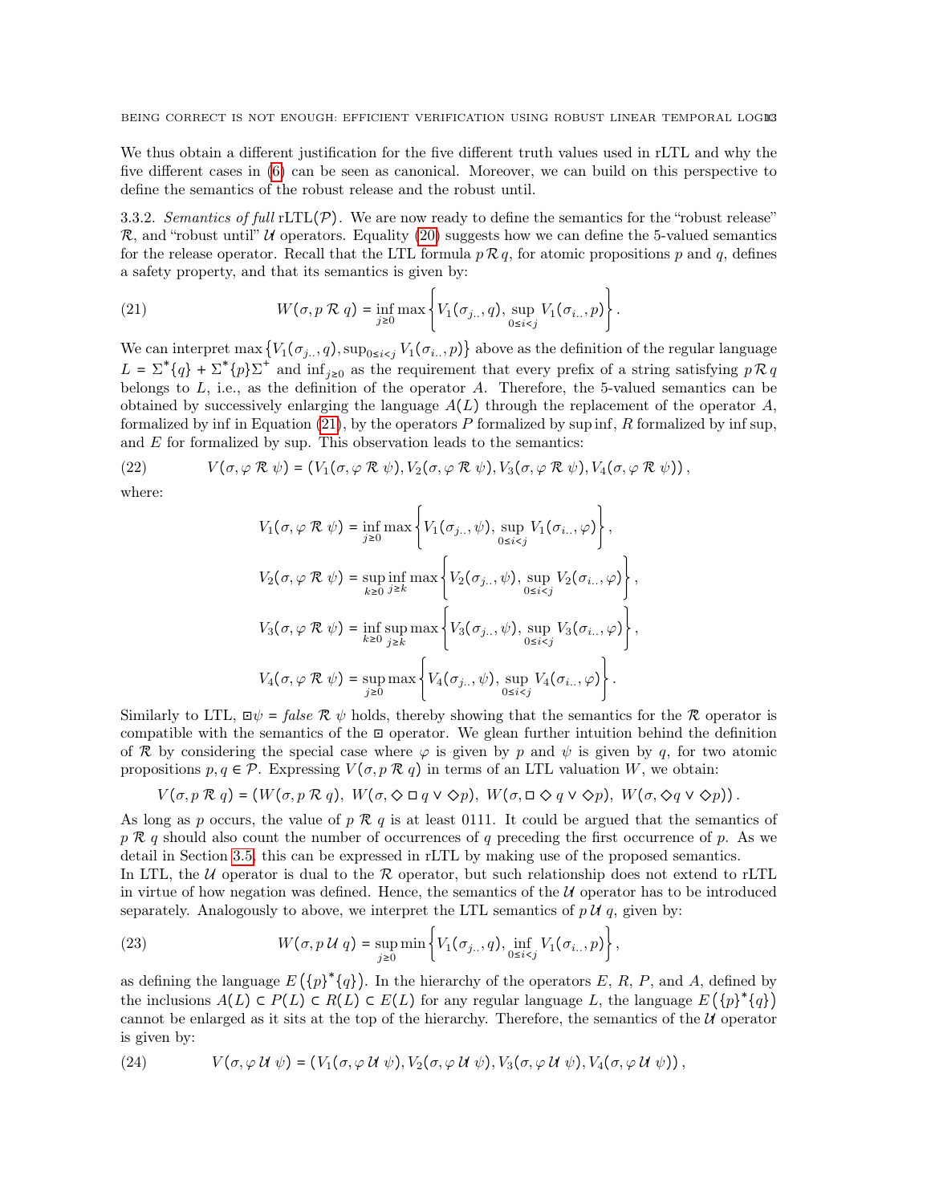We thus obtain a different justification for the five different truth values used in rLTL and why the five different cases in (6) can be seen as canonical. Moreover, we can build on this perspective to define the semantics of the robust release and the robust until.

3.3.2. *Semantics of full* rLTL($\mathcal{P}$). We are now ready to define the semantics for the "robust release" $\mathcal{R}$, and "robust until" $\mathcal{U}$ operators. Equality (20) suggests how we can define the 5-valued semantics for the release operator. Recall that the LTL formula $p \,\mathcal{R}\, q$, for atomic propositions $p$ and $q$, defines a safety property, and that its semantics is given by:

$$W(\sigma, p \,\mathcal{R}\, q) = \inf_{j \geq 0} \max \left\{ V_1(\sigma_{j..}, q), \sup_{0 \leq i < j} V_1(\sigma_{i..}, p) \right\}. \tag{21}$$

We can interpret $\max\left\{V_1(\sigma_{j..}, q), \sup_{0 \leq i<j} V_1(\sigma_{i..}, p)\right\}$ above as the definition of the regular language $L = \Sigma^*\{q\} + \Sigma^*\{p\}\Sigma^+$ and $\inf_{j\geq 0}$ as the requirement that every prefix of a string satisfying $p \,\mathcal{R}\, q$ belongs to $L$, i.e., as the definition of the operator $A$. Therefore, the 5-valued semantics can be obtained by successively enlarging the language $A(L)$ through the replacement of the operator $A$, formalized by inf in Equation (21), by the operators $P$ formalized by sup inf, $R$ formalized by inf sup, and $E$ for formalized by sup. This observation leads to the semantics:

$$V(\sigma, \varphi \,\mathcal{R}\, \psi) = \left(V_1(\sigma, \varphi \,\mathcal{R}\, \psi), V_2(\sigma, \varphi \,\mathcal{R}\, \psi), V_3(\sigma, \varphi \,\mathcal{R}\, \psi), V_4(\sigma, \varphi \,\mathcal{R}\, \psi)\right), \tag{22}$$

where:

$$V_1(\sigma, \varphi \,\mathcal{R}\, \psi) = \inf_{j \geq 0} \max \left\{ V_1(\sigma_{j..}, \psi), \sup_{0 \leq i < j} V_1(\sigma_{i..}, \varphi) \right\},$$

$$V_2(\sigma, \varphi \,\mathcal{R}\, \psi) = \sup_{k \geq 0} \inf_{j \geq k} \max \left\{ V_2(\sigma_{j..}, \psi), \sup_{0 \leq i < j} V_2(\sigma_{i..}, \varphi) \right\},$$

$$V_3(\sigma, \varphi \,\mathcal{R}\, \psi) = \inf_{k \geq 0} \sup_{j \geq k} \max \left\{ V_3(\sigma_{j..}, \psi), \sup_{0 \leq i < j} V_3(\sigma_{i..}, \varphi) \right\},$$

$$V_4(\sigma, \varphi \,\mathcal{R}\, \psi) = \sup_{j \geq 0} \max \left\{ V_4(\sigma_{j..}, \psi), \sup_{0 \leq i < j} V_4(\sigma_{i..}, \varphi) \right\}.$$

Similarly to LTL, $\boxdot\psi = \mathit{false} \,\mathcal{R}\, \psi$ holds, thereby showing that the semantics for the $\mathcal{R}$ operator is compatible with the semantics of the $\boxdot$ operator. We glean further intuition behind the definition of $\mathcal{R}$ by considering the special case where $\varphi$ is given by $p$ and $\psi$ is given by $q$, for two atomic propositions $p, q \in \mathcal{P}$. Expressing $V(\sigma, p \,\mathcal{R}\, q)$ in terms of an LTL valuation $W$, we obtain:

$$V(\sigma, p \,\mathcal{R}\, q) = \left(W(\sigma, p \,\mathcal{R}\, q),\ W(\sigma, \Diamond \Box q \vee \Diamond p),\ W(\sigma, \Box \Diamond q \vee \Diamond p),\ W(\sigma, \Diamond q \vee \Diamond p)\right).$$

As long as $p$ occurs, the value of $p \,\mathcal{R}\, q$ is at least 0111. It could be argued that the semantics of $p \,\mathcal{R}\, q$ should also count the number of occurrences of $q$ preceding the first occurrence of $p$. As we detail in Section 3.5, this can be expressed in rLTL by making use of the proposed semantics.

In LTL, the $\mathcal{U}$ operator is dual to the $\mathcal{R}$ operator, but such relationship does not extend to rLTL in virtue of how negation was defined. Hence, the semantics of the $\mathcal{U}$ operator has to be introduced separately. Analogously to above, we interpret the LTL semantics of $p \,\mathcal{U}\, q$, given by:

$$W(\sigma, p \,\mathcal{U}\, q) = \sup_{j \geq 0} \min \left\{ V_1(\sigma_{j..}, q), \inf_{0 \leq i < j} V_1(\sigma_{i..}, p) \right\}, \tag{23}$$

as defining the language $E\left(\{p\}^*\{q\}\right)$. In the hierarchy of the operators $E$, $R$, $P$, and $A$, defined by the inclusions $A(L) \subset P(L) \subset R(L) \subset E(L)$ for any regular language $L$, the language $E\left(\{p\}^*\{q\}\right)$ cannot be enlarged as it sits at the top of the hierarchy. Therefore, the semantics of the $\mathcal{U}$ operator is given by:

$$V(\sigma, \varphi \,\mathcal{U}\, \psi) = \left(V_1(\sigma, \varphi \,\mathcal{U}\, \psi), V_2(\sigma, \varphi \,\mathcal{U}\, \psi), V_3(\sigma, \varphi \,\mathcal{U}\, \psi), V_4(\sigma, \varphi \,\mathcal{U}\, \psi)\right), \tag{24}$$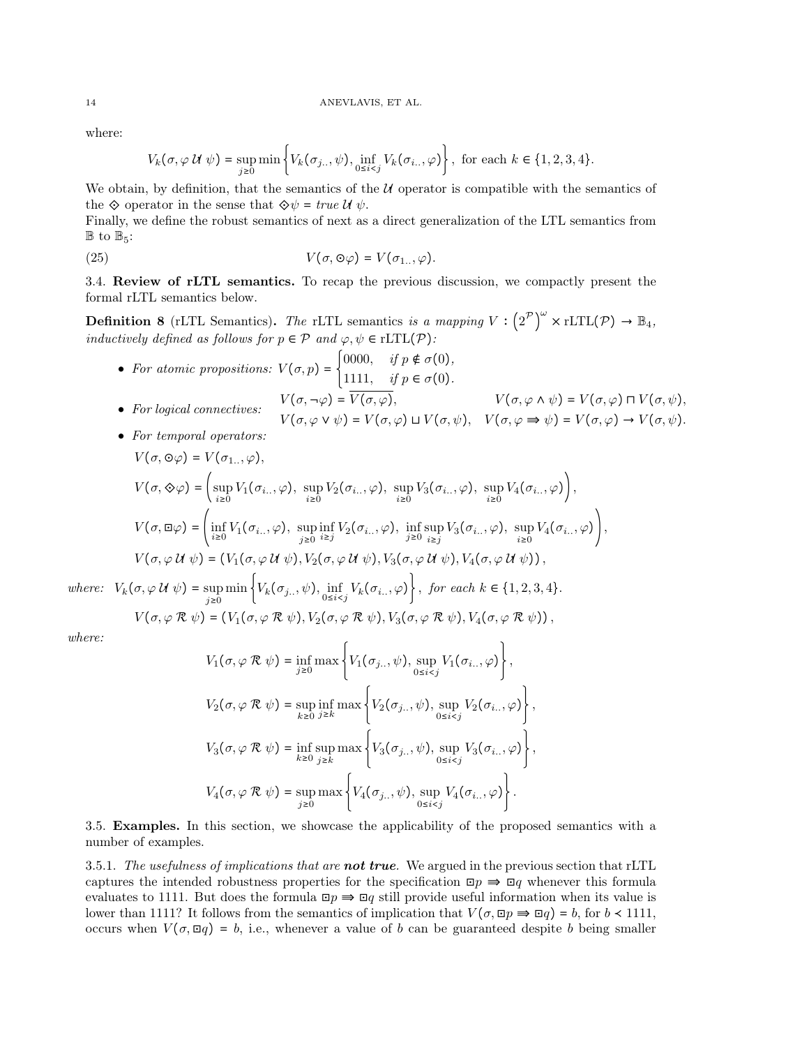where:

$$V_k(\sigma, \varphi \,\mathcal{U}\, \psi) = \sup_{j \geq 0} \min \left\{ V_k(\sigma_{j..}, \psi), \inf_{0 \leq i < j} V_k(\sigma_{i..}, \varphi) \right\}, \text{ for each } k \in \{1, 2, 3, 4\}.$$

We obtain, by definition, that the semantics of the $\mathcal{U}$ operator is compatible with the semantics of the $\diamondsuit$ operator in the sense that $\diamondsuit\psi = \mathit{true}\,\mathcal{U}\,\psi$.

Finally, we define the robust semantics of next as a direct generalization of the LTL semantics from $\mathbb{B}$ to $\mathbb{B}_5$:

$$V(\sigma, \odot\varphi) = V(\sigma_{1..}, \varphi). \tag{25}$$

3.4. **Review of rLTL semantics.** To recap the previous discussion, we compactly present the formal rLTL semantics below.

**Definition 8** (rLTL Semantics)**.** *The* rLTL semantics *is a mapping* $V : \left(2^{\mathcal{P}}\right)^{\omega} \times \text{rLTL}(\mathcal{P}) \to \mathbb{B}_4$, *inductively defined as follows for* $p \in \mathcal{P}$ *and* $\varphi, \psi \in \text{rLTL}(\mathcal{P})$*:*

- *For atomic propositions:* $V(\sigma, p) = \begin{cases} 0000, & \text{if } p \notin \sigma(0), \\ 1111, & \text{if } p \in \sigma(0). \end{cases}$
- *For logical connectives:* $V(\sigma, \neg\varphi) = \overline{V(\sigma, \varphi)}$, $V(\sigma, \varphi \wedge \psi) = V(\sigma, \varphi) \sqcap V(\sigma, \psi)$, $V(\sigma, \varphi \vee \psi) = V(\sigma, \varphi) \sqcup V(\sigma, \psi)$, $V(\sigma, \varphi \Rightarrow \psi) = V(\sigma, \varphi) \to V(\sigma, \psi)$.
- *For temporal operators:*

$$V(\sigma, \odot\varphi) = V(\sigma_{1..}, \varphi),$$

$$V(\sigma, \diamondsuit\varphi) = \left( \sup_{i \geq 0} V_1(\sigma_{i..}, \varphi),\ \sup_{i \geq 0} V_2(\sigma_{i..}, \varphi),\ \sup_{i \geq 0} V_3(\sigma_{i..}, \varphi),\ \sup_{i \geq 0} V_4(\sigma_{i..}, \varphi) \right),$$

$$V(\sigma, \boxdot\varphi) = \left( \inf_{i \geq 0} V_1(\sigma_{i..}, \varphi),\ \sup_{j \geq 0} \inf_{i \geq j} V_2(\sigma_{i..}, \varphi),\ \inf_{j \geq 0} \sup_{i \geq j} V_3(\sigma_{i..}, \varphi),\ \sup_{i \geq 0} V_4(\sigma_{i..}, \varphi) \right),$$

$$V(\sigma, \varphi \,\mathcal{U}\, \psi) = \left( V_1(\sigma, \varphi \,\mathcal{U}\, \psi), V_2(\sigma, \varphi \,\mathcal{U}\, \psi), V_3(\sigma, \varphi \,\mathcal{U}\, \psi), V_4(\sigma, \varphi \,\mathcal{U}\, \psi) \right),$$

*where:* $V_k(\sigma, \varphi \,\mathcal{U}\, \psi) = \sup_{j \geq 0} \min \left\{ V_k(\sigma_{j..}, \psi), \inf_{0 \leq i < j} V_k(\sigma_{i..}, \varphi) \right\}$, *for each* $k \in \{1, 2, 3, 4\}$.

$$V(\sigma, \varphi \,\mathcal{R}\, \psi) = \left( V_1(\sigma, \varphi \,\mathcal{R}\, \psi), V_2(\sigma, \varphi \,\mathcal{R}\, \psi), V_3(\sigma, \varphi \,\mathcal{R}\, \psi), V_4(\sigma, \varphi \,\mathcal{R}\, \psi) \right),$$

*where:*

$$V_1(\sigma, \varphi \,\mathcal{R}\, \psi) = \inf_{j \geq 0} \max \left\{ V_1(\sigma_{j..}, \psi), \sup_{0 \leq i < j} V_1(\sigma_{i..}, \varphi) \right\},$$

$$V_2(\sigma, \varphi \,\mathcal{R}\, \psi) = \sup_{k \geq 0} \inf_{j \geq k} \max \left\{ V_2(\sigma_{j..}, \psi), \sup_{0 \leq i < j} V_2(\sigma_{i..}, \varphi) \right\},$$

$$V_3(\sigma, \varphi \,\mathcal{R}\, \psi) = \inf_{k \geq 0} \sup_{j \geq k} \max \left\{ V_3(\sigma_{j..}, \psi), \sup_{0 \leq i < j} V_3(\sigma_{i..}, \varphi) \right\},$$

$$V_4(\sigma, \varphi \,\mathcal{R}\, \psi) = \sup_{j \geq 0} \max \left\{ V_4(\sigma_{j..}, \psi), \sup_{0 \leq i < j} V_4(\sigma_{i..}, \varphi) \right\}.$$

3.5. **Examples.** In this section, we showcase the applicability of the proposed semantics with a number of examples.

3.5.1. *The usefulness of implications that are* ***not true***. We argued in the previous section that rLTL captures the intended robustness properties for the specification $\boxdot p \Rightarrow \boxdot q$ whenever this formula evaluates to 1111. But does the formula $\boxdot p \Rightarrow \boxdot q$ still provide useful information when its value is lower than 1111? It follows from the semantics of implication that $V(\sigma, \boxdot p \Rightarrow \boxdot q) = b$, for $b \prec 1111$, occurs when $V(\sigma, \boxdot q) = b$, i.e., whenever a value of $b$ can be guaranteed despite $b$ being smaller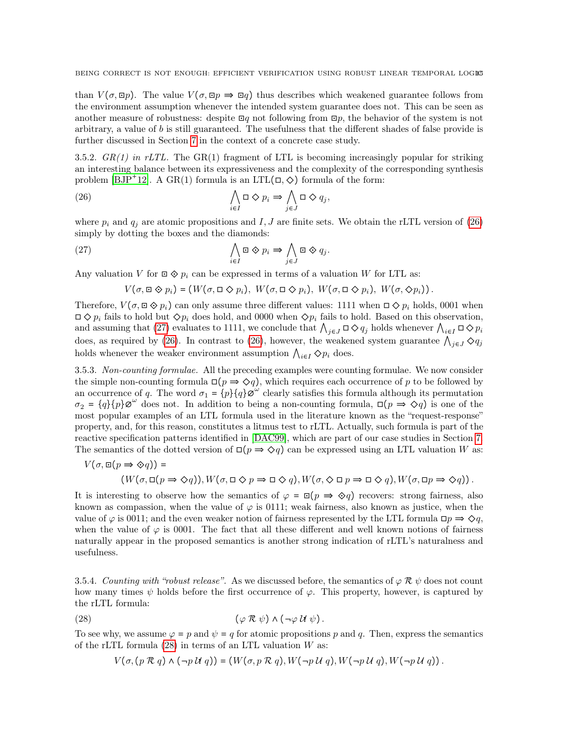than $V(\sigma, \boxdot p)$. The value $V(\sigma, \boxdot p \Rrightarrow \boxdot q)$ thus describes which weakened guarantee follows from the environment assumption whenever the intended system guarantee does not. This can be seen as another measure of robustness: despite $\boxdot q$ not following from $\boxdot p$, the behavior of the system is not arbitrary, a value of $b$ is still guaranteed. The usefulness that the different shades of false provide is further discussed in Section 7 in the context of a concrete case study.

3.5.2. *GR(1) in rLTL.* The GR(1) fragment of LTL is becoming increasingly popular for striking an interesting balance between its expressiveness and the complexity of the corresponding synthesis problem [BJP+12]. A GR(1) formula is an LTL($\Box, \Diamond$) formula of the form:

$$\bigwedge_{i \in I} \Box \Diamond p_i \Rightarrow \bigwedge_{j \in J} \Box \Diamond q_j, \tag{26}$$

where $p_i$ and $q_j$ are atomic propositions and $I, J$ are finite sets. We obtain the rLTL version of (26) simply by dotting the boxes and the diamonds:

$$\bigwedge_{i \in I} \boxdot \diamonddot p_i \Rrightarrow \bigwedge_{j \in J} \boxdot \diamonddot q_j. \tag{27}$$

Any valuation $V$ for $\boxdot \diamonddot p_i$ can be expressed in terms of a valuation $W$ for LTL as:

$$V(\sigma, \boxdot \diamonddot p_i) = (W(\sigma, \Box \Diamond p_i),\ W(\sigma, \Box \Diamond p_i),\ W(\sigma, \Box \Diamond p_i),\ W(\sigma, \Diamond p_i)).$$

Therefore, $V(\sigma, \boxdot \diamonddot p_i)$ can only assume three different values: 1111 when $\Box \Diamond p_i$ holds, 0001 when $\Box \Diamond p_i$ fails to hold but $\Diamond p_i$ does hold, and 0000 when $\Diamond p_i$ fails to hold. Based on this observation, and assuming that (27) evaluates to 1111, we conclude that $\bigwedge_{j \in J} \Box \Diamond q_j$ holds whenever $\bigwedge_{i \in I} \Box \Diamond p_i$ does, as required by (26). In contrast to (26), however, the weakened system guarantee $\bigwedge_{j \in J} \Diamond q_j$ holds whenever the weaker environment assumption $\bigwedge_{i \in I} \Diamond p_i$ does.

3.5.3. *Non-counting formulae.* All the preceding examples were counting formulae. We now consider the simple non-counting formula $\Box(p \Rightarrow \Diamond q)$, which requires each occurrence of $p$ to be followed by an occurrence of $q$. The word $\sigma_1 = \{p\}\{q\}\varnothing^\omega$ clearly satisfies this formula although its permutation $\sigma_2 = \{q\}\{p\}\varnothing^\omega$ does not. In addition to being a non-counting formula, $\Box(p \Rightarrow \Diamond q)$ is one of the most popular examples of an LTL formula used in the literature known as the "request-response" property, and, for this reason, constitutes a litmus test to rLTL. Actually, such formula is part of the reactive specification patterns identified in [DAC99], which are part of our case studies in Section 7. The semantics of the dotted version of $\Box(p \Rightarrow \Diamond q)$ can be expressed using an LTL valuation $W$ as:

$$V(\sigma, \boxdot(p \Rrightarrow \diamonddot q)) =$$
$$(W(\sigma, \Box(p \Rightarrow \Diamond q)), W(\sigma, \Box \Diamond p \Rightarrow \Box \Diamond q), W(\sigma, \Diamond \Box p \Rightarrow \Box \Diamond q), W(\sigma, \Box p \Rightarrow \Diamond q)).$$

It is interesting to observe how the semantics of $\varphi = \boxdot(p \Rrightarrow \diamonddot q)$ recovers: strong fairness, also known as compassion, when the value of $\varphi$ is 0111; weak fairness, also known as justice, when the value of $\varphi$ is 0011; and the even weaker notion of fairness represented by the LTL formula $\Box p \Rightarrow \Diamond q$, when the value of $\varphi$ is 0001. The fact that all these different and well known notions of fairness naturally appear in the proposed semantics is another strong indication of rLTL's naturalness and usefulness.

3.5.4. *Counting with "robust release".* As we discussed before, the semantics of $\varphi \,\mathcal{R}\, \psi$ does not count how many times $\psi$ holds before the first occurrence of $\varphi$. This property, however, is captured by the rLTL formula:

$$(\varphi \,\mathcal{R}\, \psi) \wedge (\neg \varphi \,\mathcal{U}\, \psi). \tag{28}$$

To see why, we assume $\varphi = p$ and $\psi = q$ for atomic propositions $p$ and $q$. Then, express the semantics of the rLTL formula (28) in terms of an LTL valuation $W$ as:

$$V(\sigma, (p \,\mathcal{R}\, q) \wedge (\neg p \,\mathcal{U}\, q)) = (W(\sigma, p \,\mathcal{R}\, q), W(\neg p \,\mathcal{U}\, q), W(\neg p \,\mathcal{U}\, q), W(\neg p \,\mathcal{U}\, q)).$$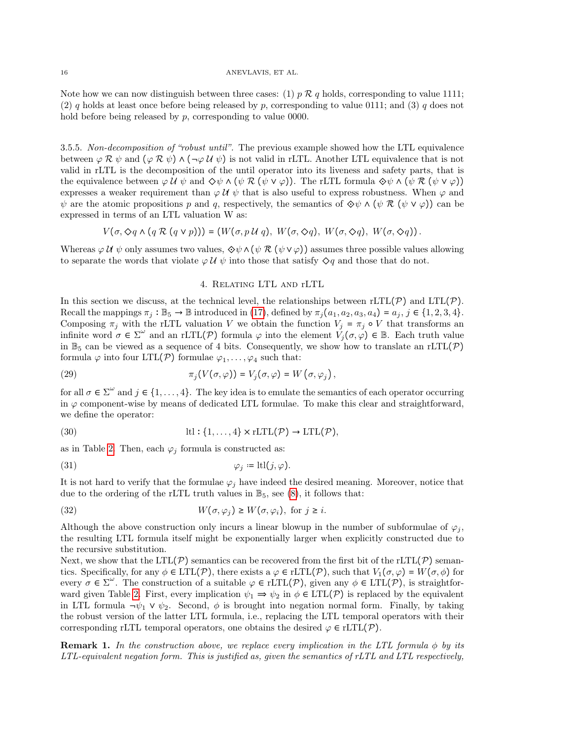Note how we can now distinguish between three cases: (1) $p \,\mathcal{R}\, q$ holds, corresponding to value 1111; (2) $q$ holds at least once before being released by $p$, corresponding to value 0111; and (3) $q$ does not hold before being released by $p$, corresponding to value 0000.

3.5.5. *Non-decomposition of "robust until".* The previous example showed how the LTL equivalence between $\varphi \,\mathcal{R}\, \psi$ and $(\varphi \,\mathcal{R}\, \psi) \wedge (\neg\varphi \,\mathcal{U}\, \psi)$ is not valid in rLTL. Another LTL equivalence that is not valid in rLTL is the decomposition of the until operator into its liveness and safety parts, that is the equivalence between $\varphi \,\mathcal{U}\, \psi$ and $\Diamond\psi \wedge (\psi \,\mathcal{R}\, (\psi \vee \varphi))$. The rLTL formula $\Diamond\!\!\!\cdot\,\psi \wedge (\psi \,\boldsymbol{\mathcal{R}}\, (\psi \vee \varphi))$ expresses a weaker requirement than $\varphi \,\mathcal{U}\, \psi$ that is also useful to express robustness. When $\varphi$ and $\psi$ are the atomic propositions $p$ and $q$, respectively, the semantics of $\Diamond\!\!\!\cdot\,\psi \wedge (\psi \,\boldsymbol{\mathcal{R}}\, (\psi \vee \varphi))$ can be expressed in terms of an LTL valuation W as:

$$V(\sigma, \Diamond q \wedge (q \,\mathcal{R}\, (q \vee p))) = (W(\sigma, p \,\mathcal{U}\, q),\ W(\sigma, \Diamond q),\ W(\sigma, \Diamond q),\ W(\sigma, \Diamond q)).$$

Whereas $\varphi \,\mathcal{U}\, \psi$ only assumes two values, $\Diamond\!\!\!\cdot\,\psi \wedge (\psi \,\boldsymbol{\mathcal{R}}\, (\psi \vee \varphi))$ assumes three possible values allowing to separate the words that violate $\varphi \,\mathcal{U}\, \psi$ into those that satisfy $\Diamond q$ and those that do not.

## 4. Relating LTL and rLTL

In this section we discuss, at the technical level, the relationships between rLTL($\mathcal{P}$) and LTL($\mathcal{P}$). Recall the mappings $\pi_j : \mathbb{B}_5 \to \mathbb{B}$ introduced in (17), defined by $\pi_j(a_1, a_2, a_3, a_4) = a_j$, $j \in \{1, 2, 3, 4\}$. Composing $\pi_j$ with the rLTL valuation $V$ we obtain the function $V_j = \pi_j \circ V$ that transforms an infinite word $\sigma \in \Sigma^\omega$ and an rLTL($\mathcal{P}$) formula $\varphi$ into the element $V_j(\sigma, \varphi) \in \mathbb{B}$. Each truth value in $\mathbb{B}_5$ can be viewed as a sequence of 4 bits. Consequently, we show how to translate an rLTL($\mathcal{P}$) formula $\varphi$ into four LTL($\mathcal{P}$) formulae $\varphi_1, \ldots, \varphi_4$ such that:

$$\pi_j(V(\sigma, \varphi)) = V_j(\sigma, \varphi) = W(\sigma, \varphi_j), \tag{29}$$

for all $\sigma \in \Sigma^\omega$ and $j \in \{1, \ldots, 4\}$. The key idea is to emulate the semantics of each operator occurring in $\varphi$ component-wise by means of dedicated LTL formulae. To make this clear and straightforward, we define the operator:

$$\text{ltl} : \{1, \ldots, 4\} \times \text{rLTL}(\mathcal{P}) \to \text{LTL}(\mathcal{P}), \tag{30}$$

as in Table 2. Then, each $\varphi_j$ formula is constructed as:

$$\varphi_j := \text{ltl}(j, \varphi). \tag{31}$$

It is not hard to verify that the formulae $\varphi_j$ have indeed the desired meaning. Moreover, notice that due to the ordering of the rLTL truth values in $\mathbb{B}_5$, see (8), it follows that:

$$W(\sigma, \varphi_j) \geq W(\sigma, \varphi_i), \text{ for } j \geq i. \tag{32}$$

Although the above construction only incurs a linear blowup in the number of subformulae of $\varphi_j$, the resulting LTL formula itself might be exponentially larger when explicitly constructed due to the recursive substitution.

Next, we show that the LTL($\mathcal{P}$) semantics can be recovered from the first bit of the rLTL($\mathcal{P}$) semantics. Specifically, for any $\phi \in$ LTL($\mathcal{P}$), there exists a $\varphi \in$ rLTL($\mathcal{P}$), such that $V_1(\sigma, \varphi) = W(\sigma, \phi)$ for every $\sigma \in \Sigma^\omega$. The construction of a suitable $\varphi \in$ rLTL($\mathcal{P}$), given any $\phi \in$ LTL($\mathcal{P}$), is straightforward given Table 2. First, every implication $\psi_1 \Rightarrow \psi_2$ in $\phi \in$ LTL($\mathcal{P}$) is replaced by the equivalent in LTL formula $\neg\psi_1 \vee \psi_2$. Second, $\phi$ is brought into negation normal form. Finally, by taking the robust version of the latter LTL formula, i.e., replacing the LTL temporal operators with their corresponding rLTL temporal operators, one obtains the desired $\varphi \in$ rLTL($\mathcal{P}$).

**Remark 1.** *In the construction above, we replace every implication in the LTL formula $\phi$ by its LTL-equivalent negation form. This is justified as, given the semantics of rLTL and LTL respectively,*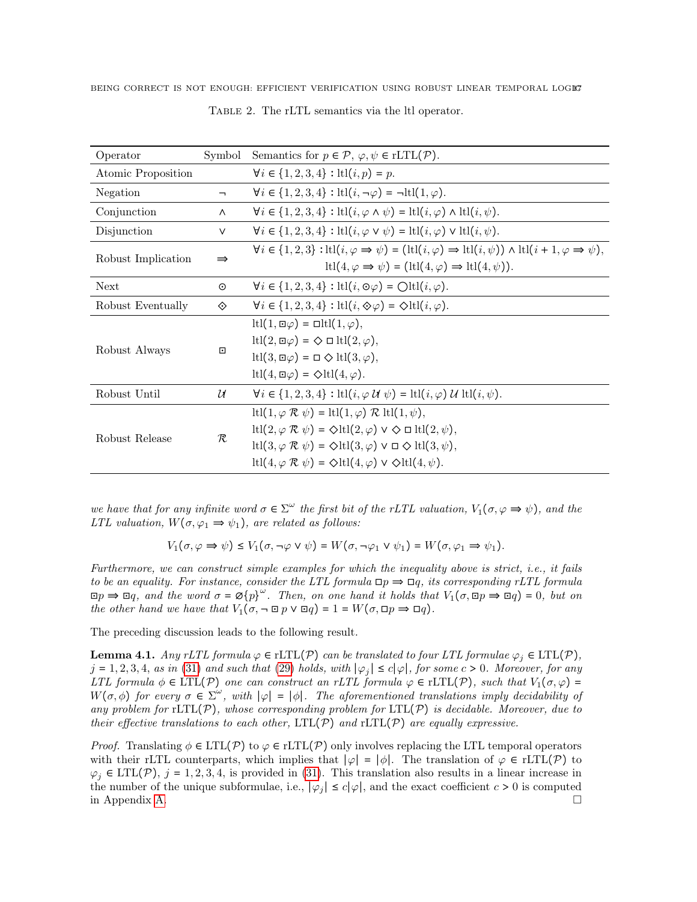Table 2. The rLTL semantics via the ltl operator.

| Operator | Symbol | Semantics for $p \in \mathcal{P}$, $\varphi, \psi \in \text{rLTL}(\mathcal{P})$. |
|---|---|---|
| Atomic Proposition | | $\forall i \in \{1,2,3,4\} : \text{ltl}(i, p) = p.$ |
| Negation | $\neg$ | $\forall i \in \{1,2,3,4\} : \text{ltl}(i, \neg\varphi) = \neg\text{ltl}(1, \varphi).$ |
| Conjunction | $\wedge$ | $\forall i \in \{1,2,3,4\} : \text{ltl}(i, \varphi \wedge \psi) = \text{ltl}(i, \varphi) \wedge \text{ltl}(i, \psi).$ |
| Disjunction | $\vee$ | $\forall i \in \{1,2,3,4\} : \text{ltl}(i, \varphi \vee \psi) = \text{ltl}(i, \varphi) \vee \text{ltl}(i, \psi).$ |
| Robust Implication | $\Rrightarrow$ | $\forall i \in \{1,2,3\} : \text{ltl}(i, \varphi \Rrightarrow \psi) = (\text{ltl}(i, \varphi) \Rightarrow \text{ltl}(i, \psi)) \wedge \text{ltl}(i+1, \varphi \Rrightarrow \psi),$ $\text{ltl}(4, \varphi \Rrightarrow \psi) = (\text{ltl}(4, \varphi) \Rightarrow \text{ltl}(4, \psi)).$ |
| Next | $\odot$ | $\forall i \in \{1,2,3,4\} : \text{ltl}(i, \odot\varphi) = \bigcirc\text{ltl}(i, \varphi).$ |
| Robust Eventually | $\diamonddot$ | $\forall i \in \{1,2,3,4\} : \text{ltl}(i, \diamonddot\varphi) = \Diamond\text{ltl}(i, \varphi).$ |
| Robust Always | $\boxdot$ | $\text{ltl}(1, \boxdot\varphi) = \Box\text{ltl}(1, \varphi),$ $\text{ltl}(2, \boxdot\varphi) = \Diamond\Box\,\text{ltl}(2, \varphi),$ $\text{ltl}(3, \boxdot\varphi) = \Box\Diamond\,\text{ltl}(3, \varphi),$ $\text{ltl}(4, \boxdot\varphi) = \Diamond\text{ltl}(4, \varphi).$ |
| Robust Until | $\mathcal{U}$ | $\forall i \in \{1,2,3,4\} : \text{ltl}(i, \varphi\,\mathcal{U}\,\psi) = \text{ltl}(i, \varphi)\,\mathcal{U}\,\text{ltl}(i, \psi).$ |
| Robust Release | $\mathcal{R}$ | $\text{ltl}(1, \varphi\,\mathcal{R}\,\psi) = \text{ltl}(1, \varphi)\,\mathcal{R}\,\text{ltl}(1, \psi),$ $\text{ltl}(2, \varphi\,\mathcal{R}\,\psi) = \Diamond\text{ltl}(2, \varphi) \vee \Diamond\Box\,\text{ltl}(2, \psi),$ $\text{ltl}(3, \varphi\,\mathcal{R}\,\psi) = \Diamond\text{ltl}(3, \varphi) \vee \Box\Diamond\,\text{ltl}(3, \psi),$ $\text{ltl}(4, \varphi\,\mathcal{R}\,\psi) = \Diamond\text{ltl}(4, \varphi) \vee \Diamond\text{ltl}(4, \psi).$ |

*we have that for any infinite word $\sigma \in \Sigma^\omega$ the first bit of the rLTL valuation, $V_1(\sigma, \varphi \Rrightarrow \psi)$, and the LTL valuation, $W(\sigma, \varphi_1 \Rightarrow \psi_1)$, are related as follows:*

$$V_1(\sigma, \varphi \Rrightarrow \psi) \leq V_1(\sigma, \neg\varphi \vee \psi) = W(\sigma, \neg\varphi_1 \vee \psi_1) = W(\sigma, \varphi_1 \Rightarrow \psi_1).$$

*Furthermore, we can construct simple examples for which the inequality above is strict, i.e., it fails to be an equality. For instance, consider the LTL formula $\Box p \Rightarrow \Box q$, its corresponding rLTL formula $\boxdot p \Rrightarrow \boxdot q$, and the word $\sigma = \varnothing\{p\}^\omega$. Then, on one hand it holds that $V_1(\sigma, \boxdot p \Rrightarrow \boxdot q) = 0$, but on the other hand we have that $V_1(\sigma, \neg\boxdot p \vee \boxdot q) = 1 = W(\sigma, \Box p \Rightarrow \Box q)$.*

The preceding discussion leads to the following result.

**Lemma 4.1.** *Any rLTL formula $\varphi \in \text{rLTL}(\mathcal{P})$ can be translated to four LTL formulae $\varphi_j \in \text{LTL}(\mathcal{P})$, $j = 1, 2, 3, 4$, as in (31) and such that (29) holds, with $|\varphi_j| \leq c|\varphi|$, for some $c > 0$. Moreover, for any LTL formula $\phi \in \text{LTL}(\mathcal{P})$ one can construct an rLTL formula $\varphi \in \text{rLTL}(\mathcal{P})$, such that $V_1(\sigma, \varphi) = W(\sigma, \phi)$ for every $\sigma \in \Sigma^\omega$, with $|\varphi| = |\phi|$. The aforementioned translations imply decidability of any problem for $\text{rLTL}(\mathcal{P})$, whose corresponding problem for $\text{LTL}(\mathcal{P})$ is decidable. Moreover, due to their effective translations to each other, $\text{LTL}(\mathcal{P})$ and $\text{rLTL}(\mathcal{P})$ are equally expressive.*

*Proof.* Translating $\phi \in \text{LTL}(\mathcal{P})$ to $\varphi \in \text{rLTL}(\mathcal{P})$ only involves replacing the LTL temporal operators with their rLTL counterparts, which implies that $|\varphi| = |\phi|$. The translation of $\varphi \in \text{rLTL}(\mathcal{P})$ to $\varphi_j \in \text{LTL}(\mathcal{P})$, $j = 1, 2, 3, 4$, is provided in (31). This translation also results in a linear increase in the number of the unique subformulae, i.e., $|\varphi_j| \leq c|\varphi|$, and the exact coefficient $c > 0$ is computed in Appendix A. □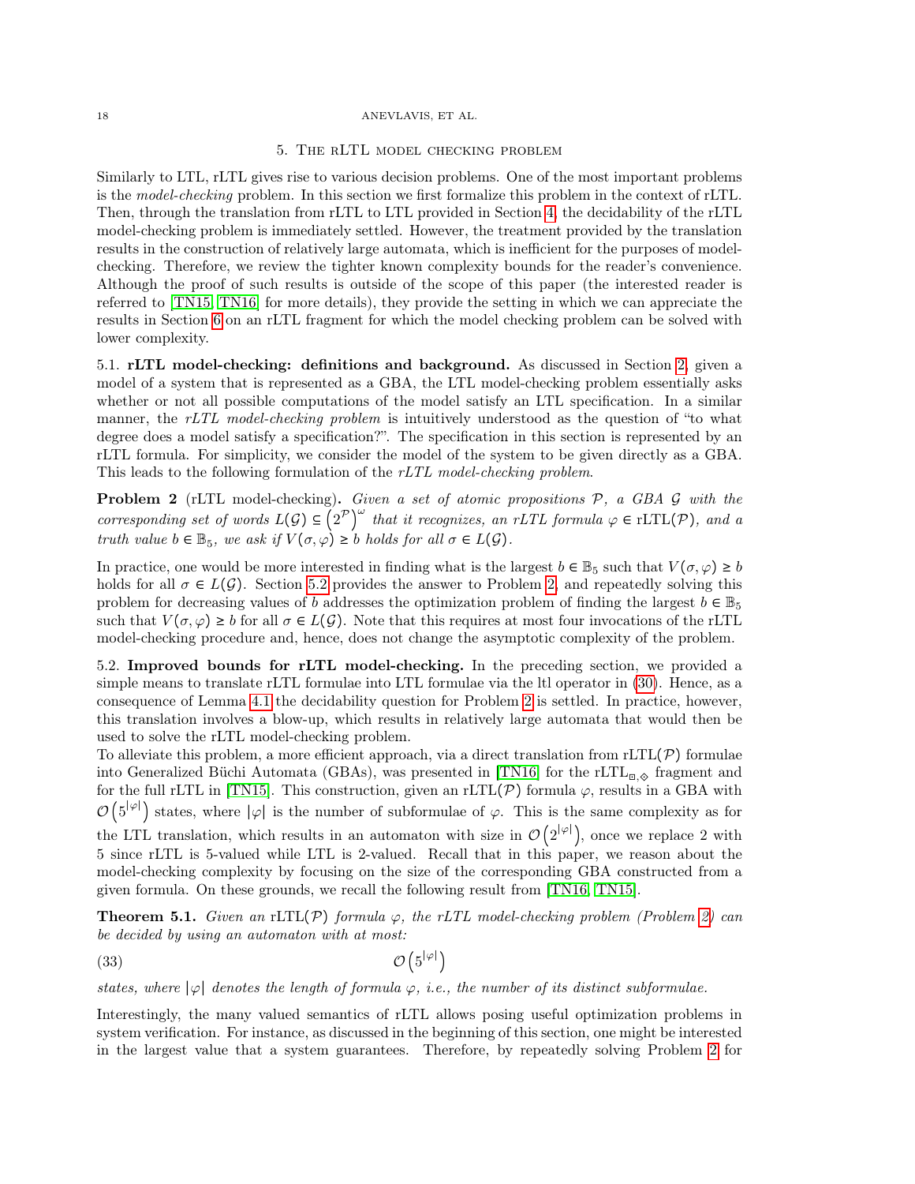## 5. The rLTL model checking problem

Similarly to LTL, rLTL gives rise to various decision problems. One of the most important problems is the *model-checking* problem. In this section we first formalize this problem in the context of rLTL. Then, through the translation from rLTL to LTL provided in Section 4, the decidability of the rLTL model-checking problem is immediately settled. However, the treatment provided by the translation results in the construction of relatively large automata, which is inefficient for the purposes of model-checking. Therefore, we review the tighter known complexity bounds for the reader's convenience. Although the proof of such results is outside of the scope of this paper (the interested reader is referred to [TN15, TN16] for more details), they provide the setting in which we can appreciate the results in Section 6 on an rLTL fragment for which the model checking problem can be solved with lower complexity.

### 5.1. rLTL model-checking: definitions and background.

As discussed in Section 2, given a model of a system that is represented as a GBA, the LTL model-checking problem essentially asks whether or not all possible computations of the model satisfy an LTL specification. In a similar manner, the *rLTL model-checking problem* is intuitively understood as the question of "to what degree does a model satisfy a specification?". The specification in this section is represented by an rLTL formula. For simplicity, we consider the model of the system to be given directly as a GBA. This leads to the following formulation of the *rLTL model-checking problem*.

**Problem 2** (rLTL model-checking)**.** *Given a set of atomic propositions $\mathcal{P}$, a GBA $\mathcal{G}$ with the corresponding set of words $L(\mathcal{G}) \subseteq \left(2^{\mathcal{P}}\right)^{\omega}$ that it recognizes, an rLTL formula $\varphi \in \text{rLTL}(\mathcal{P})$, and a truth value $b \in \mathbb{B}_5$, we ask if $V(\sigma, \varphi) \geq b$ holds for all $\sigma \in L(\mathcal{G})$.*

In practice, one would be more interested in finding what is the largest $b \in \mathbb{B}_5$ such that $V(\sigma, \varphi) \geq b$ holds for all $\sigma \in L(\mathcal{G})$. Section 5.2 provides the answer to Problem 2, and repeatedly solving this problem for decreasing values of $b$ addresses the optimization problem of finding the largest $b \in \mathbb{B}_5$ such that $V(\sigma, \varphi) \geq b$ for all $\sigma \in L(\mathcal{G})$. Note that this requires at most four invocations of the rLTL model-checking procedure and, hence, does not change the asymptotic complexity of the problem.

### 5.2. Improved bounds for rLTL model-checking.

In the preceding section, we provided a simple means to translate rLTL formulae into LTL formulae via the ltl operator in (30). Hence, as a consequence of Lemma 4.1 the decidability question for Problem 2 is settled. In practice, however, this translation involves a blow-up, which results in relatively large automata that would then be used to solve the rLTL model-checking problem.

To alleviate this problem, a more efficient approach, via a direct translation from $\text{rLTL}(\mathcal{P})$ formulae into Generalized Büchi Automata (GBAs), was presented in [TN16] for the $\text{rLTL}_{\boxdot,\diamondsuit}$ fragment and for the full rLTL in [TN15]. This construction, given an $\text{rLTL}(\mathcal{P})$ formula $\varphi$, results in a GBA with $\mathcal{O}\left(5^{|\varphi|}\right)$ states, where $|\varphi|$ is the number of subformulae of $\varphi$. This is the same complexity as for the LTL translation, which results in an automaton with size in $\mathcal{O}\left(2^{|\varphi|}\right)$, once we replace 2 with 5 since rLTL is 5-valued while LTL is 2-valued. Recall that in this paper, we reason about the model-checking complexity by focusing on the size of the corresponding GBA constructed from a given formula. On these grounds, we recall the following result from [TN16, TN15].

**Theorem 5.1.** *Given an $\text{rLTL}(\mathcal{P})$ formula $\varphi$, the rLTL model-checking problem (Problem 2) can be decided by using an automaton with at most:*

$$\mathcal{O}\left(5^{|\varphi|}\right) \tag{33}$$

*states, where $|\varphi|$ denotes the length of formula $\varphi$, i.e., the number of its distinct subformulae.*

Interestingly, the many valued semantics of rLTL allows posing useful optimization problems in system verification. For instance, as discussed in the beginning of this section, one might be interested in the largest value that a system guarantees. Therefore, by repeatedly solving Problem 2 for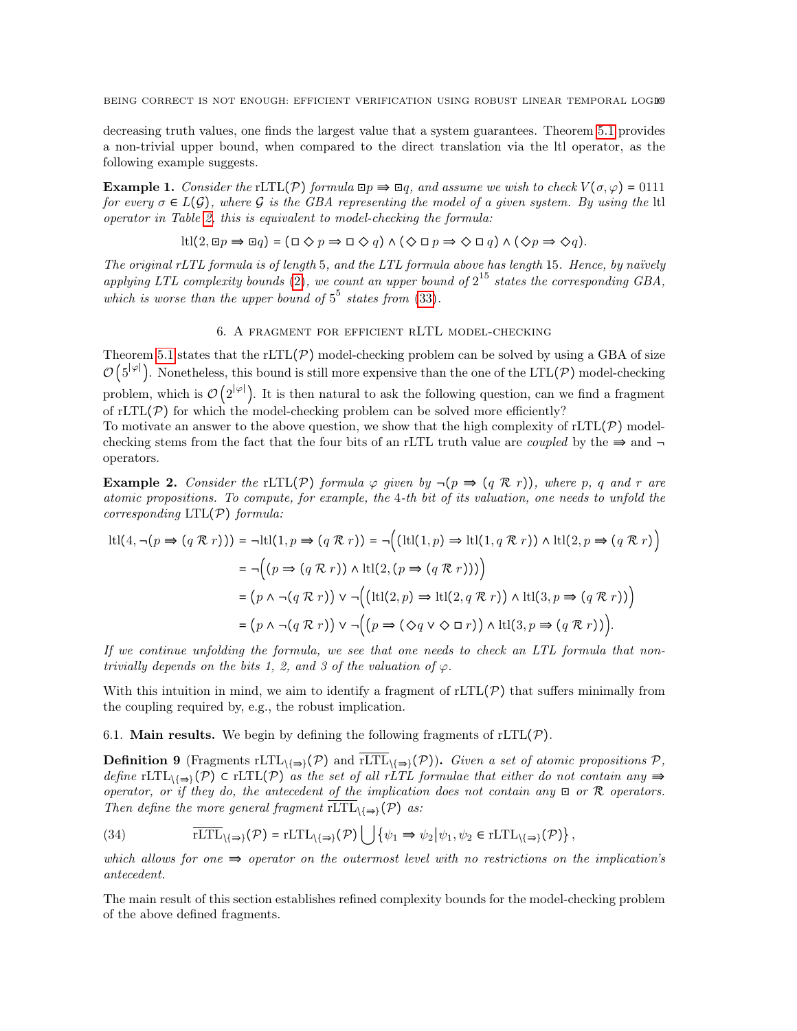decreasing truth values, one finds the largest value that a system guarantees. Theorem 5.1 provides a non-trivial upper bound, when compared to the direct translation via the ltl operator, as the following example suggests.

**Example 1.** *Consider the* $\mathrm{rLTL}(\mathcal{P})$ *formula* $\boxdot p \Rrightarrow \boxdot q$*, and assume we wish to check* $V(\sigma,\varphi) = 0111$ *for every* $\sigma \in L(\mathcal{G})$*, where* $\mathcal{G}$ *is the GBA representing the model of a given system. By using the* ltl *operator in Table 2, this is equivalent to model-checking the formula:*

$$\mathrm{ltl}(2, \boxdot p \Rrightarrow \boxdot q) = (\Box \Diamond p \Rightarrow \Box \Diamond q) \wedge (\Diamond \Box p \Rightarrow \Diamond \Box q) \wedge (\Diamond p \Rightarrow \Diamond q).$$

*The original rLTL formula is of length* 5*, and the LTL formula above has length* 15*. Hence, by naïvely applying LTL complexity bounds (2), we count an upper bound of* $2^{15}$ *states the corresponding GBA, which is worse than the upper bound of* $5^5$ *states from (33).*

## 6. A fragment for efficient rLTL model-checking

Theorem 5.1 states that the $\mathrm{rLTL}(\mathcal{P})$ model-checking problem can be solved by using a GBA of size $\mathcal{O}\left(5^{|\varphi|}\right)$. Nonetheless, this bound is still more expensive than the one of the $\mathrm{LTL}(\mathcal{P})$ model-checking problem, which is $\mathcal{O}\left(2^{|\varphi|}\right)$. It is then natural to ask the following question, can we find a fragment of $\mathrm{rLTL}(\mathcal{P})$ for which the model-checking problem can be solved more efficiently?
To motivate an answer to the above question, we show that the high complexity of $\mathrm{rLTL}(\mathcal{P})$ model-checking stems from the fact that the four bits of an rLTL truth value are *coupled* by the $\Rrightarrow$ and $\neg$ operators.

**Example 2.** *Consider the* $\mathrm{rLTL}(\mathcal{P})$ *formula* $\varphi$ *given by* $\neg(p \Rrightarrow (q \mathcal{R} r))$*, where* $p$*,* $q$ *and* $r$ *are atomic propositions. To compute, for example, the 4-th bit of its valuation, one needs to unfold the corresponding* $\mathrm{LTL}(\mathcal{P})$ *formula:*

$$\begin{aligned}
\mathrm{ltl}(4, \neg(p \Rrightarrow (q \mathcal{R} r))) &= \neg \mathrm{ltl}(1, p \Rrightarrow (q \mathcal{R} r)) = \neg\Big( (\mathrm{ltl}(1,p) \Rightarrow \mathrm{ltl}(1, q \mathcal{R} r)) \wedge \mathrm{ltl}(2, p \Rrightarrow (q \mathcal{R} r) \Big) \\
&= \neg\Big( (p \Rightarrow (q \mathcal{R} r)) \wedge \mathrm{ltl}(2, (p \Rrightarrow (q \mathcal{R} r))) \Big) \\
&= \big(p \wedge \neg(q \mathcal{R} r)\big) \vee \neg\Big( (\mathrm{ltl}(2,p) \Rightarrow \mathrm{ltl}(2, q \mathcal{R} r)) \wedge \mathrm{ltl}(3, p \Rrightarrow (q \mathcal{R} r)) \Big) \\
&= \big(p \wedge \neg(q \mathcal{R} r)\big) \vee \neg\Big( (p \Rightarrow (\Diamond q \vee \Diamond \Box r)) \wedge \mathrm{ltl}(3, p \Rrightarrow (q \mathcal{R} r)) \Big).
\end{aligned}$$

*If we continue unfolding the formula, we see that one needs to check an LTL formula that non-trivially depends on the bits 1, 2, and 3 of the valuation of* $\varphi$*.*

With this intuition in mind, we aim to identify a fragment of $\mathrm{rLTL}(\mathcal{P})$ that suffers minimally from the coupling required by, e.g., the robust implication.

6.1. **Main results.** We begin by defining the following fragments of $\mathrm{rLTL}(\mathcal{P})$.

**Definition 9** (Fragments $\mathrm{rLTL}_{\setminus\{\Rrightarrow\}}(\mathcal{P})$ and $\overline{\mathrm{rLTL}}_{\setminus\{\Rrightarrow\}}(\mathcal{P})$)**.** *Given a set of atomic propositions* $\mathcal{P}$*, define* $\mathrm{rLTL}_{\setminus\{\Rrightarrow\}}(\mathcal{P}) \subset \mathrm{rLTL}(\mathcal{P})$ *as the set of all rLTL formulae that either do not contain any* $\Rrightarrow$ *operator, or if they do, the antecedent of the implication does not contain any* $\boxdot$ *or* $\mathcal{R}$ *operators. Then define the more general fragment* $\overline{\mathrm{rLTL}}_{\setminus\{\Rrightarrow\}}(\mathcal{P})$ *as:*

$$\overline{\mathrm{rLTL}}_{\setminus\{\Rrightarrow\}}(\mathcal{P}) = \mathrm{rLTL}_{\setminus\{\Rrightarrow\}}(\mathcal{P}) \bigcup \left\{ \psi_1 \Rrightarrow \psi_2 \middle| \psi_1, \psi_2 \in \mathrm{rLTL}_{\setminus\{\Rrightarrow\}}(\mathcal{P}) \right\}, \tag{34}$$

*which allows for one* $\Rrightarrow$ *operator on the outermost level with no restrictions on the implication's antecedent.*

The main result of this section establishes refined complexity bounds for the model-checking problem of the above defined fragments.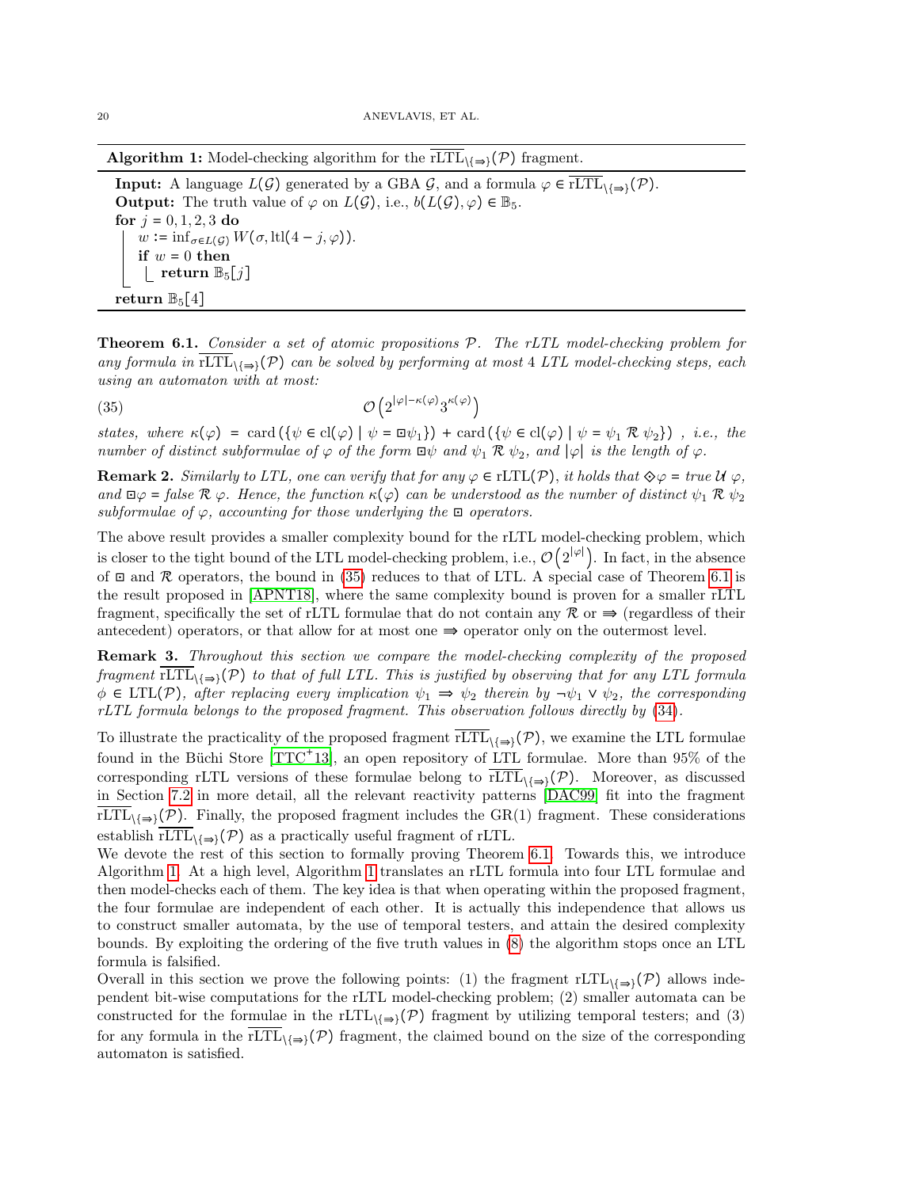**Algorithm 1:** Model-checking algorithm for the $\overline{\text{rLTL}}_{\setminus\{\Rightarrow\}}(\mathcal{P})$ fragment.

```
Input: A language L(G) generated by a GBA G, and a formula φ ∈ rLTL‾_{\{⇒}}(P).
Output: The truth value of φ on L(G), i.e., b(L(G), φ) ∈ B_5.
for j = 0, 1, 2, 3 do
    w := inf_{σ∈L(G)} W(σ, ltl(4 − j, φ)).
    if w = 0 then
        return B_5[j]
return B_5[4]
```

**Theorem 6.1.** *Consider a set of atomic propositions $\mathcal{P}$. The rLTL model-checking problem for any formula in $\overline{\text{rLTL}}_{\setminus\{\Rightarrow\}}(\mathcal{P})$ can be solved by performing at most 4 LTL model-checking steps, each using an automaton with at most:*

$$\mathcal{O}\left(2^{|\varphi|-\kappa(\varphi)}3^{\kappa(\varphi)}\right) \tag{35}$$

*states, where $\kappa(\varphi) = \operatorname{card}\left(\{\psi \in \operatorname{cl}(\varphi) \mid \psi = \boxdot\psi_1\}\right) + \operatorname{card}\left(\{\psi \in \operatorname{cl}(\varphi) \mid \psi = \psi_1 \mathcal{R} \psi_2\}\right)$, i.e., the number of distinct subformulae of $\varphi$ of the form $\boxdot\psi$ and $\psi_1 \mathcal{R} \psi_2$, and $|\varphi|$ is the length of $\varphi$.*

**Remark 2.** *Similarly to LTL, one can verify that for any $\varphi \in \text{rLTL}(\mathcal{P})$, it holds that $\diamondsuit\varphi = true\ \mathcal{U}\ \varphi$, and $\boxdot\varphi = false\ \mathcal{R}\ \varphi$. Hence, the function $\kappa(\varphi)$ can be understood as the number of distinct $\psi_1 \mathcal{R} \psi_2$ subformulae of $\varphi$, accounting for those underlying the $\boxdot$ operators.*

The above result provides a smaller complexity bound for the rLTL model-checking problem, which is closer to the tight bound of the LTL model-checking problem, i.e., $\mathcal{O}\left(2^{|\varphi|}\right)$. In fact, in the absence of $\boxdot$ and $\mathcal{R}$ operators, the bound in (35) reduces to that of LTL. A special case of Theorem 6.1 is the result proposed in [APNT18], where the same complexity bound is proven for a smaller rLTL fragment, specifically the set of rLTL formulae that do not contain any $\mathcal{R}$ or $\Rrightarrow$ (regardless of their antecedent) operators, or that allow for at most one $\Rrightarrow$ operator only on the outermost level.

**Remark 3.** *Throughout this section we compare the model-checking complexity of the proposed fragment $\overline{\text{rLTL}}_{\setminus\{\Rightarrow\}}(\mathcal{P})$ to that of full LTL. This is justified by observing that for any LTL formula $\phi \in \text{LTL}(\mathcal{P})$, after replacing every implication $\psi_1 \Rightarrow \psi_2$ therein by $\neg\psi_1 \vee \psi_2$, the corresponding rLTL formula belongs to the proposed fragment. This observation follows directly by (34).*

To illustrate the practicality of the proposed fragment $\overline{\text{rLTL}}_{\setminus\{\Rightarrow\}}(\mathcal{P})$, we examine the LTL formulae found in the Büchi Store [TTC+13], an open repository of LTL formulae. More than 95% of the corresponding rLTL versions of these formulae belong to $\overline{\text{rLTL}}_{\setminus\{\Rightarrow\}}(\mathcal{P})$. Moreover, as discussed in Section 7.2 in more detail, all the relevant reactivity patterns [DAC99] fit into the fragment $\overline{\text{rLTL}}_{\setminus\{\Rightarrow\}}(\mathcal{P})$. Finally, the proposed fragment includes the GR(1) fragment. These considerations establish $\overline{\text{rLTL}}_{\setminus\{\Rightarrow\}}(\mathcal{P})$ as a practically useful fragment of rLTL.

We devote the rest of this section to formally proving Theorem 6.1. Towards this, we introduce Algorithm 1. At a high level, Algorithm 1 translates an rLTL formula into four LTL formulae and then model-checks each of them. The key idea is that when operating within the proposed fragment, the four formulae are independent of each other. It is actually this independence that allows us to construct smaller automata, by the use of temporal testers, and attain the desired complexity bounds. By exploiting the ordering of the five truth values in (8) the algorithm stops once an LTL formula is falsified.

Overall in this section we prove the following points: (1) the fragment $\text{rLTL}_{\setminus\{\Rightarrow\}}(\mathcal{P})$ allows independent bit-wise computations for the rLTL model-checking problem; (2) smaller automata can be constructed for the formulae in the $\text{rLTL}_{\setminus\{\Rightarrow\}}(\mathcal{P})$ fragment by utilizing temporal testers; and (3) for any formula in the $\overline{\text{rLTL}}_{\setminus\{\Rightarrow\}}(\mathcal{P})$ fragment, the claimed bound on the size of the corresponding automaton is satisfied.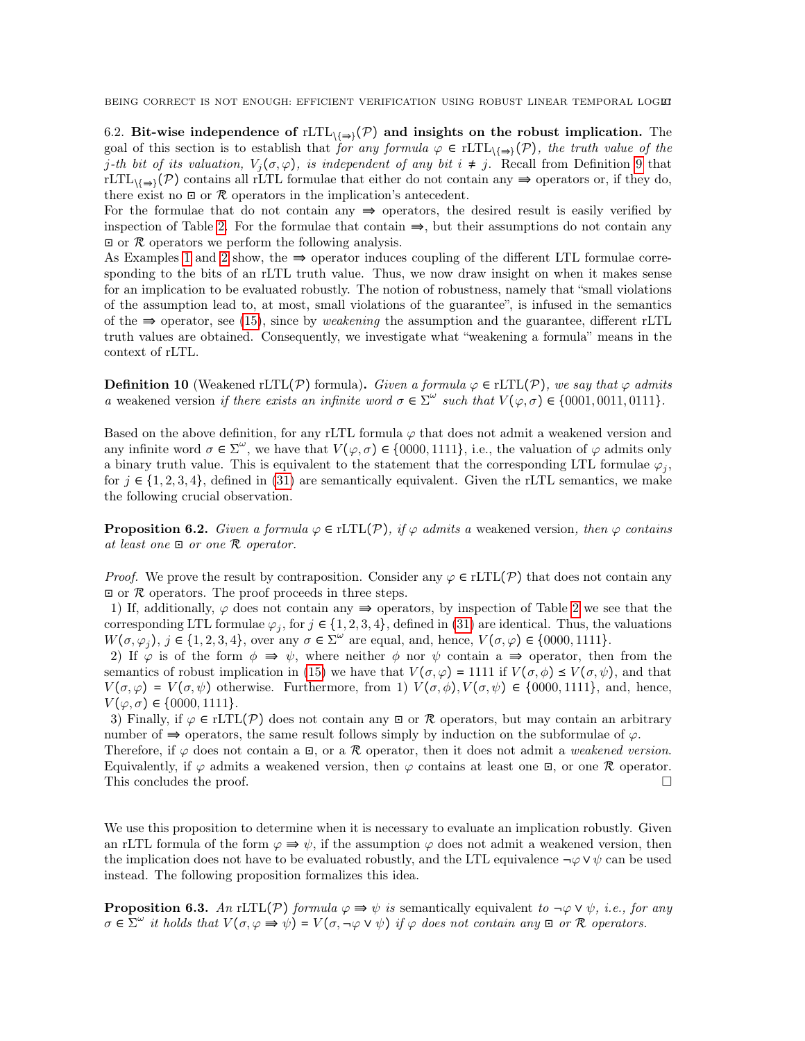6.2. **Bit-wise independence of $\mathrm{rLTL}_{\setminus\{\Rightarrow\}}(\mathcal{P})$ and insights on the robust implication.** The goal of this section is to establish that *for any formula $\varphi \in \mathrm{rLTL}_{\setminus\{\Rightarrow\}}(\mathcal{P})$, the truth value of the $j$-th bit of its valuation, $V_j(\sigma, \varphi)$, is independent of any bit $i \neq j$.* Recall from Definition 9 that $\mathrm{rLTL}_{\setminus\{\Rightarrow\}}(\mathcal{P})$ contains all rLTL formulae that either do not contain any $\Rightarrow$ operators or, if they do, there exist no $\boxdot$ or $\mathcal{R}$ operators in the implication's antecedent.

For the formulae that do not contain any $\Rightarrow$ operators, the desired result is easily verified by inspection of Table 2. For the formulae that contain $\Rightarrow$, but their assumptions do not contain any $\boxdot$ or $\mathcal{R}$ operators we perform the following analysis.

As Examples 1 and 2 show, the $\Rightarrow$ operator induces coupling of the different LTL formulae corresponding to the bits of an rLTL truth value. Thus, we now draw insight on when it makes sense for an implication to be evaluated robustly. The notion of robustness, namely that "small violations of the assumption lead to, at most, small violations of the guarantee", is infused in the semantics of the $\Rightarrow$ operator, see (15), since by *weakening* the assumption and the guarantee, different rLTL truth values are obtained. Consequently, we investigate what "weakening a formula" means in the context of rLTL.

**Definition 10** (Weakened $\mathrm{rLTL}(\mathcal{P})$ formula)**.** *Given a formula $\varphi \in \mathrm{rLTL}(\mathcal{P})$, we say that $\varphi$ admits a* weakened version *if there exists an infinite word $\sigma \in \Sigma^\omega$ such that $V(\varphi, \sigma) \in \{0001, 0011, 0111\}$.*

Based on the above definition, for any rLTL formula $\varphi$ that does not admit a weakened version and any infinite word $\sigma \in \Sigma^\omega$, we have that $V(\varphi, \sigma) \in \{0000, 1111\}$, i.e., the valuation of $\varphi$ admits only a binary truth value. This is equivalent to the statement that the corresponding LTL formulae $\varphi_j$, for $j \in \{1,2,3,4\}$, defined in (31) are semantically equivalent. Given the rLTL semantics, we make the following crucial observation.

**Proposition 6.2.** *Given a formula $\varphi \in \mathrm{rLTL}(\mathcal{P})$, if $\varphi$ admits a* weakened version*, then $\varphi$ contains at least one $\boxdot$ or one $\mathcal{R}$ operator.*

*Proof.* We prove the result by contraposition. Consider any $\varphi \in \mathrm{rLTL}(\mathcal{P})$ that does not contain any $\boxdot$ or $\mathcal{R}$ operators. The proof proceeds in three steps.

1) If, additionally, $\varphi$ does not contain any $\Rightarrow$ operators, by inspection of Table 2 we see that the corresponding LTL formulae $\varphi_j$, for $j \in \{1,2,3,4\}$, defined in (31) are identical. Thus, the valuations $W(\sigma, \varphi_j)$, $j \in \{1,2,3,4\}$, over any $\sigma \in \Sigma^\omega$ are equal, and, hence, $V(\sigma, \varphi) \in \{0000, 1111\}$.

2) If $\varphi$ is of the form $\phi \Rightarrow \psi$, where neither $\phi$ nor $\psi$ contain a $\Rightarrow$ operator, then from the semantics of robust implication in (15) we have that $V(\sigma, \varphi) = 1111$ if $V(\sigma, \phi) \preceq V(\sigma, \psi)$, and that $V(\sigma, \varphi) = V(\sigma, \psi)$ otherwise. Furthermore, from 1) $V(\sigma, \phi), V(\sigma, \psi) \in \{0000, 1111\}$, and, hence, $V(\varphi, \sigma) \in \{0000, 1111\}$.

3) Finally, if $\varphi \in \mathrm{rLTL}(\mathcal{P})$ does not contain any $\boxdot$ or $\mathcal{R}$ operators, but may contain an arbitrary number of $\Rightarrow$ operators, the same result follows simply by induction on the subformulae of $\varphi$.

Therefore, if $\varphi$ does not contain a $\boxdot$, or a $\mathcal{R}$ operator, then it does not admit a *weakened version*. Equivalently, if $\varphi$ admits a weakened version, then $\varphi$ contains at least one $\boxdot$, or one $\mathcal{R}$ operator. This concludes the proof. $\square$

We use this proposition to determine when it is necessary to evaluate an implication robustly. Given an rLTL formula of the form $\varphi \Rightarrow \psi$, if the assumption $\varphi$ does not admit a weakened version, then the implication does not have to be evaluated robustly, and the LTL equivalence $\neg\varphi \vee \psi$ can be used instead. The following proposition formalizes this idea.

**Proposition 6.3.** *An $\mathrm{rLTL}(\mathcal{P})$ formula $\varphi \Rightarrow \psi$ is* semantically equivalent *to $\neg\varphi \vee \psi$, i.e., for any $\sigma \in \Sigma^\omega$ it holds that $V(\sigma, \varphi \Rightarrow \psi) = V(\sigma, \neg\varphi \vee \psi)$ if $\varphi$ does not contain any $\boxdot$ or $\mathcal{R}$ operators.*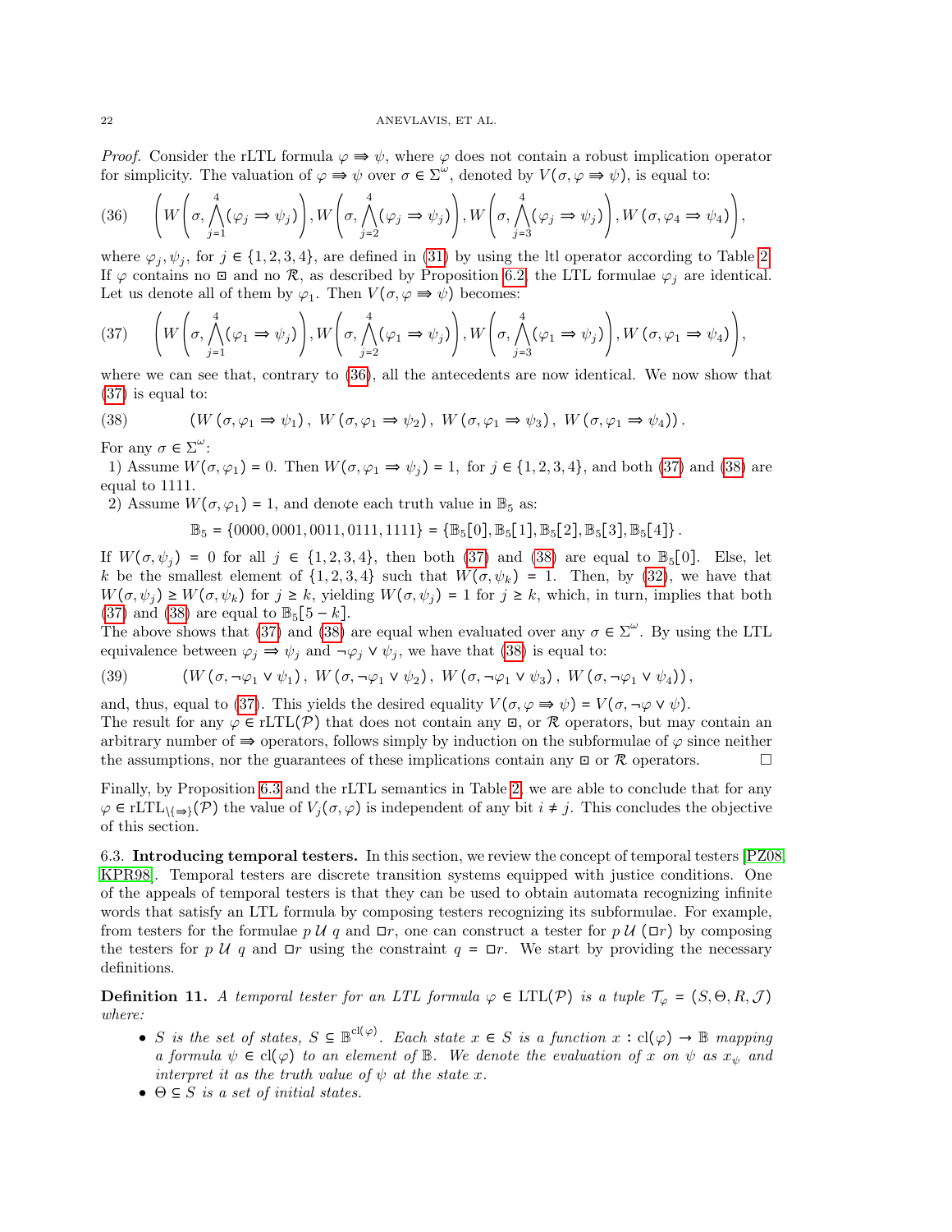*Proof.* Consider the rLTL formula $\varphi \Rrightarrow \psi$, where $\varphi$ does not contain a robust implication operator for simplicity. The valuation of $\varphi \Rrightarrow \psi$ over $\sigma \in \Sigma^\omega$, denoted by $V(\sigma, \varphi \Rrightarrow \psi)$, is equal to:

$$\left(W\left(\sigma, \bigwedge_{j=1}^{4}(\varphi_j \Rightarrow \psi_j)\right), W\left(\sigma, \bigwedge_{j=2}^{4}(\varphi_j \Rightarrow \psi_j)\right), W\left(\sigma, \bigwedge_{j=3}^{4}(\varphi_j \Rightarrow \psi_j)\right), W\left(\sigma, \varphi_4 \Rightarrow \psi_4\right)\right), \tag{36}$$

where $\varphi_j, \psi_j$, for $j \in \{1,2,3,4\}$, are defined in (31) by using the ltl operator according to Table 2. If $\varphi$ contains no $\boxdot$ and no $\mathcal{R}$, as described by Proposition 6.2, the LTL formulae $\varphi_j$ are identical. Let us denote all of them by $\varphi_1$. Then $V(\sigma, \varphi \Rrightarrow \psi)$ becomes:

$$\left(W\left(\sigma, \bigwedge_{j=1}^{4}(\varphi_1 \Rightarrow \psi_j)\right), W\left(\sigma, \bigwedge_{j=2}^{4}(\varphi_1 \Rightarrow \psi_j)\right), W\left(\sigma, \bigwedge_{j=3}^{4}(\varphi_1 \Rightarrow \psi_j)\right), W\left(\sigma, \varphi_1 \Rightarrow \psi_4\right)\right), \tag{37}$$

where we can see that, contrary to (36), all the antecedents are now identical. We now show that (37) is equal to:

$$\left(W\left(\sigma, \varphi_1 \Rightarrow \psi_1\right),\ W\left(\sigma, \varphi_1 \Rightarrow \psi_2\right),\ W\left(\sigma, \varphi_1 \Rightarrow \psi_3\right),\ W\left(\sigma, \varphi_1 \Rightarrow \psi_4\right)\right). \tag{38}$$

For any $\sigma \in \Sigma^\omega$:

1) Assume $W(\sigma, \varphi_1) = 0$. Then $W(\sigma, \varphi_1 \Rightarrow \psi_j) = 1$, for $j \in \{1,2,3,4\}$, and both (37) and (38) are equal to 1111.

2) Assume $W(\sigma, \varphi_1) = 1$, and denote each truth value in $\mathbb{B}_5$ as:

$$\mathbb{B}_5 = \{0000, 0001, 0011, 0111, 1111\} = \{\mathbb{B}_5[0], \mathbb{B}_5[1], \mathbb{B}_5[2], \mathbb{B}_5[3], \mathbb{B}_5[4]\}.$$

If $W(\sigma, \psi_j) = 0$ for all $j \in \{1,2,3,4\}$, then both (37) and (38) are equal to $\mathbb{B}_5[0]$. Else, let $k$ be the smallest element of $\{1,2,3,4\}$ such that $W(\sigma, \psi_k) = 1$. Then, by (32), we have that $W(\sigma, \psi_j) \geq W(\sigma, \psi_k)$ for $j \geq k$, yielding $W(\sigma, \psi_j) = 1$ for $j \geq k$, which, in turn, implies that both (37) and (38) are equal to $\mathbb{B}_5[5-k]$.

The above shows that (37) and (38) are equal when evaluated over any $\sigma \in \Sigma^\omega$. By using the LTL equivalence between $\varphi_j \Rightarrow \psi_j$ and $\neg\varphi_j \vee \psi_j$, we have that (38) is equal to:

$$\left(W\left(\sigma, \neg\varphi_1 \vee \psi_1\right),\ W\left(\sigma, \neg\varphi_1 \vee \psi_2\right),\ W\left(\sigma, \neg\varphi_1 \vee \psi_3\right),\ W\left(\sigma, \neg\varphi_1 \vee \psi_4\right)\right), \tag{39}$$

and, thus, equal to (37). This yields the desired equality $V(\sigma, \varphi \Rrightarrow \psi) = V(\sigma, \neg\varphi \vee \psi)$.

The result for any $\varphi \in \text{rLTL}(\mathcal{P})$ that does not contain any $\boxdot$, or $\mathcal{R}$ operators, but may contain an arbitrary number of $\Rrightarrow$ operators, follows simply by induction on the subformulae of $\varphi$ since neither the assumptions, nor the guarantees of these implications contain any $\boxdot$ or $\mathcal{R}$ operators. $\square$

Finally, by Proposition 6.3 and the rLTL semantics in Table 2, we are able to conclude that for any $\varphi \in \text{rLTL}_{\setminus\{\Rrightarrow\}}(\mathcal{P})$ the value of $V_j(\sigma, \varphi)$ is independent of any bit $i \neq j$. This concludes the objective of this section.

### 6.3. Introducing temporal testers.

In this section, we review the concept of temporal testers [PZ08, KPR98]. Temporal testers are discrete transition systems equipped with justice conditions. One of the appeals of temporal testers is that they can be used to obtain automata recognizing infinite words that satisfy an LTL formula by composing testers recognizing its subformulae. For example, from testers for the formulae $p\,\mathcal{U}\,q$ and $\Box r$, one can construct a tester for $p\,\mathcal{U}\,(\Box r)$ by composing the testers for $p\,\mathcal{U}\,q$ and $\Box r$ using the constraint $q = \Box r$. We start by providing the necessary definitions.

**Definition 11.** *A temporal tester for an LTL formula $\varphi \in \text{LTL}(\mathcal{P})$ is a tuple $\mathcal{T}_\varphi = (S, \Theta, R, \mathcal{J})$ where:*

- *$S$ is the set of states, $S \subseteq \mathbb{B}^{\text{cl}(\varphi)}$. Each state $x \in S$ is a function $x : \text{cl}(\varphi) \to \mathbb{B}$ mapping a formula $\psi \in \text{cl}(\varphi)$ to an element of $\mathbb{B}$. We denote the evaluation of $x$ on $\psi$ as $x_\psi$ and interpret it as the truth value of $\psi$ at the state $x$.*
- *$\Theta \subseteq S$ is a set of initial states.*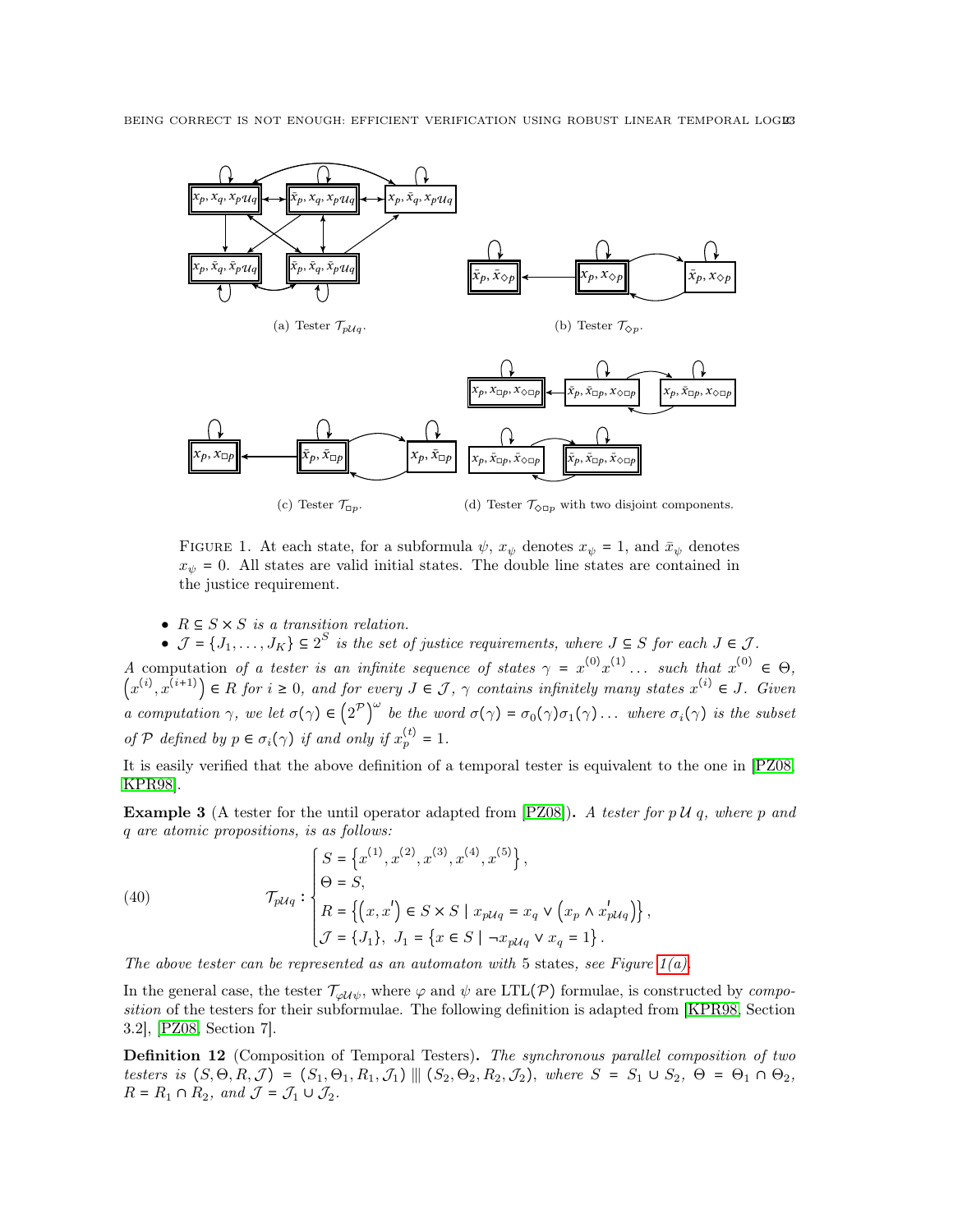(a) Tester $\mathcal{T}_{p\,\mathcal{U}\,q}$.

(b) Tester $\mathcal{T}_{\Diamond p}$.

(c) Tester $\mathcal{T}_{\Box p}$.

(d) Tester $\mathcal{T}_{\Diamond\Box p}$ with two disjoint components.

FIGURE 1. At each state, for a subformula $\psi$, $x_\psi$ denotes $x_\psi = 1$, and $\bar{x}_\psi$ denotes $x_\psi = 0$. All states are valid initial states. The double line states are contained in the justice requirement.

- *$R \subseteq S \times S$ is a transition relation.*
- *$\mathcal{J} = \{J_1, \ldots, J_K\} \subseteq 2^S$ is the set of justice requirements, where $J \subseteq S$ for each $J \in \mathcal{J}$.*

*A* computation *of a tester is an infinite sequence of states $\gamma = x^{(0)}x^{(1)}\ldots$ such that $x^{(0)} \in \Theta$, $\left(x^{(i)}, x^{(i+1)}\right) \in R$ for $i \geq 0$, and for every $J \in \mathcal{J}$, $\gamma$ contains infinitely many states $x^{(i)} \in J$. Given a computation $\gamma$, we let $\sigma(\gamma) \in \left(2^{\mathcal{P}}\right)^\omega$ be the word $\sigma(\gamma) = \sigma_0(\gamma)\sigma_1(\gamma)\ldots$ where $\sigma_i(\gamma)$ is the subset of $\mathcal{P}$ defined by $p \in \sigma_i(\gamma)$ if and only if $x_p^{(t)} = 1$.*

It is easily verified that the above definition of a temporal tester is equivalent to the one in [PZ08, KPR98].

**Example 3** (A tester for the until operator adapted from [PZ08])**.** *A tester for $p\,\mathcal{U}\,q$, where $p$ and $q$ are atomic propositions, is as follows:*

$$
\mathcal{T}_{p\mathcal{U}q} : \begin{cases} S = \left\{x^{(1)}, x^{(2)}, x^{(3)}, x^{(4)}, x^{(5)}\right\}, \\ \Theta = S, \\ R = \left\{\left(x, x'\right) \in S \times S \mid x_{p\mathcal{U}q} = x_q \vee \left(x_p \wedge x'_{p\mathcal{U}q}\right)\right\}, \\ \mathcal{J} = \{J_1\},\ J_1 = \left\{x \in S \mid \neg x_{p\mathcal{U}q} \vee x_q = 1\right\}. \end{cases} \tag{40}
$$

*The above tester can be represented as an automaton with 5 states, see Figure 1(a).*

In the general case, the tester $\mathcal{T}_{\varphi\mathcal{U}\psi}$, where $\varphi$ and $\psi$ are LTL($\mathcal{P}$) formulae, is constructed by *composition* of the testers for their subformulae. The following definition is adapted from [KPR98, Section 3.2], [PZ08, Section 7].

**Definition 12** (Composition of Temporal Testers)**.** *The synchronous parallel composition of two testers is $(S, \Theta, R, \mathcal{J}) = (S_1, \Theta_1, R_1, \mathcal{J}_1) \;|||\; (S_2, \Theta_2, R_2, \mathcal{J}_2)$, where $S = S_1 \cup S_2$, $\Theta = \Theta_1 \cap \Theta_2$, $R = R_1 \cap R_2$, and $\mathcal{J} = \mathcal{J}_1 \cup \mathcal{J}_2$.*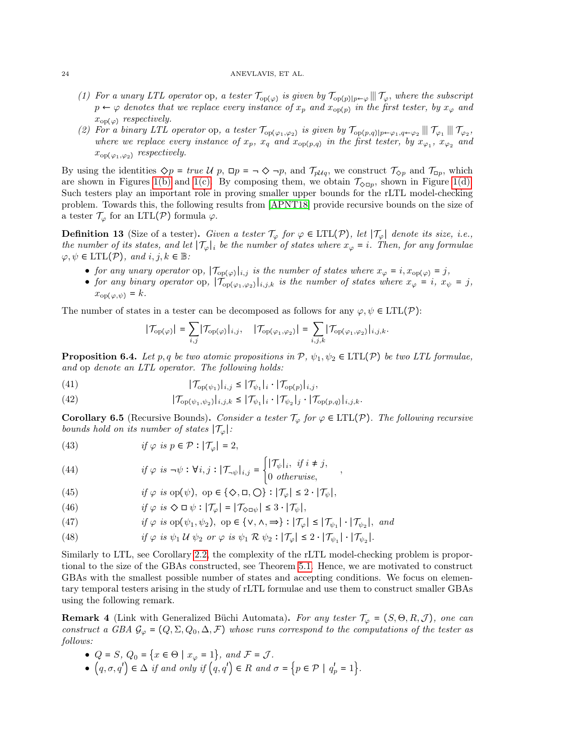(1) *For a unary LTL operator* op*, a tester $\mathcal{T}_{\text{op}(\varphi)}$ is given by $\mathcal{T}_{\text{op}(p)|p\leftarrow\varphi} \mathbin{|||} \mathcal{T}_{\varphi}$, where the subscript $p \leftarrow \varphi$ denotes that we replace every instance of $x_p$ and $x_{\text{op}(p)}$ in the first tester, by $x_\varphi$ and $x_{\text{op}(\varphi)}$ respectively.*

(2) *For a binary LTL operator* op*, a tester $\mathcal{T}_{\text{op}(\varphi_1,\varphi_2)}$ is given by $\mathcal{T}_{\text{op}(p,q)|p\leftarrow\varphi_1,q\leftarrow\varphi_2} \mathbin{|||} \mathcal{T}_{\varphi_1} \mathbin{|||} \mathcal{T}_{\varphi_2}$, where we replace every instance of $x_p$, $x_q$ and $x_{\text{op}(p,q)}$ in the first tester, by $x_{\varphi_1}$, $x_{\varphi_2}$ and $x_{\text{op}(\varphi_1,\varphi_2)}$ respectively.*

By using the identities $\Diamond p = \mathit{true}\ \mathcal{U}\ p$, $\Box p = \neg \Diamond \neg p$, and $\mathcal{T}_{p\mathcal{U}q}$, we construct $\mathcal{T}_{\Diamond p}$ and $\mathcal{T}_{\Box p}$, which are shown in Figures 1(b) and 1(c). By composing them, we obtain $\mathcal{T}_{\Diamond\Box p}$, shown in Figure 1(d). Such testers play an important role in proving smaller upper bounds for the rLTL model-checking problem. Towards this, the following results from [APNT18] provide recursive bounds on the size of a tester $\mathcal{T}_\varphi$ for an LTL($\mathcal{P}$) formula $\varphi$.

**Definition 13** (Size of a tester)**.** *Given a tester $\mathcal{T}_\varphi$ for $\varphi \in \text{LTL}(\mathcal{P})$, let $|\mathcal{T}_\varphi|$ denote its size, i.e., the number of its states, and let $|\mathcal{T}_\varphi|_i$ be the number of states where $x_\varphi = i$. Then, for any formulae $\varphi, \psi \in \text{LTL}(\mathcal{P})$, and $i, j, k \in \mathbb{B}$:*

- *for any unary operator* op*, $|\mathcal{T}_{\text{op}(\varphi)}|_{i,j}$ is the number of states where $x_\varphi = i, x_{\text{op}(\varphi)} = j$,*
- *for any binary operator* op*, $|\mathcal{T}_{\text{op}(\varphi_1,\varphi_2)}|_{i,j,k}$ is the number of states where $x_\varphi = i$, $x_\psi = j$, $x_{\text{op}(\varphi,\psi)} = k$.*

The number of states in a tester can be decomposed as follows for any $\varphi, \psi \in \text{LTL}(\mathcal{P})$:

$$|\mathcal{T}_{\text{op}(\varphi)}| = \sum_{i,j} |\mathcal{T}_{\text{op}(\varphi)}|_{i,j}, \quad |\mathcal{T}_{\text{op}(\varphi_1,\varphi_2)}| = \sum_{i,j,k} |\mathcal{T}_{\text{op}(\varphi_1,\varphi_2)}|_{i,j,k}.$$

**Proposition 6.4.** *Let $p, q$ be two atomic propositions in $\mathcal{P}$, $\psi_1, \psi_2 \in \text{LTL}(\mathcal{P})$ be two LTL formulae, and* op *denote an LTL operator. The following holds:*

$$|\mathcal{T}_{\text{op}(\psi_1)}|_{i,j} \le |\mathcal{T}_{\psi_1}|_i \cdot |\mathcal{T}_{\text{op}(p)}|_{i,j}, \tag{41}$$

$$|\mathcal{T}_{\text{op}(\psi_1,\psi_2)}|_{i,j,k} \le |\mathcal{T}_{\psi_1}|_i \cdot |\mathcal{T}_{\psi_2}|_j \cdot |\mathcal{T}_{\text{op}(p,q)}|_{i,j,k}. \tag{42}$$

**Corollary 6.5** (Recursive Bounds)**.** *Consider a tester $\mathcal{T}_\varphi$ for $\varphi \in \text{LTL}(\mathcal{P})$. The following recursive bounds hold on its number of states $|\mathcal{T}_\varphi|$:*

$$\text{if } \varphi \text{ is } p \in \mathcal{P} : |\mathcal{T}_\varphi| = 2, \tag{43}$$

$$\text{if } \varphi \text{ is } \neg\psi : \forall i, j : |\mathcal{T}_{\neg\psi}|_{i,j} = \begin{cases} |\mathcal{T}_\psi|_i, & \text{if } i \ne j, \\ 0 & \text{otherwise,} \end{cases}, \tag{44}$$

$$\text{if } \varphi \text{ is } \text{op}(\psi),\ \text{op} \in \{\Diamond, \Box, \bigcirc\} : |\mathcal{T}_\varphi| \le 2 \cdot |\mathcal{T}_\psi|, \tag{45}$$

$$\text{if } \varphi \text{ is } \Diamond\Box\psi : |\mathcal{T}_\varphi| = |\mathcal{T}_{\Diamond\Box\psi}| \le 3 \cdot |\mathcal{T}_\psi|, \tag{46}$$

$$\text{if } \varphi \text{ is } \text{op}(\psi_1,\psi_2),\ \text{op} \in \{\vee, \wedge, \Rightarrow\} : |\mathcal{T}_\varphi| \le |\mathcal{T}_{\psi_1}| \cdot |\mathcal{T}_{\psi_2}|, \text{ and} \tag{47}$$

$$\text{if } \varphi \text{ is } \psi_1\ \mathcal{U}\ \psi_2 \text{ or } \varphi \text{ is } \psi_1\ \mathcal{R}\ \psi_2 : |\mathcal{T}_\varphi| \le 2 \cdot |\mathcal{T}_{\psi_1}| \cdot |\mathcal{T}_{\psi_2}|. \tag{48}$$

Similarly to LTL, see Corollary 2.2, the complexity of the rLTL model-checking problem is proportional to the size of the GBAs constructed, see Theorem 5.1. Hence, we are motivated to construct GBAs with the smallest possible number of states and accepting conditions. We focus on elementary temporal testers arising in the study of rLTL formulae and use them to construct smaller GBAs using the following remark.

**Remark 4** (Link with Generalized Büchi Automata)**.** *For any tester $\mathcal{T}_\varphi = (S, \Theta, R, \mathcal{J})$, one can construct a GBA $\mathcal{G}_\varphi = (Q, \Sigma, Q_0, \Delta, \mathcal{F})$ whose runs correspond to the computations of the tester as follows:*

- *$Q = S$, $Q_0 = \{x \in \Theta \mid x_\varphi = 1\}$, and $\mathcal{F} = \mathcal{J}$.*
- *$(q, \sigma, q') \in \Delta$ if and only if $(q, q') \in R$ and $\sigma = \{p \in \mathcal{P} \mid q'_p = 1\}$.*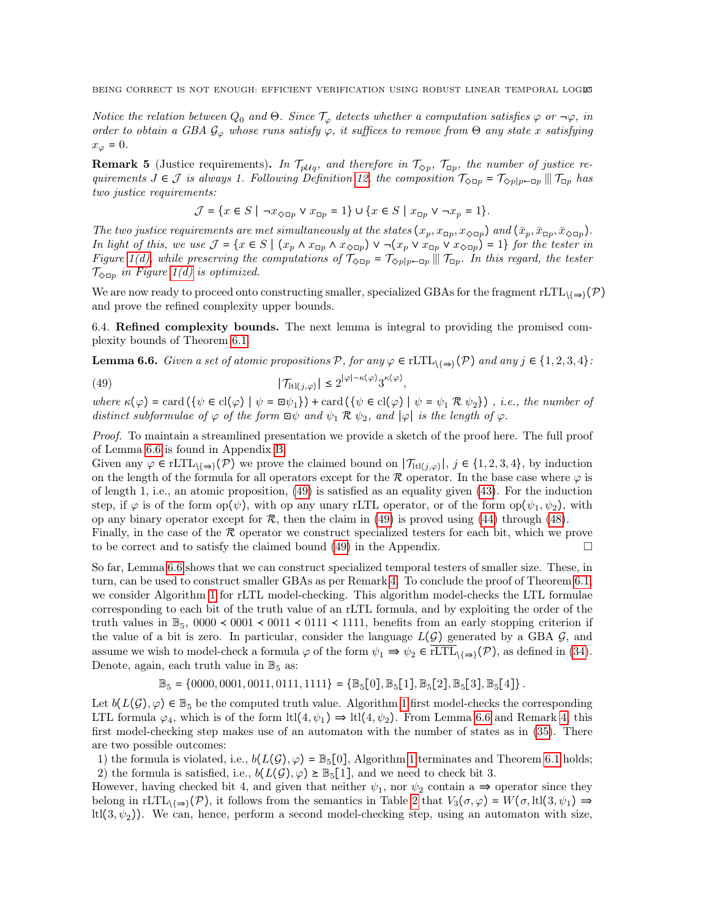*Notice the relation between $Q_0$ and $\Theta$. Since $\mathcal{T}_\varphi$ detects whether a computation satisfies $\varphi$ or $\neg\varphi$, in order to obtain a GBA $\mathcal{G}_\varphi$ whose runs satisfy $\varphi$, it suffices to remove from $\Theta$ any state $x$ satisfying $x_\varphi = 0$.*

**Remark 5** (Justice requirements). *In $\mathcal{T}_{p\mathcal{U}q}$, and therefore in $\mathcal{T}_{\Diamond p}$, $\mathcal{T}_{\Box p}$, the number of justice requirements $J \in \mathcal{J}$ is always 1. Following Definition 12, the composition $\mathcal{T}_{\Diamond\Box p} = \mathcal{T}_{\Diamond p | p \leftarrow \Box p} \mathbin{|||} \mathcal{T}_{\Box p}$ has two justice requirements:*

$$\mathcal{J} = \{x \in S \mid \neg x_{\Diamond\Box p} \vee x_{\Box p} = 1\} \cup \{x \in S \mid x_{\Box p} \vee \neg x_p = 1\}.$$

*The two justice requirements are met simultaneously at the states $(x_p, x_{\Box p}, x_{\Diamond\Box p})$ and $(\bar{x}_p, \bar{x}_{\Box p}, \bar{x}_{\Diamond\Box p})$. In light of this, we use $\mathcal{J} = \{x \in S \mid (x_p \wedge x_{\Box p} \wedge x_{\Diamond\Box p}) \vee \neg(x_p \vee x_{\Box p} \vee x_{\Diamond\Box p}) = 1\}$ for the tester in Figure 1(d), while preserving the computations of $\mathcal{T}_{\Diamond\Box p} = \mathcal{T}_{\Diamond p | p \leftarrow \Box p} \mathbin{|||} \mathcal{T}_{\Box p}$. In this regard, the tester $\mathcal{T}_{\Diamond\Box p}$ in Figure 1(d) is optimized.*

We are now ready to proceed onto constructing smaller, specialized GBAs for the fragment $\text{rLTL}_{\setminus\{\Rrightarrow\}}(\mathcal{P})$ and prove the refined complexity upper bounds.

6.4. **Refined complexity bounds.** The next lemma is integral to providing the promised complexity bounds of Theorem 6.1.

**Lemma 6.6.** *Given a set of atomic propositions $\mathcal{P}$, for any $\varphi \in \text{rLTL}_{\setminus\{\Rrightarrow\}}(\mathcal{P})$ and any $j \in \{1, 2, 3, 4\}$:*

$$|\mathcal{T}_{\text{ltl}(j,\varphi)}| \leq 2^{|\varphi| - \kappa(\varphi)} 3^{\kappa(\varphi)}, \tag{49}$$

*where $\kappa(\varphi) = \text{card}(\{\psi \in \text{cl}(\varphi) \mid \psi = \boxdot\psi_1\}) + \text{card}(\{\psi \in \text{cl}(\varphi) \mid \psi = \psi_1\, \mathcal{R}\, \psi_2\})$ , i.e., the number of distinct subformulae of $\varphi$ of the form $\boxdot\psi$ and $\psi_1\, \mathcal{R}\, \psi_2$, and $|\varphi|$ is the length of $\varphi$.*

*Proof.* To maintain a streamlined presentation we provide a sketch of the proof here. The full proof of Lemma 6.6 is found in Appendix B.
Given any $\varphi \in \text{rLTL}_{\setminus\{\Rrightarrow\}}(\mathcal{P})$ we prove the claimed bound on $|\mathcal{T}_{\text{ltl}(j,\varphi)}|$, $j \in \{1, 2, 3, 4\}$, by induction on the length of the formula for all operators except for the $\mathcal{R}$ operator. In the base case where $\varphi$ is of length 1, i.e., an atomic proposition, (49) is satisfied as an equality given (43). For the induction step, if $\varphi$ is of the form $\text{op}(\psi)$, with op any unary rLTL operator, or of the form $\text{op}(\psi_1, \psi_2)$, with op any binary operator except for $\mathcal{R}$, then the claim in (49) is proved using (44) through (48).
Finally, in the case of the $\mathcal{R}$ operator we construct specialized testers for each bit, which we prove to be correct and to satisfy the claimed bound (49) in the Appendix. ☐

So far, Lemma 6.6 shows that we can construct specialized temporal testers of smaller size. These, in turn, can be used to construct smaller GBAs as per Remark 4. To conclude the proof of Theorem 6.1, we consider Algorithm 1 for rLTL model-checking. This algorithm model-checks the LTL formulae corresponding to each bit of the truth value of an rLTL formula, and by exploiting the order of the truth values in $\mathbb{B}_5$, $0000 \prec 0001 \prec 0011 \prec 0111 \prec 1111$, benefits from an early stopping criterion if the value of a bit is zero. In particular, consider the language $L(\mathcal{G})$ generated by a GBA $\mathcal{G}$, and assume we wish to model-check a formula $\varphi$ of the form $\psi_1 \Rrightarrow \psi_2 \in \overline{\text{rLTL}_{\setminus\{\Rrightarrow\}}}(\mathcal{P})$, as defined in (34). Denote, again, each truth value in $\mathbb{B}_5$ as:

$$\mathbb{B}_5 = \{0000, 0001, 0011, 0111, 1111\} = \{\mathbb{B}_5[0], \mathbb{B}_5[1], \mathbb{B}_5[2], \mathbb{B}_5[3], \mathbb{B}_5[4]\}.$$

Let $b(L(\mathcal{G}), \varphi) \in \mathbb{B}_5$ be the computed truth value. Algorithm 1 first model-checks the corresponding LTL formula $\varphi_4$, which is of the form $\text{ltl}(4, \psi_1) \Rightarrow \text{ltl}(4, \psi_2)$. From Lemma 6.6 and Remark 4, this first model-checking step makes use of an automaton with the number of states as in (35). There are two possible outcomes:

1) the formula is violated, i.e., $b(L(\mathcal{G}), \varphi) = \mathbb{B}_5[0]$, Algorithm 1 terminates and Theorem 6.1 holds;
2) the formula is satisfied, i.e., $b(L(\mathcal{G}), \varphi) \succeq \mathbb{B}_5[1]$, and we need to check bit 3.

However, having checked bit 4, and given that neither $\psi_1$, nor $\psi_2$ contain a $\Rrightarrow$ operator since they belong in $\text{rLTL}_{\setminus\{\Rrightarrow\}}(\mathcal{P})$, it follows from the semantics in Table 2 that $V_3(\sigma, \varphi) = W(\sigma, \text{ltl}(3, \psi_1) \Rightarrow \text{ltl}(3, \psi_2))$. We can, hence, perform a second model-checking step, using an automaton with size,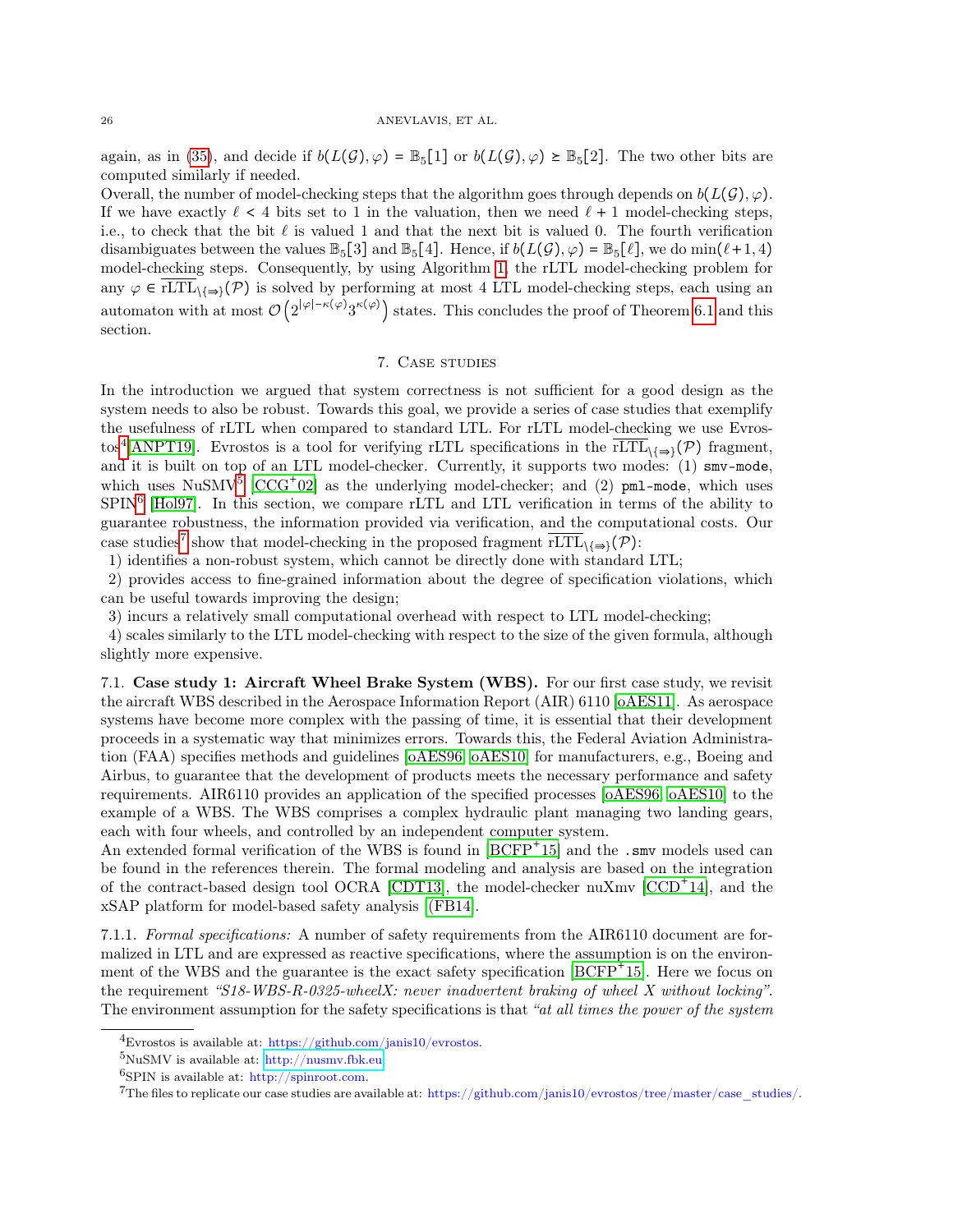again, as in (35), and decide if $b(L(\mathcal{G}), \varphi) = \mathbb{B}_5[1]$ or $b(L(\mathcal{G}), \varphi) \geq \mathbb{B}_5[2]$. The two other bits are computed similarly if needed.

Overall, the number of model-checking steps that the algorithm goes through depends on $b(L(\mathcal{G}), \varphi)$. If we have exactly $\ell < 4$ bits set to 1 in the valuation, then we need $\ell + 1$ model-checking steps, i.e., to check that the bit $\ell$ is valued 1 and that the next bit is valued 0. The fourth verification disambiguates between the values $\mathbb{B}_5[3]$ and $\mathbb{B}_5[4]$. Hence, if $b(L(\mathcal{G}), \varphi) = \mathbb{B}_5[\ell]$, we do $\min(\ell+1, 4)$ model-checking steps. Consequently, by using Algorithm 1, the rLTL model-checking problem for any $\varphi \in \overline{\text{rLTL}}_{\setminus\{\Rightarrow\}}(\mathcal{P})$ is solved by performing at most 4 LTL model-checking steps, each using an automaton with at most $\mathcal{O}\left(2^{|\varphi|-\kappa(\varphi)}3^{\kappa(\varphi)}\right)$ states. This concludes the proof of Theorem 6.1 and this section.

## 7. Case studies

In the introduction we argued that system correctness is not sufficient for a good design as the system needs to also be robust. Towards this goal, we provide a series of case studies that exemplify the usefulness of rLTL when compared to standard LTL. For rLTL model-checking we use Evrostos[4] [ANPT19]. Evrostos is a tool for verifying rLTL specifications in the $\overline{\text{rLTL}}_{\setminus\{\Rightarrow\}}(\mathcal{P})$ fragment, and it is built on top of an LTL model-checker. Currently, it supports two modes: (1) `smv-mode`, which uses NuSMV[5] [CCG+02] as the underlying model-checker; and (2) `pml-mode`, which uses SPIN[6] [Hol97]. In this section, we compare rLTL and LTL verification in terms of the ability to guarantee robustness, the information provided via verification, and the computational costs. Our case studies[7] show that model-checking in the proposed fragment $\overline{\text{rLTL}}_{\setminus\{\Rightarrow\}}(\mathcal{P})$:

1) identifies a non-robust system, which cannot be directly done with standard LTL;
2) provides access to fine-grained information about the degree of specification violations, which can be useful towards improving the design;
3) incurs a relatively small computational overhead with respect to LTL model-checking;
4) scales similarly to the LTL model-checking with respect to the size of the given formula, although slightly more expensive.

### 7.1. Case study 1: Aircraft Wheel Brake System (WBS).

For our first case study, we revisit the aircraft WBS described in the Aerospace Information Report (AIR) 6110 [oAES11]. As aerospace systems have become more complex with the passing of time, it is essential that their development proceeds in a systematic way that minimizes errors. Towards this, the Federal Aviation Administration (FAA) specifies methods and guidelines [oAES96, oAES10] for manufacturers, e.g., Boeing and Airbus, to guarantee that the development of products meets the necessary performance and safety requirements. AIR6110 provides an application of the specified processes [oAES96, oAES10] to the example of a WBS. The WBS comprises a complex hydraulic plant managing two landing gears, each with four wheels, and controlled by an independent computer system.

An extended formal verification of the WBS is found in [BCFP+15] and the `.smv` models used can be found in the references therein. The formal modeling and analysis are based on the integration of the contract-based design tool OCRA [CDT13], the model-checker nuXmv [CCD+14], and the xSAP platform for model-based safety analysis [FB14].

#### 7.1.1. *Formal specifications:*

A number of safety requirements from the AIR6110 document are formalized in LTL and are expressed as reactive specifications, where the assumption is on the environment of the WBS and the guarantee is the exact safety specification [BCFP+15]. Here we focus on the requirement *"S18-WBS-R-0325-wheelX: never inadvertent braking of wheel X without locking"*. The environment assumption for the safety specifications is that *"at all times the power of the system*

---

[4] Evrostos is available at: https://github.com/janis10/evrostos.

[5] NuSMV is available at: http://nusmv.fbk.eu.

[6] SPIN is available at: http://spinroot.com.

[7] The files to replicate our case studies are available at: https://github.com/janis10/evrostos/tree/master/case_studies/.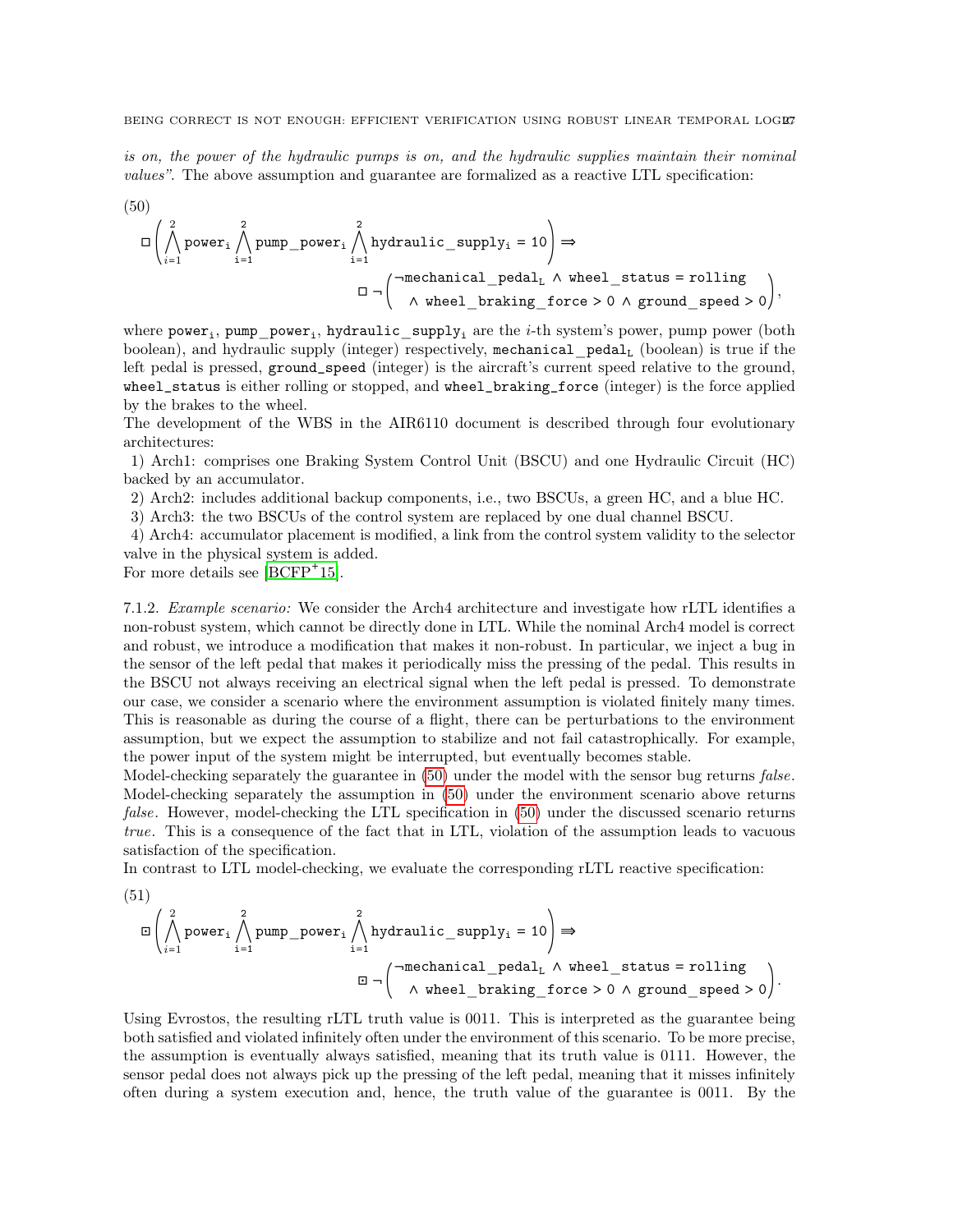*is on, the power of the hydraulic pumps is on, and the hydraulic supplies maintain their nominal values".* The above assumption and guarantee are formalized as a reactive LTL specification:

(50)

$$\Box\left(\bigwedge_{i=1}^{2}\mathtt{power_i}\bigwedge_{i=1}^{2}\mathtt{pump\_power_i}\bigwedge_{i=1}^{2}\mathtt{hydraulic\_supply_i} = 10\right) \Rightarrow \Box\neg\begin{pmatrix}\neg\mathtt{mechanical\_pedal_L} \wedge \mathtt{wheel\_status} = \mathtt{rolling} \\ \wedge\ \mathtt{wheel\_braking\_force} > 0 \wedge \mathtt{ground\_speed} > 0\end{pmatrix},$$

where $\mathtt{power_i}$, $\mathtt{pump\_power_i}$, $\mathtt{hydraulic\_supply_i}$ are the $i$-th system's power, pump power (both boolean), and hydraulic supply (integer) respectively, $\mathtt{mechanical\_pedal_L}$ (boolean) is true if the left pedal is pressed, `ground_speed` (integer) is the aircraft's current speed relative to the ground, `wheel_status` is either rolling or stopped, and `wheel_braking_force` (integer) is the force applied by the brakes to the wheel.

The development of the WBS in the AIR6110 document is described through four evolutionary architectures:

1) Arch1: comprises one Braking System Control Unit (BSCU) and one Hydraulic Circuit (HC) backed by an accumulator.
2) Arch2: includes additional backup components, i.e., two BSCUs, a green HC, and a blue HC.
3) Arch3: the two BSCUs of the control system are replaced by one dual channel BSCU.
4) Arch4: accumulator placement is modified, a link from the control system validity to the selector valve in the physical system is added.

For more details see [BCFP+15].

7.1.2. *Example scenario:* We consider the Arch4 architecture and investigate how rLTL identifies a non-robust system, which cannot be directly done in LTL. While the nominal Arch4 model is correct and robust, we introduce a modification that makes it non-robust. In particular, we inject a bug in the sensor of the left pedal that makes it periodically miss the pressing of the pedal. This results in the BSCU not always receiving an electrical signal when the left pedal is pressed. To demonstrate our case, we consider a scenario where the environment assumption is violated finitely many times. This is reasonable as during the course of a flight, there can be perturbations to the environment assumption, but we expect the assumption to stabilize and not fail catastrophically. For example, the power input of the system might be interrupted, but eventually becomes stable.

Model-checking separately the guarantee in (50) under the model with the sensor bug returns *false*. Model-checking separately the assumption in (50) under the environment scenario above returns *false*. However, model-checking the LTL specification in (50) under the discussed scenario returns *true*. This is a consequence of the fact that in LTL, violation of the assumption leads to vacuous satisfaction of the specification.

In contrast to LTL model-checking, we evaluate the corresponding rLTL reactive specification:

(51)

$$⊡\left(\bigwedge_{i=1}^{2}\mathtt{power_i}\bigwedge_{i=1}^{2}\mathtt{pump\_power_i}\bigwedge_{i=1}^{2}\mathtt{hydraulic\_supply_i} = 10\right) \Rightarrow ⊡\neg\begin{pmatrix}\neg\mathtt{mechanical\_pedal_L} \wedge \mathtt{wheel\_status} = \mathtt{rolling} \\ \wedge\ \mathtt{wheel\_braking\_force} > 0 \wedge \mathtt{ground\_speed} > 0\end{pmatrix}.$$

Using Evrostos, the resulting rLTL truth value is 0011. This is interpreted as the guarantee being both satisfied and violated infinitely often under the environment of this scenario. To be more precise, the assumption is eventually always satisfied, meaning that its truth value is 0111. However, the sensor pedal does not always pick up the pressing of the left pedal, meaning that it misses infinitely often during a system execution and, hence, the truth value of the guarantee is 0011. By the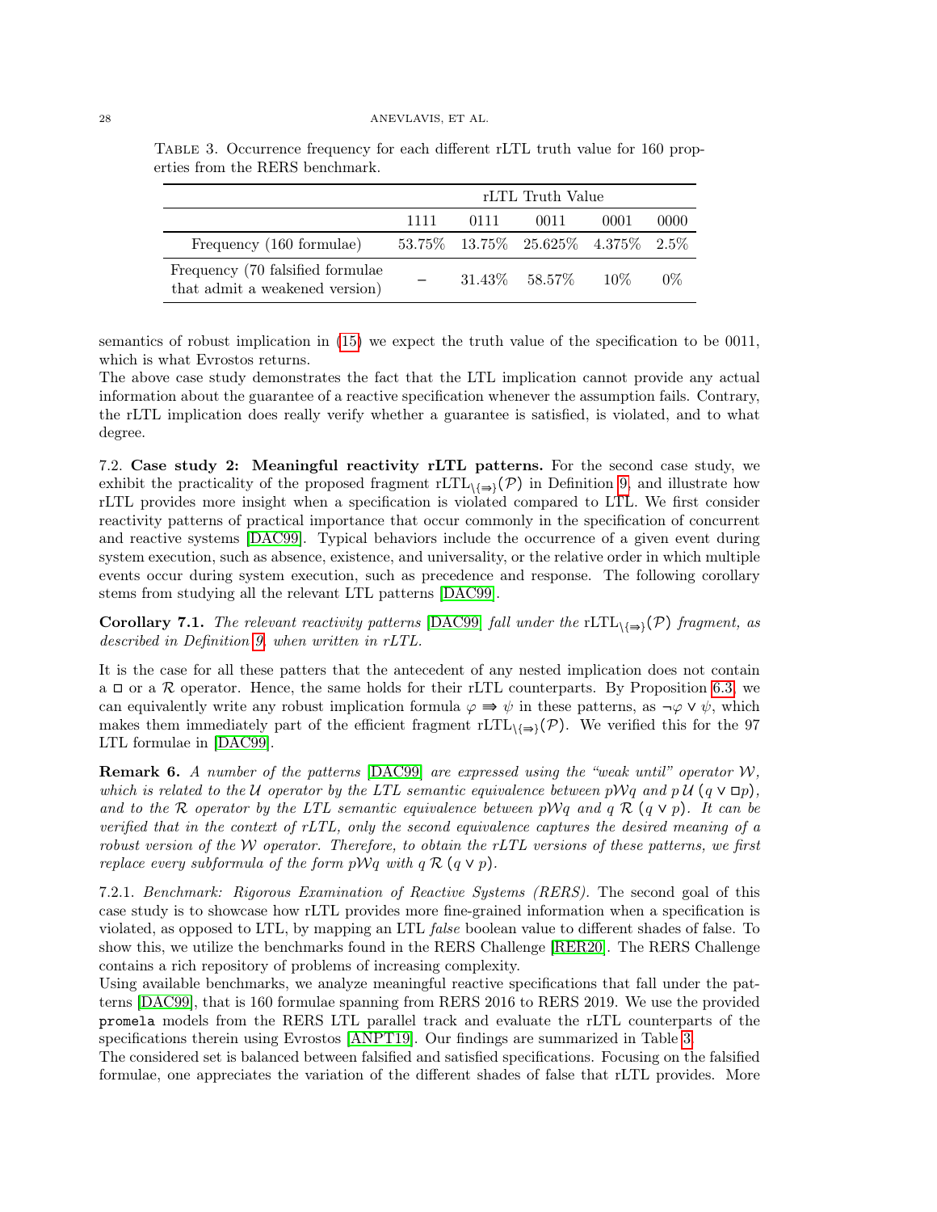Table 3. Occurrence frequency for each different rLTL truth value for 160 properties from the RERS benchmark.

| | rLTL Truth Value | | | | |
|---|---|---|---|---|---|
| | 1111 | 0111 | 0011 | 0001 | 0000 |
| Frequency (160 formulae) | 53.75% | 13.75% | 25.625% | 4.375% | 2.5% |
| Frequency (70 falsified formulae that admit a weakened version) | – | 31.43% | 58.57% | 10% | 0% |

semantics of robust implication in (15) we expect the truth value of the specification to be 0011, which is what Evrostos returns.

The above case study demonstrates the fact that the LTL implication cannot provide any actual information about the guarantee of a reactive specification whenever the assumption fails. Contrary, the rLTL implication does really verify whether a guarantee is satisfied, is violated, and to what degree.

7.2. **Case study 2: Meaningful reactivity rLTL patterns.** For the second case study, we exhibit the practicality of the proposed fragment $\mathrm{rLTL}_{\setminus\{\Rrightarrow\}}(\mathcal{P})$ in Definition 9 and illustrate how rLTL provides more insight when a specification is violated compared to LTL. We first consider reactivity patterns of practical importance that occur commonly in the specification of concurrent and reactive systems [DAC99]. Typical behaviors include the occurrence of a given event during system execution, such as absence, existence, and universality, or the relative order in which multiple events occur during system execution, such as precedence and response. The following corollary stems from studying all the relevant LTL patterns [DAC99].

**Corollary 7.1.** *The relevant reactivity patterns* [DAC99] *fall under the* $\mathrm{rLTL}_{\setminus\{\Rrightarrow\}}(\mathcal{P})$ *fragment, as described in Definition 9, when written in rLTL.*

It is the case for all these patters that the antecedent of any nested implication does not contain a $\boxdot$ or a $\mathcal{R}$ operator. Hence, the same holds for their rLTL counterparts. By Proposition 6.3, we can equivalently write any robust implication formula $\varphi \Rrightarrow \psi$ in these patterns, as $\neg\varphi \vee \psi$, which makes them immediately part of the efficient fragment $\mathrm{rLTL}_{\setminus\{\Rrightarrow\}}(\mathcal{P})$. We verified this for the 97 LTL formulae in [DAC99].

**Remark 6.** *A number of the patterns* [DAC99] *are expressed using the "weak until" operator $\mathcal{W}$, which is related to the $\mathcal{U}$ operator by the LTL semantic equivalence between $p\mathcal{W}q$ and $p\,\mathcal{U}\,(q \vee \boxdot p)$, and to the $\mathcal{R}$ operator by the LTL semantic equivalence between $p\mathcal{W}q$ and $q\ \mathcal{R}\ (q \vee p)$. It can be verified that in the context of rLTL, only the second equivalence captures the desired meaning of a robust version of the $\mathcal{W}$ operator. Therefore, to obtain the rLTL versions of these patterns, we first replace every subformula of the form $p\mathcal{W}q$ with $q\ \mathcal{R}\ (q \vee p)$.*

7.2.1. *Benchmark: Rigorous Examination of Reactive Systems (RERS).* The second goal of this case study is to showcase how rLTL provides more fine-grained information when a specification is violated, as opposed to LTL, by mapping an LTL *false* boolean value to different shades of false. To show this, we utilize the benchmarks found in the RERS Challenge [RER20]. The RERS Challenge contains a rich repository of problems of increasing complexity.

Using available benchmarks, we analyze meaningful reactive specifications that fall under the patterns [DAC99], that is 160 formulae spanning from RERS 2016 to RERS 2019. We use the provided `promela` models from the RERS LTL parallel track and evaluate the rLTL counterparts of the specifications therein using Evrostos [ANPT19]. Our findings are summarized in Table 3.

The considered set is balanced between falsified and satisfied specifications. Focusing on the falsified formulae, one appreciates the variation of the different shades of false that rLTL provides. More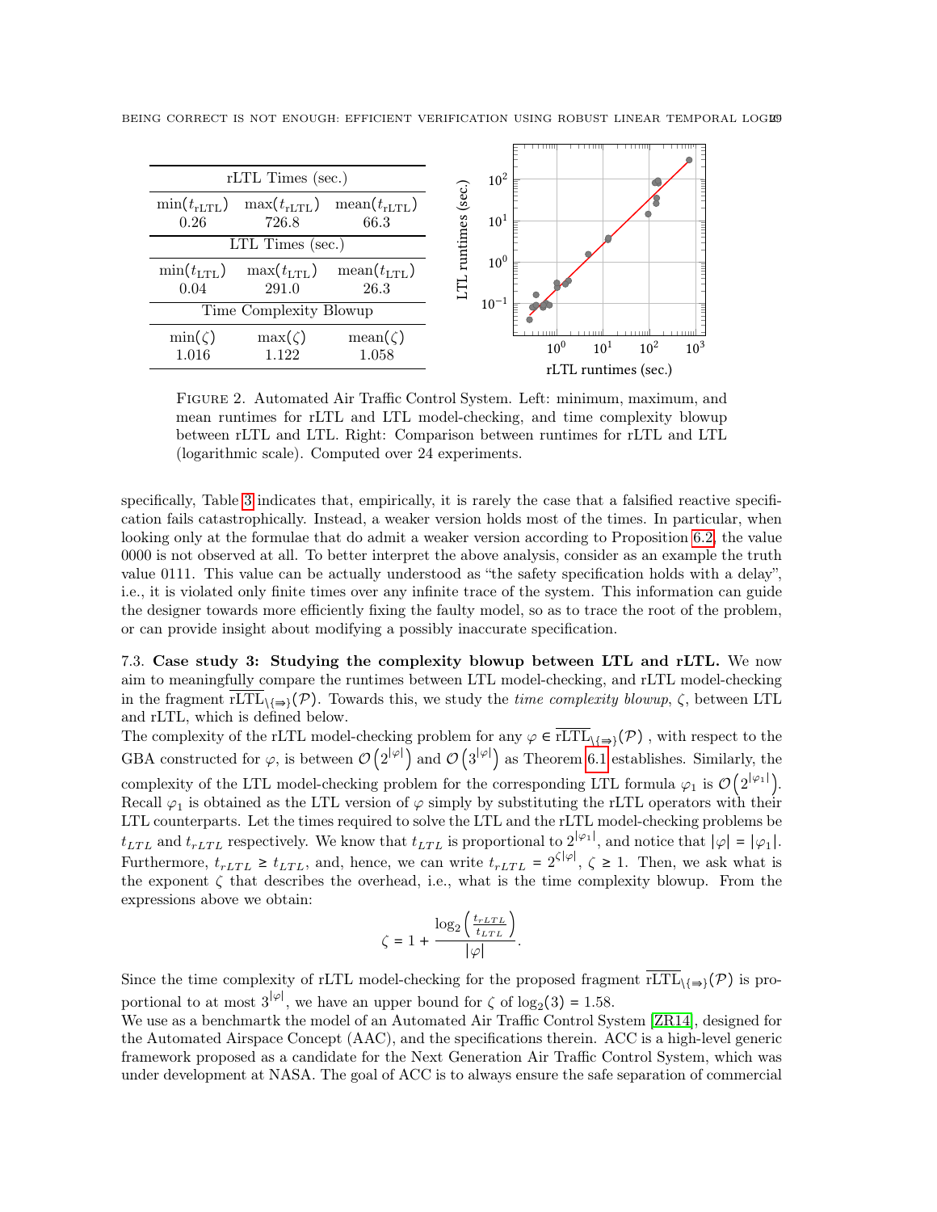| rLTL Times (sec.) | | |
|---|---|---|
| $\min(t_{\text{rLTL}})$ | $\max(t_{\text{rLTL}})$ | $\text{mean}(t_{\text{rLTL}})$ |
| 0.26 | 726.8 | 66.3 |
| **LTL Times (sec.)** | | |
| $\min(t_{\text{LTL}})$ | $\max(t_{\text{LTL}})$ | $\text{mean}(t_{\text{LTL}})$ |
| 0.04 | 291.0 | 26.3 |
| **Time Complexity Blowup** | | |
| $\min(\zeta)$ | $\max(\zeta)$ | $\text{mean}(\zeta)$ |
| 1.016 | 1.122 | 1.058 |

Figure 2. Automated Air Traffic Control System. Left: minimum, maximum, and mean runtimes for rLTL and LTL model-checking, and time complexity blowup between rLTL and LTL. Right: Comparison between runtimes for rLTL and LTL (logarithmic scale). Computed over 24 experiments.

specifically, Table 3 indicates that, empirically, it is rarely the case that a falsified reactive specification fails catastrophically. Instead, a weaker version holds most of the times. In particular, when looking only at the formulae that do admit a weaker version according to Proposition 6.2, the value 0000 is not observed at all. To better interpret the above analysis, consider as an example the truth value 0111. This value can be actually understood as "the safety specification holds with a delay", i.e., it is violated only finite times over any infinite trace of the system. This information can guide the designer towards more efficiently fixing the faulty model, so as to trace the root of the problem, or can provide insight about modifying a possibly inaccurate specification.

7.3. **Case study 3: Studying the complexity blowup between LTL and rLTL.** We now aim to meaningfully compare the runtimes between LTL model-checking, and rLTL model-checking in the fragment $\overline{\text{rLTL}}_{\setminus\{\Rightarrow\}}(\mathcal{P})$. Towards this, we study the *time complexity blowup*, $\zeta$, between LTL and rLTL, which is defined below.

The complexity of the rLTL model-checking problem for any $\varphi \in \overline{\text{rLTL}}_{\setminus\{\Rightarrow\}}(\mathcal{P})$ , with respect to the GBA constructed for $\varphi$, is between $\mathcal{O}\left(2^{|\varphi|}\right)$ and $\mathcal{O}\left(3^{|\varphi|}\right)$ as Theorem 6.1 establishes. Similarly, the complexity of the LTL model-checking problem for the corresponding LTL formula $\varphi_1$ is $\mathcal{O}\left(2^{|\varphi_1|}\right)$. Recall $\varphi_1$ is obtained as the LTL version of $\varphi$ simply by substituting the rLTL operators with their LTL counterparts. Let the times required to solve the LTL and the rLTL model-checking problems be $t_{LTL}$ and $t_{rLTL}$ respectively. We know that $t_{LTL}$ is proportional to $2^{|\varphi_1|}$, and notice that $|\varphi| = |\varphi_1|$. Furthermore, $t_{rLTL} \geq t_{LTL}$, and, hence, we can write $t_{rLTL} = 2^{\zeta|\varphi|}$, $\zeta \geq 1$. Then, we ask what is the exponent $\zeta$ that describes the overhead, i.e., what is the time complexity blowup. From the expressions above we obtain:

$$\zeta = 1 + \frac{\log_2\left(\frac{t_{rLTL}}{t_{LTL}}\right)}{|\varphi|}.$$

Since the time complexity of rLTL model-checking for the proposed fragment $\overline{\text{rLTL}}_{\setminus\{\Rightarrow\}}(\mathcal{P})$ is proportional to at most $3^{|\varphi|}$, we have an upper bound for $\zeta$ of $\log_2(3) = 1.58$.

We use as a benchmartk the model of an Automated Air Traffic Control System [ZR14], designed for the Automated Airspace Concept (AAC), and the specifications therein. ACC is a high-level generic framework proposed as a candidate for the Next Generation Air Traffic Control System, which was under development at NASA. The goal of ACC is to always ensure the safe separation of commercial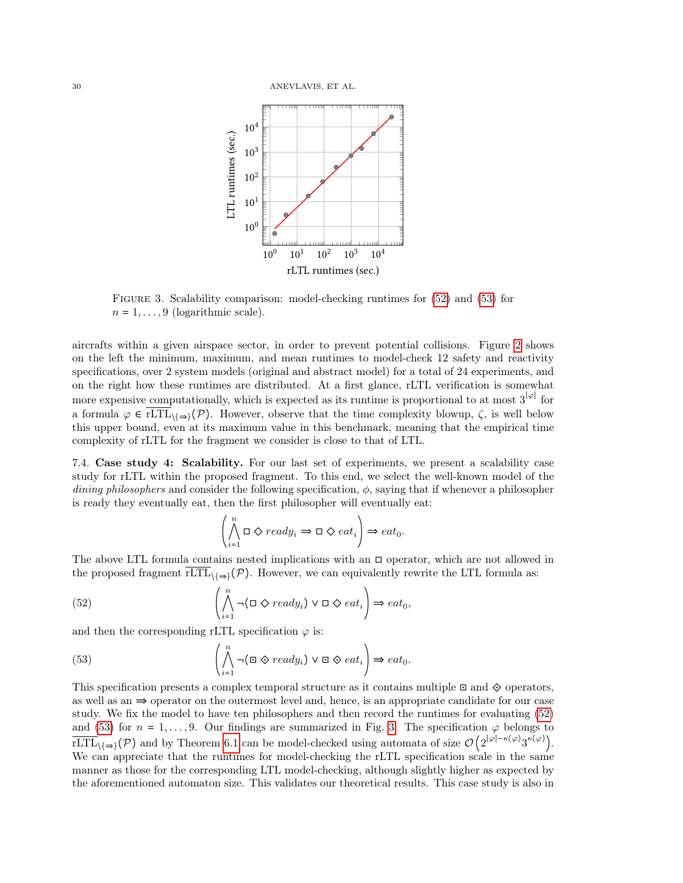FIGURE 3. Scalability comparison: model-checking runtimes for (52) and (53) for $n = 1, \dots, 9$ (logarithmic scale).

aircrafts within a given airspace sector, in order to prevent potential collisions. Figure 2 shows on the left the minimum, maximum, and mean runtimes to model-check 12 safety and reactivity specifications, over 2 system models (original and abstract model) for a total of 24 experiments, and on the right how these runtimes are distributed. At a first glance, rLTL verification is somewhat more expensive computationally, which is expected as its runtime is proportional to at most $3^{|\varphi|}$ for a formula $\varphi \in \overline{\text{rLTL}}_{\backslash\{\Rrightarrow\}}(\mathcal{P})$. However, observe that the time complexity blowup, $\zeta$, is well below this upper bound, even at its maximum value in this benchmark, meaning that the empirical time complexity of rLTL for the fragment we consider is close to that of LTL.

7.4. **Case study 4: Scalability.** For our last set of experiments, we present a scalability case study for rLTL within the proposed fragment. To this end, we select the well-known model of the *dining philosophers* and consider the following specification, $\phi$, saying that if whenever a philosopher is ready they eventually eat, then the first philosopher will eventually eat:

$$\left(\bigwedge_{i=1}^{n} \Box \Diamond \, ready_i \Rightarrow \Box \Diamond \, eat_i\right) \Rightarrow eat_0.$$

The above LTL formula contains nested implications with an $\Box$ operator, which are not allowed in the proposed fragment $\overline{\text{rLTL}}_{\backslash\{\Rrightarrow\}}(\mathcal{P})$. However, we can equivalently rewrite the LTL formula as:

$$\left(\bigwedge_{i=1}^{n} \neg(\Box \Diamond \, ready_i) \vee \Box \Diamond \, eat_i\right) \Rightarrow eat_0, \tag{52}$$

and then the corresponding rLTL specification $\varphi$ is:

$$\left(\bigwedge_{i=1}^{n} \neg(\boxdot \, \diamonddot \, ready_i) \vee \boxdot \, \diamonddot \, eat_i\right) \Rrightarrow eat_0. \tag{53}$$

This specification presents a complex temporal structure as it contains multiple $\boxdot$ and $\diamonddot$ operators, as well as an $\Rrightarrow$ operator on the outermost level and, hence, is an appropriate candidate for our case study. We fix the model to have ten philosophers and then record the runtimes for evaluating (52) and (53) for $n = 1, \dots, 9$. Our findings are summarized in Fig. 3. The specification $\varphi$ belongs to $\overline{\text{rLTL}}_{\backslash\{\Rrightarrow\}}(\mathcal{P})$ and by Theorem 6.1 can be model-checked using automata of size $\mathcal{O}\left(2^{|\varphi|-\kappa(\varphi)}3^{\kappa(\varphi)}\right)$. We can appreciate that the runtimes for model-checking the rLTL specification scale in the same manner as those for the corresponding LTL model-checking, although slightly higher as expected by the aforementioned automaton size. This validates our theoretical results. This case study is also in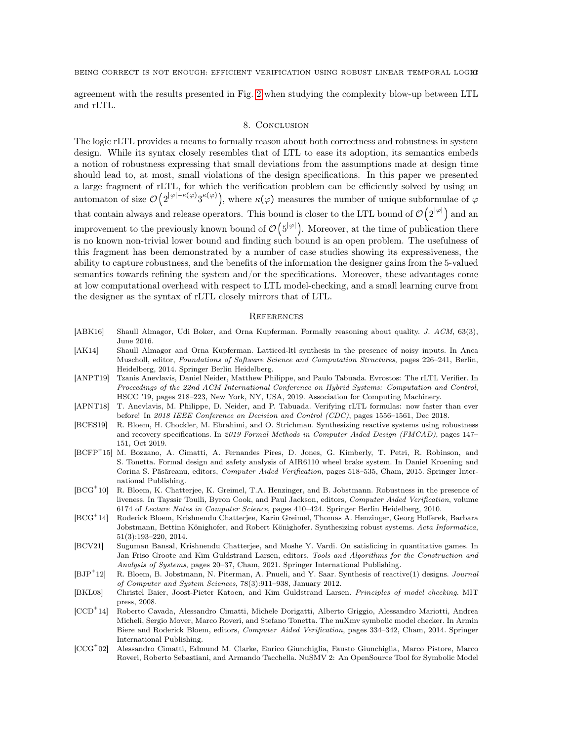agreement with the results presented in Fig. 2 when studying the complexity blow-up between LTL and rLTL.

## 8. Conclusion

The logic rLTL provides a means to formally reason about both correctness and robustness in system design. While its syntax closely resembles that of LTL to ease its adoption, its semantics embeds a notion of robustness expressing that small deviations from the assumptions made at design time should lead to, at most, small violations of the design specifications. In this paper we presented a large fragment of rLTL, for which the verification problem can be efficiently solved by using an automaton of size $\mathcal{O}\left(2^{|\varphi|-\kappa(\varphi)}3^{\kappa(\varphi)}\right)$, where $\kappa(\varphi)$ measures the number of unique subformulae of $\varphi$ that contain always and release operators. This bound is closer to the LTL bound of $\mathcal{O}\left(2^{|\varphi|}\right)$ and an improvement to the previously known bound of $\mathcal{O}\left(5^{|\varphi|}\right)$. Moreover, at the time of publication there is no known non-trivial lower bound and finding such bound is an open problem. The usefulness of this fragment has been demonstrated by a number of case studies showing its expressiveness, the ability to capture robustness, and the benefits of the information the designer gains from the 5-valued semantics towards refining the system and/or the specifications. Moreover, these advantages come at low computational overhead with respect to LTL model-checking, and a small learning curve from the designer as the syntax of rLTL closely mirrors that of LTL.

## References

- [ABK16] Shaull Almagor, Udi Boker, and Orna Kupferman. Formally reasoning about quality. *J. ACM*, 63(3), June 2016.
- [AK14] Shaull Almagor and Orna Kupferman. Latticed-ltl synthesis in the presence of noisy inputs. In Anca Muscholl, editor, *Foundations of Software Science and Computation Structures*, pages 226–241, Berlin, Heidelberg, 2014. Springer Berlin Heidelberg.
- [ANPT19] Tzanis Anevlavis, Daniel Neider, Matthew Philippe, and Paulo Tabuada. Evrostos: The rLTL Verifier. In *Proceedings of the 22nd ACM International Conference on Hybrid Systems: Computation and Control*, HSCC '19, pages 218–223, New York, NY, USA, 2019. Association for Computing Machinery.
- [APNT18] T. Anevlavis, M. Philippe, D. Neider, and P. Tabuada. Verifying rLTL formulas: now faster than ever before! In *2018 IEEE Conference on Decision and Control (CDC)*, pages 1556–1561, Dec 2018.
- [BCES19] R. Bloem, H. Chockler, M. Ebrahimi, and O. Strichman. Synthesizing reactive systems using robustness and recovery specifications. In *2019 Formal Methods in Computer Aided Design (FMCAD)*, pages 147–151, Oct 2019.
- [BCFP+15] M. Bozzano, A. Cimatti, A. Fernandes Pires, D. Jones, G. Kimberly, T. Petri, R. Robinson, and S. Tonetta. Formal design and safety analysis of AIR6110 wheel brake system. In Daniel Kroening and Corina S. Păsăreanu, editors, *Computer Aided Verification*, pages 518–535, Cham, 2015. Springer International Publishing.
- [BCG+10] R. Bloem, K. Chatterjee, K. Greimel, T.A. Henzinger, and B. Jobstmann. Robustness in the presence of liveness. In Tayssir Touili, Byron Cook, and Paul Jackson, editors, *Computer Aided Verification*, volume 6174 of *Lecture Notes in Computer Science*, pages 410–424. Springer Berlin Heidelberg, 2010.
- [BCG+14] Roderick Bloem, Krishnendu Chatterjee, Karin Greimel, Thomas A. Henzinger, Georg Hofferek, Barbara Jobstmann, Bettina Könighofer, and Robert Könighofer. Synthesizing robust systems. *Acta Informatica*, 51(3):193–220, 2014.
- [BCV21] Suguman Bansal, Krishnendu Chatterjee, and Moshe Y. Vardi. On satisficing in quantitative games. In Jan Friso Groote and Kim Guldstrand Larsen, editors, *Tools and Algorithms for the Construction and Analysis of Systems*, pages 20–37, Cham, 2021. Springer International Publishing.
- [BJP+12] R. Bloem, B. Jobstmann, N. Piterman, A. Pnueli, and Y. Saar. Synthesis of reactive(1) designs. *Journal of Computer and System Sciences*, 78(3):911–938, January 2012.
- [BKL08] Christel Baier, Joost-Pieter Katoen, and Kim Guldstrand Larsen. *Principles of model checking*. MIT press, 2008.
- [CCD+14] Roberto Cavada, Alessandro Cimatti, Michele Dorigatti, Alberto Griggio, Alessandro Mariotti, Andrea Micheli, Sergio Mover, Marco Roveri, and Stefano Tonetta. The nuXmv symbolic model checker. In Armin Biere and Roderick Bloem, editors, *Computer Aided Verification*, pages 334–342, Cham, 2014. Springer International Publishing.
- [CCG+02] Alessandro Cimatti, Edmund M. Clarke, Enrico Giunchiglia, Fausto Giunchiglia, Marco Pistore, Marco Roveri, Roberto Sebastiani, and Armando Tacchella. NuSMV 2: An OpenSource Tool for Symbolic Model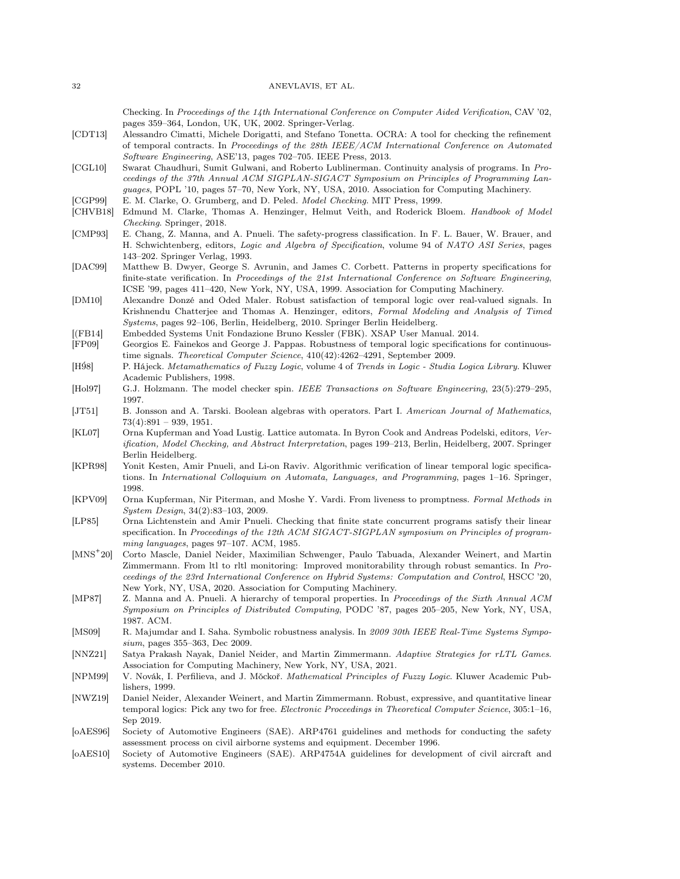Checking. In *Proceedings of the 14th International Conference on Computer Aided Verification*, CAV '02, pages 359–364, London, UK, UK, 2002. Springer-Verlag.

[CDT13] Alessandro Cimatti, Michele Dorigatti, and Stefano Tonetta. OCRA: A tool for checking the refinement of temporal contracts. In *Proceedings of the 28th IEEE/ACM International Conference on Automated Software Engineering*, ASE'13, pages 702–705. IEEE Press, 2013.

[CGL10] Swarat Chaudhuri, Sumit Gulwani, and Roberto Lublinerman. Continuity analysis of programs. In *Proceedings of the 37th Annual ACM SIGPLAN-SIGACT Symposium on Principles of Programming Languages*, POPL '10, pages 57–70, New York, NY, USA, 2010. Association for Computing Machinery.

[CGP99] E. M. Clarke, O. Grumberg, and D. Peled. *Model Checking*. MIT Press, 1999.

[CHVB18] Edmund M. Clarke, Thomas A. Henzinger, Helmut Veith, and Roderick Bloem. *Handbook of Model Checking*. Springer, 2018.

[CMP93] E. Chang, Z. Manna, and A. Pnueli. The safety-progress classification. In F. L. Bauer, W. Brauer, and H. Schwichtenberg, editors, *Logic and Algebra of Specification*, volume 94 of *NATO ASI Series*, pages 143–202. Springer Verlag, 1993.

[DAC99] Matthew B. Dwyer, George S. Avrunin, and James C. Corbett. Patterns in property specifications for finite-state verification. In *Proceedings of the 21st International Conference on Software Engineering*, ICSE '99, pages 411–420, New York, NY, USA, 1999. Association for Computing Machinery.

[DM10] Alexandre Donzé and Oded Maler. Robust satisfaction of temporal logic over real-valued signals. In Krishnendu Chatterjee and Thomas A. Henzinger, editors, *Formal Modeling and Analysis of Timed Systems*, pages 92–106, Berlin, Heidelberg, 2010. Springer Berlin Heidelberg.

[(FB14] Embedded Systems Unit Fondazione Bruno Kessler (FBK). XSAP User Manual. 2014.

[FP09] Georgios E. Fainekos and George J. Pappas. Robustness of temporal logic specifications for continuous-time signals. *Theoretical Computer Science*, 410(42):4262–4291, September 2009.

[Há98] P. Hájeck. *Metamathematics of Fuzzy Logic*, volume 4 of *Trends in Logic - Studia Logica Library*. Kluwer Academic Publishers, 1998.

[Hol97] G.J. Holzmann. The model checker spin. *IEEE Transactions on Software Engineering*, 23(5):279–295, 1997.

[JT51] B. Jonsson and A. Tarski. Boolean algebras with operators. Part I. *American Journal of Mathematics*, 73(4):891 – 939, 1951.

[KL07] Orna Kupferman and Yoad Lustig. Lattice automata. In Byron Cook and Andreas Podelski, editors, *Verification, Model Checking, and Abstract Interpretation*, pages 199–213, Berlin, Heidelberg, 2007. Springer Berlin Heidelberg.

[KPR98] Yonit Kesten, Amir Pnueli, and Li-on Raviv. Algorithmic verification of linear temporal logic specifications. In *International Colloquium on Automata, Languages, and Programming*, pages 1–16. Springer, 1998.

[KPV09] Orna Kupferman, Nir Piterman, and Moshe Y. Vardi. From liveness to promptness. *Formal Methods in System Design*, 34(2):83–103, 2009.

[LP85] Orna Lichtenstein and Amir Pnueli. Checking that finite state concurrent programs satisfy their linear specification. In *Proceedings of the 12th ACM SIGACT-SIGPLAN symposium on Principles of programming languages*, pages 97–107. ACM, 1985.

[MNS+20] Corto Mascle, Daniel Neider, Maximilian Schwenger, Paulo Tabuada, Alexander Weinert, and Martin Zimmermann. From ltl to rltl monitoring: Improved monitorability through robust semantics. In *Proceedings of the 23rd International Conference on Hybrid Systems: Computation and Control*, HSCC '20, New York, NY, USA, 2020. Association for Computing Machinery.

[MP87] Z. Manna and A. Pnueli. A hierarchy of temporal properties. In *Proceedings of the Sixth Annual ACM Symposium on Principles of Distributed Computing*, PODC '87, pages 205–205, New York, NY, USA, 1987. ACM.

[MS09] R. Majumdar and I. Saha. Symbolic robustness analysis. In *2009 30th IEEE Real-Time Systems Symposium*, pages 355–363, Dec 2009.

[NNZ21] Satya Prakash Nayak, Daniel Neider, and Martin Zimmermann. *Adaptive Strategies for rLTL Games*. Association for Computing Machinery, New York, NY, USA, 2021.

[NPM99] V. Novák, I. Perfilieva, and J. Mǒckoř. *Mathematical Principles of Fuzzy Logic*. Kluwer Academic Publishers, 1999.

[NWZ19] Daniel Neider, Alexander Weinert, and Martin Zimmermann. Robust, expressive, and quantitative linear temporal logics: Pick any two for free. *Electronic Proceedings in Theoretical Computer Science*, 305:1–16, Sep 2019.

[oAES96] Society of Automotive Engineers (SAE). ARP4761 guidelines and methods for conducting the safety assessment process on civil airborne systems and equipment. December 1996.

[oAES10] Society of Automotive Engineers (SAE). ARP4754A guidelines for development of civil aircraft and systems. December 2010.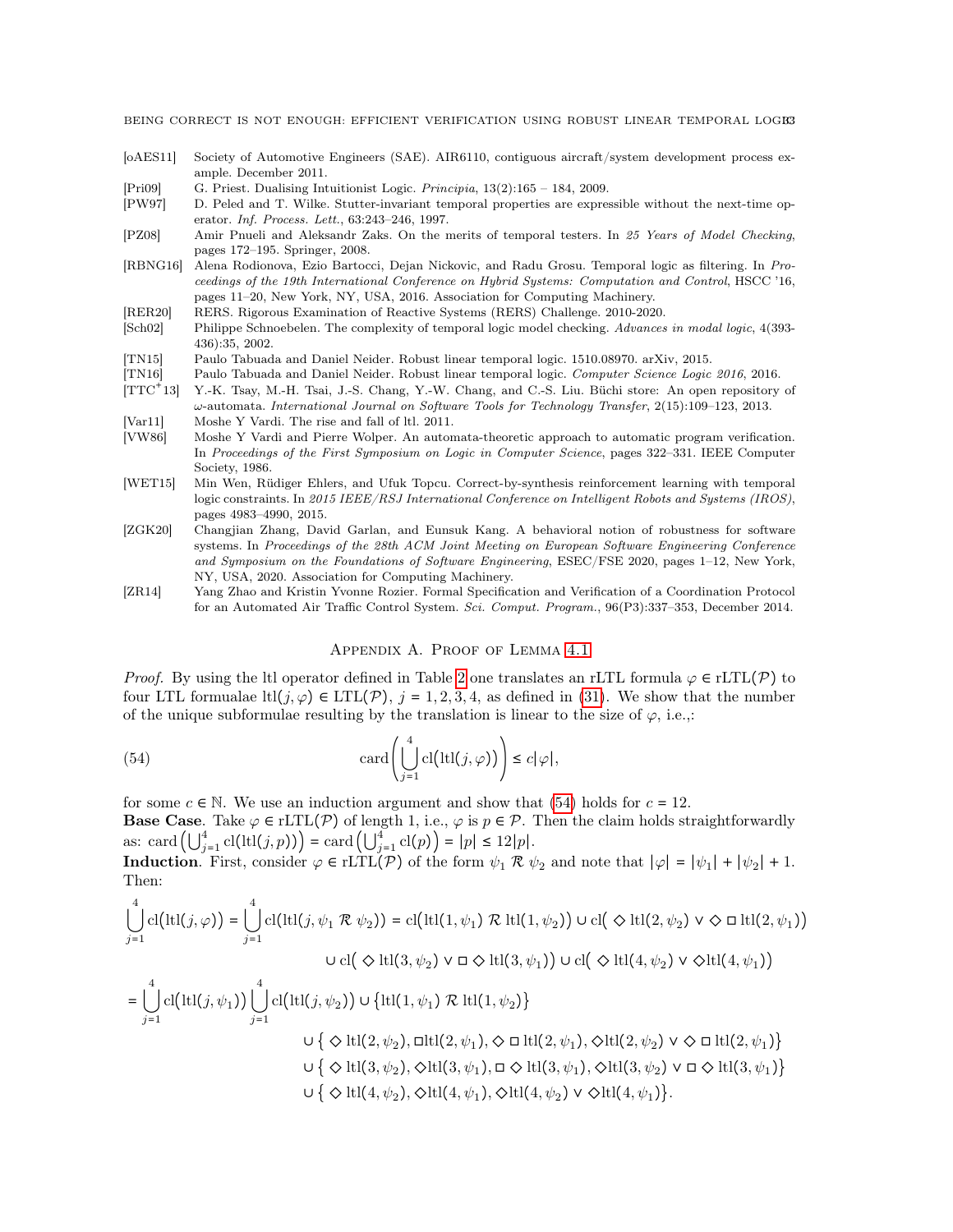[oAES11] Society of Automotive Engineers (SAE). AIR6110, contiguous aircraft/system development process example. December 2011.

[Pri09] G. Priest. Dualising Intuitionist Logic. *Principia*, 13(2):165 – 184, 2009.

[PW97] D. Peled and T. Wilke. Stutter-invariant temporal properties are expressible without the next-time operator. *Inf. Process. Lett.*, 63:243–246, 1997.

[PZ08] Amir Pnueli and Aleksandr Zaks. On the merits of temporal testers. In *25 Years of Model Checking*, pages 172–195. Springer, 2008.

[RBNG16] Alena Rodionova, Ezio Bartocci, Dejan Nickovic, and Radu Grosu. Temporal logic as filtering. In *Proceedings of the 19th International Conference on Hybrid Systems: Computation and Control*, HSCC '16, pages 11–20, New York, NY, USA, 2016. Association for Computing Machinery.

[RER20] RERS. Rigorous Examination of Reactive Systems (RERS) Challenge. 2010-2020.

[Sch02] Philippe Schnoebelen. The complexity of temporal logic model checking. *Advances in modal logic*, 4(393-436):35, 2002.

[TN15] Paulo Tabuada and Daniel Neider. Robust linear temporal logic. 1510.08970. arXiv, 2015.

[TN16] Paulo Tabuada and Daniel Neider. Robust linear temporal logic. *Computer Science Logic 2016*, 2016.

[TTC+13] Y.-K. Tsay, M.-H. Tsai, J.-S. Chang, Y.-W. Chang, and C.-S. Liu. Büchi store: An open repository of $\omega$-automata. *International Journal on Software Tools for Technology Transfer*, 2(15):109–123, 2013.

[Var11] Moshe Y Vardi. The rise and fall of ltl. 2011.

[VW86] Moshe Y Vardi and Pierre Wolper. An automata-theoretic approach to automatic program verification. In *Proceedings of the First Symposium on Logic in Computer Science*, pages 322–331. IEEE Computer Society, 1986.

[WET15] Min Wen, Rüdiger Ehlers, and Ufuk Topcu. Correct-by-synthesis reinforcement learning with temporal logic constraints. In *2015 IEEE/RSJ International Conference on Intelligent Robots and Systems (IROS)*, pages 4983–4990, 2015.

[ZGK20] Changjian Zhang, David Garlan, and Eunsuk Kang. A behavioral notion of robustness for software systems. In *Proceedings of the 28th ACM Joint Meeting on European Software Engineering Conference and Symposium on the Foundations of Software Engineering*, ESEC/FSE 2020, pages 1–12, New York, NY, USA, 2020. Association for Computing Machinery.

[ZR14] Yang Zhao and Kristin Yvonne Rozier. Formal Specification and Verification of a Coordination Protocol for an Automated Air Traffic Control System. *Sci. Comput. Program.*, 96(P3):337–353, December 2014.

## Appendix A. Proof of Lemma 4.1

*Proof.* By using the ltl operator defined in Table 2 one translates an rLTL formula $\varphi \in \text{rLTL}(\mathcal{P})$ to four LTL formulae $\text{ltl}(j,\varphi) \in \text{LTL}(\mathcal{P})$, $j = 1,2,3,4$, as defined in (31). We show that the number of the unique subformulae resulting by the translation is linear to the size of $\varphi$, i.e.,:

$$\text{card}\left(\bigcup_{j=1}^{4} \text{cl}\big(\text{ltl}(j,\varphi)\big)\right) \leq c|\varphi|, \tag{54}$$

for some $c \in \mathbb{N}$. We use an induction argument and show that (54) holds for $c = 12$.

**Base Case**. Take $\varphi \in \text{rLTL}(\mathcal{P})$ of length 1, i.e., $\varphi$ is $p \in \mathcal{P}$. Then the claim holds straightforwardly as: $\text{card}\left(\bigcup_{j=1}^{4} \text{cl}(\text{ltl}(j,p))\right) = \text{card}\left(\bigcup_{j=1}^{4} \text{cl}(p)\right) = |p| \leq 12|p|$.

**Induction**. First, consider $\varphi \in \text{rLTL}(\mathcal{P})$ of the form $\psi_1 \,\mathcal{R}\, \psi_2$ and note that $|\varphi| = |\psi_1| + |\psi_2| + 1$. Then:

$$\begin{aligned}
\bigcup_{j=1}^{4} \text{cl}\big(\text{ltl}(j,\varphi)\big) &= \bigcup_{j=1}^{4} \text{cl}\big(\text{ltl}(j,\psi_1 \,\mathcal{R}\, \psi_2)\big) = \text{cl}\big(\text{ltl}(1,\psi_1) \,\mathcal{R}\, \text{ltl}(1,\psi_2)\big) \cup \text{cl}\big(\diamond\, \text{ltl}(2,\psi_2) \vee \diamond\, \square\, \text{ltl}(2,\psi_1)\big) \\
&\qquad \cup \text{cl}\big(\diamond\, \text{ltl}(3,\psi_2) \vee \square\, \diamond\, \text{ltl}(3,\psi_1)\big) \cup \text{cl}\big(\diamond\, \text{ltl}(4,\psi_2) \vee \diamond \text{ltl}(4,\psi_1)\big) \\
&= \bigcup_{j=1}^{4} \text{cl}\big(\text{ltl}(j,\psi_1)\big) \bigcup_{j=1}^{4} \text{cl}\big(\text{ltl}(j,\psi_2)\big) \cup \big\{\text{ltl}(1,\psi_1) \,\mathcal{R}\, \text{ltl}(1,\psi_2)\big\} \\
&\qquad \cup \big\{\diamond\, \text{ltl}(2,\psi_2), \square \text{ltl}(2,\psi_1), \diamond\, \square\, \text{ltl}(2,\psi_1), \diamond \text{ltl}(2,\psi_2) \vee \diamond\, \square\, \text{ltl}(2,\psi_1)\big\} \\
&\qquad \cup \big\{\diamond\, \text{ltl}(3,\psi_2), \diamond \text{ltl}(3,\psi_1), \square\, \diamond\, \text{ltl}(3,\psi_1), \diamond \text{ltl}(3,\psi_2) \vee \square\, \diamond\, \text{ltl}(3,\psi_1)\big\} \\
&\qquad \cup \big\{\diamond\, \text{ltl}(4,\psi_2), \diamond \text{ltl}(4,\psi_1), \diamond \text{ltl}(4,\psi_2) \vee \diamond \text{ltl}(4,\psi_1)\big\}.
\end{aligned}$$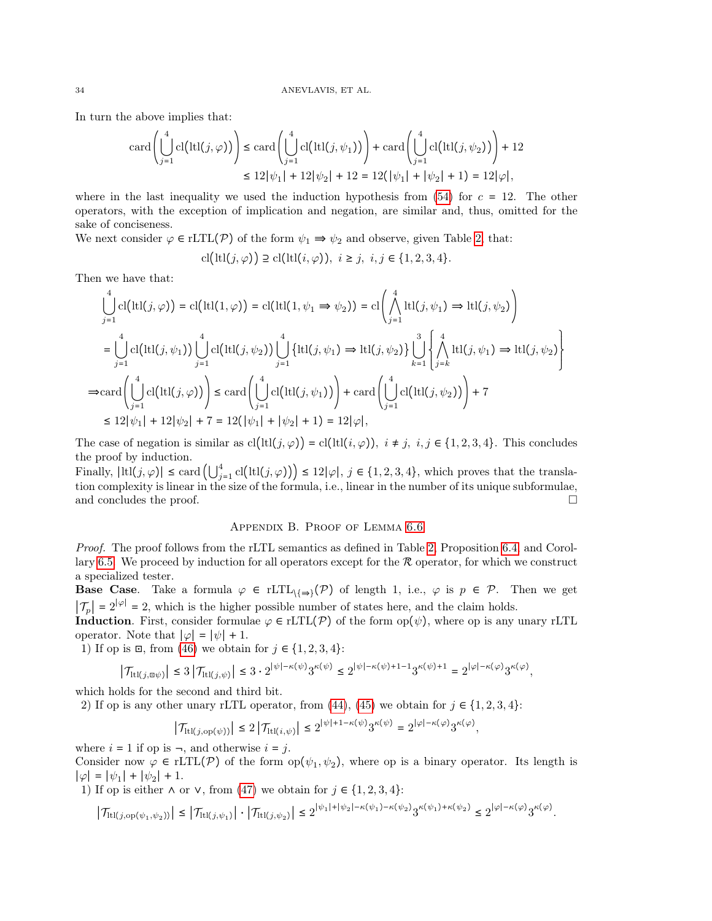In turn the above implies that:

$$\operatorname{card}\left(\bigcup_{j=1}^{4} \operatorname{cl}\big(\operatorname{ltl}(j,\varphi)\big)\right) \leq \operatorname{card}\left(\bigcup_{j=1}^{4} \operatorname{cl}\big(\operatorname{ltl}(j,\psi_1)\big)\right) + \operatorname{card}\left(\bigcup_{j=1}^{4} \operatorname{cl}\big(\operatorname{ltl}(j,\psi_2)\big)\right) + 12$$
$$\leq 12|\psi_1| + 12|\psi_2| + 12 = 12(|\psi_1| + |\psi_2| + 1) = 12|\varphi|,$$

where in the last inequality we used the induction hypothesis from (54) for $c = 12$. The other operators, with the exception of implication and negation, are similar and, thus, omitted for the sake of conciseness.

We next consider $\varphi \in \text{rLTL}(\mathcal{P})$ of the form $\psi_1 \Rrightarrow \psi_2$ and observe, given Table 2, that:

$$\operatorname{cl}\big(\operatorname{ltl}(j,\varphi)\big) \supseteq \operatorname{cl}\big(\operatorname{ltl}(i,\varphi)\big),\ i \geq j,\ i,j \in \{1,2,3,4\}.$$

Then we have that:

$$\bigcup_{j=1}^{4} \operatorname{cl}\big(\operatorname{ltl}(j,\varphi)\big) = \operatorname{cl}\big(\operatorname{ltl}(1,\varphi)\big) = \operatorname{cl}\big(\operatorname{ltl}(1,\psi_1 \Rrightarrow \psi_2)\big) = \operatorname{cl}\left(\bigwedge_{j=1}^{4} \operatorname{ltl}(j,\psi_1) \Rightarrow \operatorname{ltl}(j,\psi_2)\right)$$
$$= \bigcup_{j=1}^{4} \operatorname{cl}\big(\operatorname{ltl}(j,\psi_1)\big) \bigcup_{j=1}^{4} \operatorname{cl}\big(\operatorname{ltl}(j,\psi_2)\big) \bigcup_{j=1}^{4} \big\{\operatorname{ltl}(j,\psi_1) \Rightarrow \operatorname{ltl}(j,\psi_2)\big\} \bigcup_{k=1}^{3} \left\{\bigwedge_{j=k}^{4} \operatorname{ltl}(j,\psi_1) \Rightarrow \operatorname{ltl}(j,\psi_2)\right\}$$
$$\Rightarrow \operatorname{card}\left(\bigcup_{j=1}^{4} \operatorname{cl}\big(\operatorname{ltl}(j,\varphi)\big)\right) \leq \operatorname{card}\left(\bigcup_{j=1}^{4} \operatorname{cl}\big(\operatorname{ltl}(j,\psi_1)\big)\right) + \operatorname{card}\left(\bigcup_{j=1}^{4} \operatorname{cl}\big(\operatorname{ltl}(j,\psi_2)\big)\right) + 7$$
$$\leq 12|\psi_1| + 12|\psi_2| + 7 = 12(|\psi_1| + |\psi_2| + 1) = 12|\varphi|,$$

The case of negation is similar as $\operatorname{cl}\big(\operatorname{ltl}(j,\varphi)\big) = \operatorname{cl}\big(\operatorname{ltl}(i,\varphi)\big),\ i \neq j,\ i,j \in \{1,2,3,4\}$. This concludes the proof by induction.

Finally, $|\operatorname{ltl}(j,\varphi)| \leq \operatorname{card}\left(\bigcup_{j=1}^{4} \operatorname{cl}\big(\operatorname{ltl}(j,\varphi)\big)\right) \leq 12|\varphi|,\ j \in \{1,2,3,4\}$, which proves that the translation complexity is linear in the size of the formula, i.e., linear in the number of its unique subformulae, and concludes the proof. □

## Appendix B. Proof of Lemma 6.6

*Proof.* The proof follows from the rLTL semantics as defined in Table 2, Proposition 6.4, and Corollary 6.5. We proceed by induction for all operators except for the $\mathcal{R}$ operator, for which we construct a specialized tester.

**Base Case**. Take a formula $\varphi \in \text{rLTL}_{\setminus\{\Rrightarrow\}}(\mathcal{P})$ of length 1, i.e., $\varphi$ is $p \in \mathcal{P}$. Then we get $|\mathcal{T}_p| = 2^{|\varphi|} = 2$, which is the higher possible number of states here, and the claim holds.

**Induction**. First, consider formulae $\varphi \in \text{rLTL}(\mathcal{P})$ of the form $\operatorname{op}(\psi)$, where op is any unary rLTL operator. Note that $|\varphi| = |\psi| + 1$.

1) If op is $\boxdot$, from (46) we obtain for $j \in \{1,2,3,4\}$:

$$\left|\mathcal{T}_{\operatorname{ltl}(j,\boxdot\psi)}\right| \leq 3\left|\mathcal{T}_{\operatorname{ltl}(j,\psi)}\right| \leq 3 \cdot 2^{|\psi|-\kappa(\psi)} 3^{\kappa(\psi)} \leq 2^{|\psi|-\kappa(\psi)+1-1} 3^{\kappa(\psi)+1} = 2^{|\varphi|-\kappa(\varphi)} 3^{\kappa(\varphi)},$$

which holds for the second and third bit.

2) If op is any other unary rLTL operator, from (44), (45) we obtain for $j \in \{1,2,3,4\}$:

$$\left|\mathcal{T}_{\operatorname{ltl}(j,\operatorname{op}(\psi))}\right| \leq 2\left|\mathcal{T}_{\operatorname{ltl}(i,\psi)}\right| \leq 2^{|\psi|+1-\kappa(\psi)} 3^{\kappa(\psi)} = 2^{|\varphi|-\kappa(\varphi)} 3^{\kappa(\varphi)},$$

where $i = 1$ if op is $\neg$, and otherwise $i = j$.

Consider now $\varphi \in \text{rLTL}(\mathcal{P})$ of the form $\operatorname{op}(\psi_1,\psi_2)$, where op is a binary operator. Its length is $|\varphi| = |\psi_1| + |\psi_2| + 1$.

1) If op is either $\wedge$ or $\vee$, from (47) we obtain for $j \in \{1,2,3,4\}$:

$$\left|\mathcal{T}_{\operatorname{ltl}(j,\operatorname{op}(\psi_1,\psi_2))}\right| \leq \left|\mathcal{T}_{\operatorname{ltl}(j,\psi_1)}\right| \cdot \left|\mathcal{T}_{\operatorname{ltl}(j,\psi_2)}\right| \leq 2^{|\psi_1|+|\psi_2|-\kappa(\psi_1)-\kappa(\psi_2)} 3^{\kappa(\psi_1)+\kappa(\psi_2)} \leq 2^{|\varphi|-\kappa(\varphi)} 3^{\kappa(\varphi)}.$$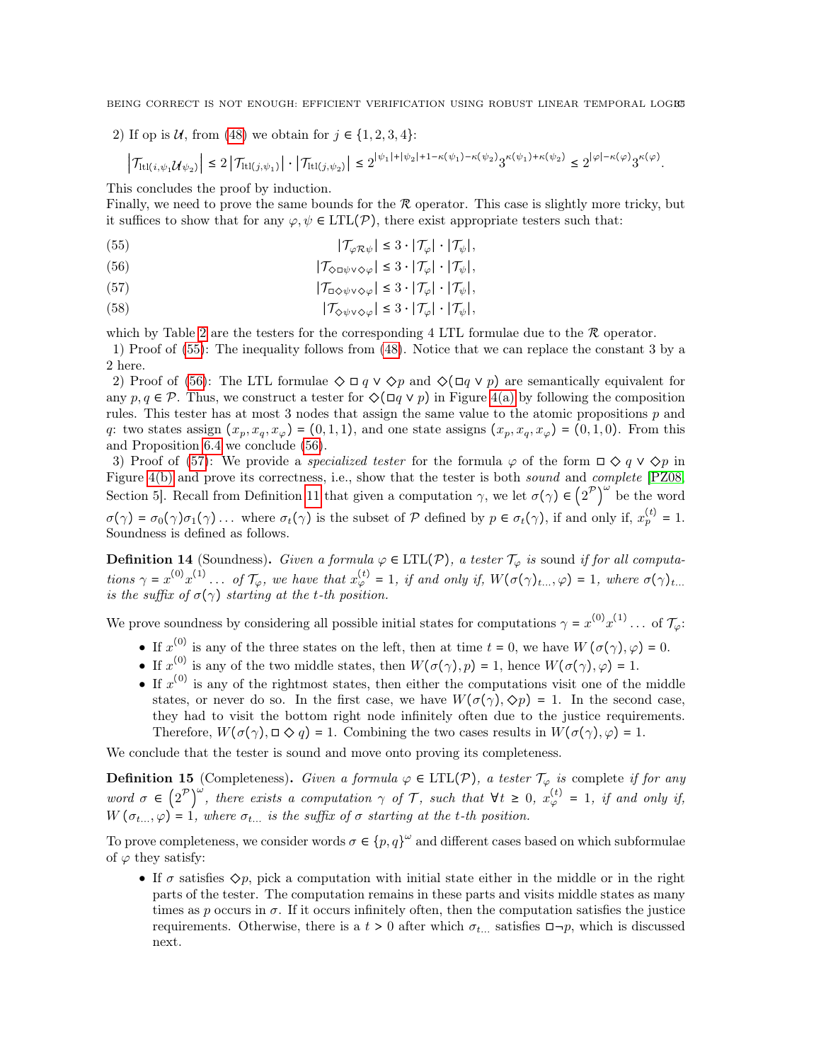2) If op is $\mathcal{U}$, from (48) we obtain for $j \in \{1,2,3,4\}$:

$$\left|\mathcal{T}_{\text{ltl}(i,\psi_1 \mathcal{U} \psi_2)}\right| \le 2\left|\mathcal{T}_{\text{ltl}(j,\psi_1)}\right| \cdot \left|\mathcal{T}_{\text{ltl}(j,\psi_2)}\right| \le 2^{|\psi_1|+|\psi_2|+1-\kappa(\psi_1)-\kappa(\psi_2)} 3^{\kappa(\psi_1)+\kappa(\psi_2)} \le 2^{|\varphi|-\kappa(\varphi)} 3^{\kappa(\varphi)}.$$

This concludes the proof by induction.

Finally, we need to prove the same bounds for the $\mathcal{R}$ operator. This case is slightly more tricky, but it suffices to show that for any $\varphi, \psi \in \text{LTL}(\mathcal{P})$, there exist appropriate testers such that:

$$|\mathcal{T}_{\varphi \mathcal{R} \psi}| \le 3 \cdot |\mathcal{T}_\varphi| \cdot |\mathcal{T}_\psi|, \tag{55}$$

$$|\mathcal{T}_{\diamond \square \psi \vee \diamond \varphi}| \le 3 \cdot |\mathcal{T}_\varphi| \cdot |\mathcal{T}_\psi|, \tag{56}$$

$$|\mathcal{T}_{\square \diamond \psi \vee \diamond \varphi}| \le 3 \cdot |\mathcal{T}_\varphi| \cdot |\mathcal{T}_\psi|, \tag{57}$$

$$|\mathcal{T}_{\diamond \psi \vee \diamond \varphi}| \le 3 \cdot |\mathcal{T}_\varphi| \cdot |\mathcal{T}_\psi|, \tag{58}$$

which by Table 2 are the testers for the corresponding 4 LTL formulae due to the $\mathcal{R}$ operator.

1) Proof of (55): The inequality follows from (48). Notice that we can replace the constant 3 by a 2 here.

2) Proof of (56): The LTL formulae $\diamond \square q \vee \diamond p$ and $\diamond(\square q \vee p)$ are semantically equivalent for any $p, q \in \mathcal{P}$. Thus, we construct a tester for $\diamond(\square q \vee p)$ in Figure 4(a) by following the composition rules. This tester has at most 3 nodes that assign the same value to the atomic propositions $p$ and $q$: two states assign $(x_p, x_q, x_\varphi) = (0,1,1)$, and one state assigns $(x_p, x_q, x_\varphi) = (0,1,0)$. From this and Proposition 6.4 we conclude (56).

3) Proof of (57): We provide a *specialized tester* for the formula $\varphi$ of the form $\square \diamond q \vee \diamond p$ in Figure 4(b) and prove its correctness, i.e., show that the tester is both *sound* and *complete* [PZ08, Section 5]. Recall from Definition 11 that given a computation $\gamma$, we let $\sigma(\gamma) \in \left(2^{\mathcal{P}}\right)^\omega$ be the word $\sigma(\gamma) = \sigma_0(\gamma)\sigma_1(\gamma)\dots$ where $\sigma_t(\gamma)$ is the subset of $\mathcal{P}$ defined by $p \in \sigma_t(\gamma)$, if and only if, $x_p^{(t)} = 1$. Soundness is defined as follows.

**Definition 14** (Soundness)**.** *Given a formula $\varphi \in \text{LTL}(\mathcal{P})$, a tester $\mathcal{T}_\varphi$ is* sound *if for all computations $\gamma = x^{(0)}x^{(1)}\dots$ of $\mathcal{T}_\varphi$, we have that $x_\varphi^{(t)} = 1$, if and only if, $W(\sigma(\gamma)_{t\dots}, \varphi) = 1$, where $\sigma(\gamma)_{t\dots}$ is the suffix of $\sigma(\gamma)$ starting at the $t$-th position.*

We prove soundness by considering all possible initial states for computations $\gamma = x^{(0)}x^{(1)}\dots$ of $\mathcal{T}_\varphi$:

- If $x^{(0)}$ is any of the three states on the left, then at time $t = 0$, we have $W(\sigma(\gamma), \varphi) = 0$.
- If $x^{(0)}$ is any of the two middle states, then $W(\sigma(\gamma), p) = 1$, hence $W(\sigma(\gamma), \varphi) = 1$.
- If $x^{(0)}$ is any of the rightmost states, then either the computations visit one of the middle states, or never do so. In the first case, we have $W(\sigma(\gamma), \diamond p) = 1$. In the second case, they had to visit the bottom right node infinitely often due to the justice requirements. Therefore, $W(\sigma(\gamma), \square \diamond q) = 1$. Combining the two cases results in $W(\sigma(\gamma), \varphi) = 1$.

We conclude that the tester is sound and move onto proving its completeness.

**Definition 15** (Completeness)**.** *Given a formula $\varphi \in \text{LTL}(\mathcal{P})$, a tester $\mathcal{T}_\varphi$ is* complete *if for any word $\sigma \in \left(2^{\mathcal{P}}\right)^\omega$, there exists a computation $\gamma$ of $\mathcal{T}$, such that $\forall t \ge 0$, $x_\varphi^{(t)} = 1$, if and only if, $W(\sigma_{t\dots}, \varphi) = 1$, where $\sigma_{t\dots}$ is the suffix of $\sigma$ starting at the $t$-th position.*

To prove completeness, we consider words $\sigma \in \{p, q\}^\omega$ and different cases based on which subformulae of $\varphi$ they satisfy:

- If $\sigma$ satisfies $\diamond p$, pick a computation with initial state either in the middle or in the right parts of the tester. The computation remains in these parts and visits middle states as many times as $p$ occurs in $\sigma$. If it occurs infinitely often, then the computation satisfies the justice requirements. Otherwise, there is a $t > 0$ after which $\sigma_{t\dots}$ satisfies $\square \neg p$, which is discussed next.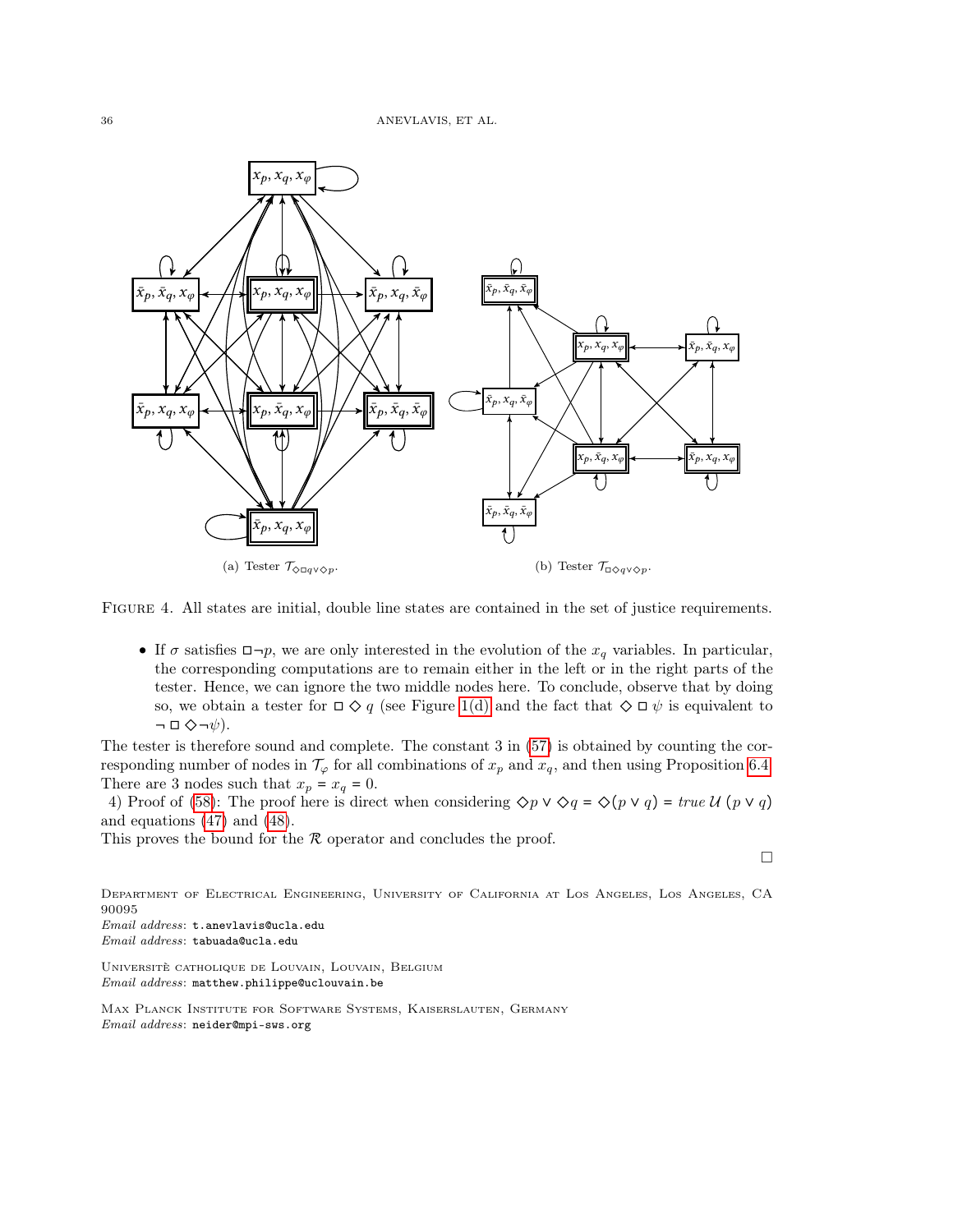(a) Tester $\mathcal{T}_{\Diamond\Box q \vee \Diamond p}$.

(b) Tester $\mathcal{T}_{\Box\Diamond q \vee \Diamond p}$.

FIGURE 4. All states are initial, double line states are contained in the set of justice requirements.

- If $\sigma$ satisfies $\Box\neg p$, we are only interested in the evolution of the $x_q$ variables. In particular, the corresponding computations are to remain either in the left or in the right parts of the tester. Hence, we can ignore the two middle nodes here. To conclude, observe that by doing so, we obtain a tester for $\Box \Diamond q$ (see Figure 1(d) and the fact that $\Diamond \Box \psi$ is equivalent to $\neg \Box \Diamond \neg\psi$).

The tester is therefore sound and complete. The constant 3 in (57) is obtained by counting the corresponding number of nodes in $\mathcal{T}_\varphi$ for all combinations of $x_p$ and $x_q$, and then using Proposition 6.4. There are 3 nodes such that $x_p = x_q = 0$.

4) Proof of (58): The proof here is direct when considering $\Diamond p \vee \Diamond q = \Diamond(p \vee q) = \mathit{true}\ \mathcal{U}\ (p \vee q)$ and equations (47) and (48).

This proves the bound for the $\mathcal{R}$ operator and concludes the proof.

□

DEPARTMENT OF ELECTRICAL ENGINEERING, UNIVERSITY OF CALIFORNIA AT LOS ANGELES, LOS ANGELES, CA 90095
*Email address*: t.anevlavis@ucla.edu
*Email address*: tabuada@ucla.edu

UNIVERSITÈ CATHOLIQUE DE LOUVAIN, LOUVAIN, BELGIUM
*Email address*: matthew.philippe@uclouvain.be

MAX PLANCK INSTITUTE FOR SOFTWARE SYSTEMS, KAISERSLAUTEN, GERMANY
*Email address*: neider@mpi-sws.org